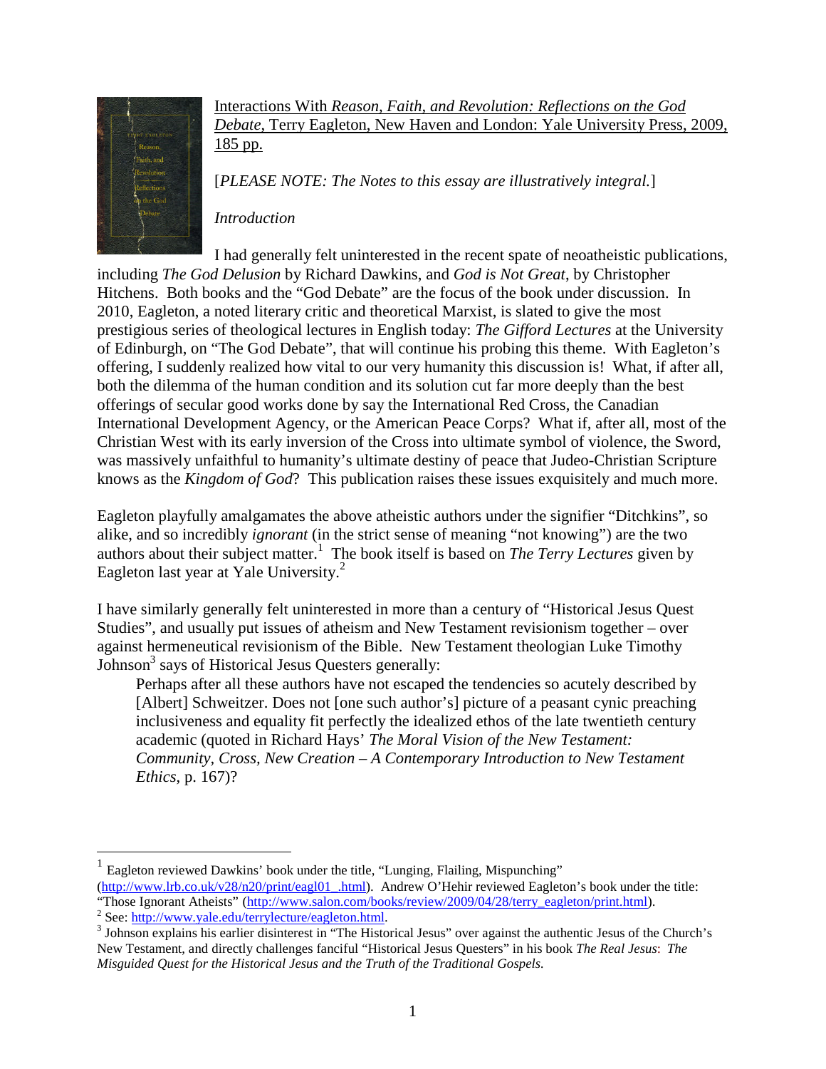Interactions With *Reason, Faith, and Revolution: Reflections on the God Debate*, Terry Eagleton, New Haven and London: Yale University Press, 2009, 185 pp.

[*PLEASE NOTE: The Notes to this essay are illustratively integral.*]

*Introduction*

I had generally felt uninterested in the recent spate of neoatheistic publications, including *The God Delusion* by Richard Dawkins, and *God is Not Great*, by Christopher Hitchens. Both books and the "God Debate" are the focus of the book under discussion. In 2010, Eagleton, a noted literary critic and theoretical Marxist, is slated to give the most prestigious series of theological lectures in English today: *The Gifford Lectures* at the University of Edinburgh, on "The God Debate", that will continue his probing this theme. With Eagleton's offering, I suddenly realized how vital to our very humanity this discussion is! What, if after all, both the dilemma of the human condition and its solution cut far more deeply than the best offerings of secular good works done by say the International Red Cross, the Canadian International Development Agency, or the American Peace Corps? What if, after all, most of the Christian West with its early inversion of the Cross into ultimate symbol of violence, the Sword, was massively unfaithful to humanity's ultimate destiny of peace that Judeo-Christian Scripture knows as the *Kingdom of God*? This publication raises these issues exquisitely and much more.

Eagleton playfully amalgamates the above atheistic authors under the signifier "Ditchkins", so alike, and so incredibly *ignorant* (in the strict sense of meaning "not knowing") are the two authors about their subject matter.[1] The book itself is based on *The Terry Lectures* given by Eagleton last year at Yale University.[2]

I have similarly generally felt uninterested in more than a century of "Historical Jesus Quest Studies", and usually put issues of atheism and New Testament revisionism together – over against hermeneutical revisionism of the Bible. New Testament theologian Luke Timothy Johnson[3] says of Historical Jesus Questers generally:

> Perhaps after all these authors have not escaped the tendencies so acutely described by [Albert] Schweitzer. Does not [one such author's] picture of a peasant cynic preaching inclusiveness and equality fit perfectly the idealized ethos of the late twentieth century academic (quoted in Richard Hays' *The Moral Vision of the New Testament: Community, Cross, New Creation – A Contemporary Introduction to New Testament Ethics*, p. 167)?

---

[1] Eagleton reviewed Dawkins' book under the title, "Lunging, Flailing, Mispunching" (http://www.lrb.co.uk/v28/n20/print/eagl01_.html). Andrew O'Hehir reviewed Eagleton's book under the title: "Those Ignorant Atheists" (http://www.salon.com/books/review/2009/04/28/terry_eagleton/print.html).

[2] See: http://www.yale.edu/terrylecture/eagleton.html.

[3] Johnson explains his earlier disinterest in "The Historical Jesus" over against the authentic Jesus of the Church's New Testament, and directly challenges fanciful "Historical Jesus Questers" in his book *The Real Jesus*: *The Misguided Quest for the Historical Jesus and the Truth of the Traditional Gospels.*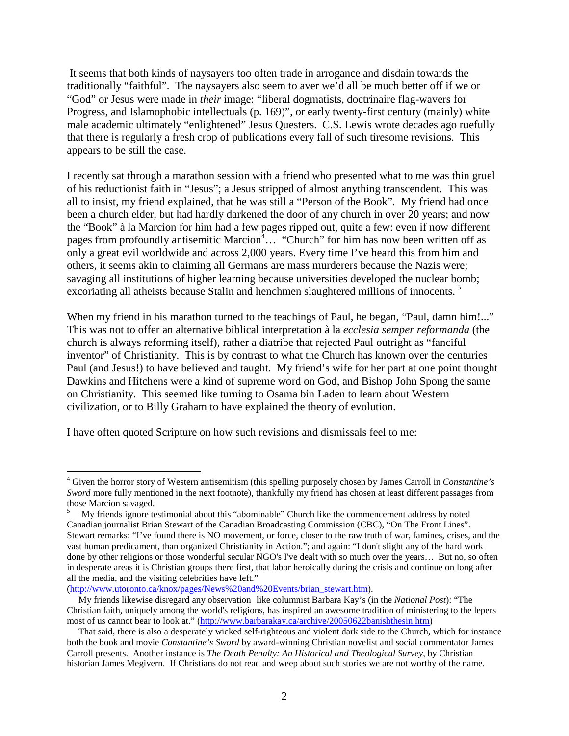It seems that both kinds of naysayers too often trade in arrogance and disdain towards the traditionally "faithful". The naysayers also seem to aver we'd all be much better off if we or "God" or Jesus were made in *their* image: "liberal dogmatists, doctrinaire flag-wavers for Progress, and Islamophobic intellectuals (p. 169)", or early twenty-first century (mainly) white male academic ultimately "enlightened" Jesus Questers. C.S. Lewis wrote decades ago ruefully that there is regularly a fresh crop of publications every fall of such tiresome revisions. This appears to be still the case.

I recently sat through a marathon session with a friend who presented what to me was thin gruel of his reductionist faith in "Jesus"; a Jesus stripped of almost anything transcendent. This was all to insist, my friend explained, that he was still a "Person of the Book". My friend had once been a church elder, but had hardly darkened the door of any church in over 20 years; and now the "Book" à la Marcion for him had a few pages ripped out, quite a few: even if now different pages from profoundly antisemitic Marcion[4]… "Church" for him has now been written off as only a great evil worldwide and across 2,000 years. Every time I've heard this from him and others, it seems akin to claiming all Germans are mass murderers because the Nazis were; savaging all institutions of higher learning because universities developed the nuclear bomb; excoriating all atheists because Stalin and henchmen slaughtered millions of innocents.[5]

When my friend in his marathon turned to the teachings of Paul, he began, "Paul, damn him!..." This was not to offer an alternative biblical interpretation à la *ecclesia semper reformanda* (the church is always reforming itself), rather a diatribe that rejected Paul outright as "fanciful inventor" of Christianity. This is by contrast to what the Church has known over the centuries Paul (and Jesus!) to have believed and taught. My friend's wife for her part at one point thought Dawkins and Hitchens were a kind of supreme word on God, and Bishop John Spong the same on Christianity. This seemed like turning to Osama bin Laden to learn about Western civilization, or to Billy Graham to have explained the theory of evolution.

I have often quoted Scripture on how such revisions and dismissals feel to me:

---

[4] Given the horror story of Western antisemitism (this spelling purposely chosen by James Carroll in *Constantine's Sword* more fully mentioned in the next footnote), thankfully my friend has chosen at least different passages from those Marcion savaged.

[5] My friends ignore testimonial about this "abominable" Church like the commencement address by noted Canadian journalist Brian Stewart of the Canadian Broadcasting Commission (CBC), "On The Front Lines". Stewart remarks: "I've found there is NO movement, or force, closer to the raw truth of war, famines, crises, and the vast human predicament, than organized Christianity in Action."; and again: "I don't slight any of the hard work done by other religions or those wonderful secular NGO's I've dealt with so much over the years… But no, so often in desperate areas it is Christian groups there first, that labor heroically during the crisis and continue on long after all the media, and the visiting celebrities have left." (http://www.utoronto.ca/knox/pages/News%20and%20Events/brian_stewart.htm).

My friends likewise disregard any observation like columnist Barbara Kay's (in the *National Post*): "The Christian faith, uniquely among the world's religions, has inspired an awesome tradition of ministering to the lepers most of us cannot bear to look at." (http://www.barbarakay.ca/archive/20050622banishthesin.htm)

That said, there is also a desperately wicked self-righteous and violent dark side to the Church, which for instance both the book and movie *Constantine's Sword* by award-winning Christian novelist and social commentator James Carroll presents. Another instance is *The Death Penalty: An Historical and Theological Survey*, by Christian historian James Megivern. If Christians do not read and weep about such stories we are not worthy of the name.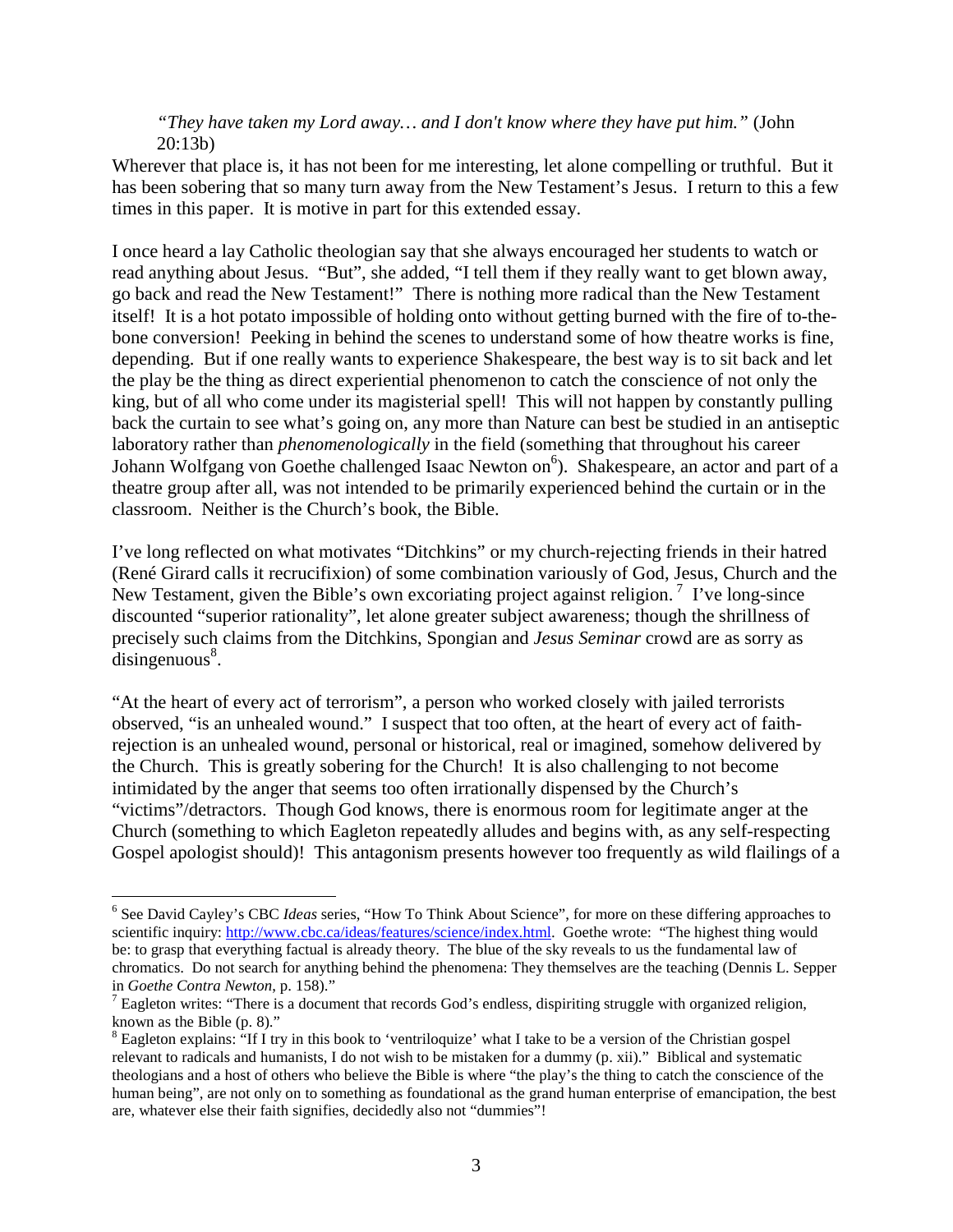> *"They have taken my Lord away… and I don't know where they have put him."* (John 20:13b)

Wherever that place is, it has not been for me interesting, let alone compelling or truthful. But it has been sobering that so many turn away from the New Testament's Jesus. I return to this a few times in this paper. It is motive in part for this extended essay.

I once heard a lay Catholic theologian say that she always encouraged her students to watch or read anything about Jesus. "But", she added, "I tell them if they really want to get blown away, go back and read the New Testament!" There is nothing more radical than the New Testament itself! It is a hot potato impossible of holding onto without getting burned with the fire of to-the-bone conversion! Peeking in behind the scenes to understand some of how theatre works is fine, depending. But if one really wants to experience Shakespeare, the best way is to sit back and let the play be the thing as direct experiential phenomenon to catch the conscience of not only the king, but of all who come under its magisterial spell! This will not happen by constantly pulling back the curtain to see what's going on, any more than Nature can best be studied in an antiseptic laboratory rather than *phenomenologically* in the field (something that throughout his career Johann Wolfgang von Goethe challenged Isaac Newton on[6]). Shakespeare, an actor and part of a theatre group after all, was not intended to be primarily experienced behind the curtain or in the classroom. Neither is the Church's book, the Bible.

I've long reflected on what motivates "Ditchkins" or my church-rejecting friends in their hatred (René Girard calls it recrucifixion) of some combination variously of God, Jesus, Church and the New Testament, given the Bible's own excoriating project against religion.[7] I've long-since discounted "superior rationality", let alone greater subject awareness; though the shrillness of precisely such claims from the Ditchkins, Spongian and *Jesus Seminar* crowd are as sorry as disingenuous[8].

"At the heart of every act of terrorism", a person who worked closely with jailed terrorists observed, "is an unhealed wound." I suspect that too often, at the heart of every act of faith-rejection is an unhealed wound, personal or historical, real or imagined, somehow delivered by the Church. This is greatly sobering for the Church! It is also challenging to not become intimidated by the anger that seems too often irrationally dispensed by the Church's "victims"/detractors. Though God knows, there is enormous room for legitimate anger at the Church (something to which Eagleton repeatedly alludes and begins with, as any self-respecting Gospel apologist should)! This antagonism presents however too frequently as wild flailings of a

---

[6] See David Cayley's CBC *Ideas* series, "How To Think About Science", for more on these differing approaches to scientific inquiry: http://www.cbc.ca/ideas/features/science/index.html. Goethe wrote: "The highest thing would be: to grasp that everything factual is already theory. The blue of the sky reveals to us the fundamental law of chromatics. Do not search for anything behind the phenomena: They themselves are the teaching (Dennis L. Sepper in *Goethe Contra Newton*, p. 158)."

[7] Eagleton writes: "There is a document that records God's endless, dispiriting struggle with organized religion, known as the Bible (p. 8)."

[8] Eagleton explains: "If I try in this book to 'ventriloquize' what I take to be a version of the Christian gospel relevant to radicals and humanists, I do not wish to be mistaken for a dummy (p. xii)." Biblical and systematic theologians and a host of others who believe the Bible is where "the play's the thing to catch the conscience of the human being", are not only on to something as foundational as the grand human enterprise of emancipation, the best are, whatever else their faith signifies, decidedly also not "dummies"!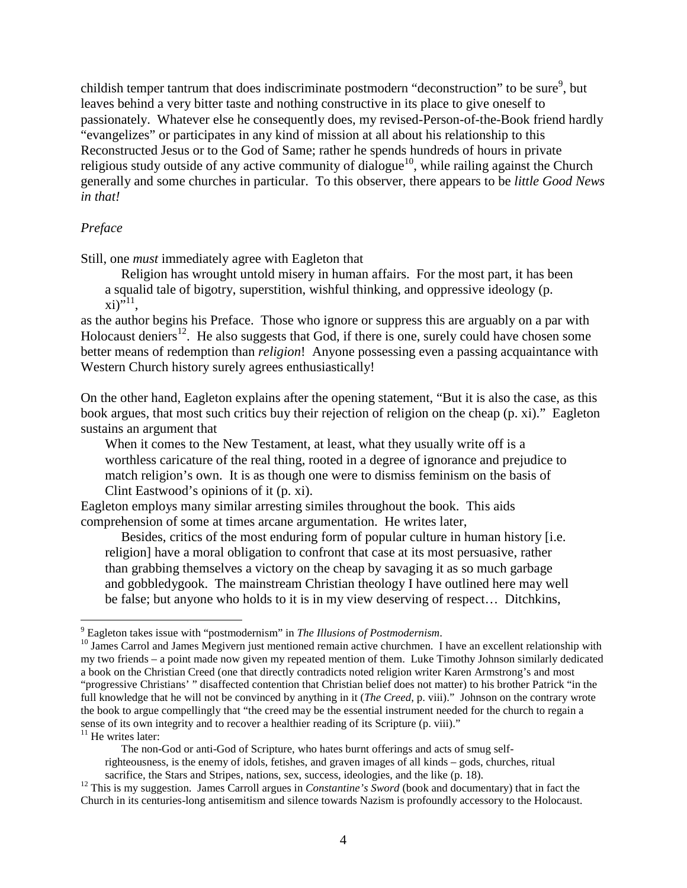childish temper tantrum that does indiscriminate postmodern "deconstruction" to be sure[9], but leaves behind a very bitter taste and nothing constructive in its place to give oneself to passionately. Whatever else he consequently does, my revised-Person-of-the-Book friend hardly "evangelizes" or participates in any kind of mission at all about his relationship to this Reconstructed Jesus or to the God of Same; rather he spends hundreds of hours in private religious study outside of any active community of dialogue[10], while railing against the Church generally and some churches in particular. To this observer, there appears to be *little Good News in that!*

*Preface*

Still, one *must* immediately agree with Eagleton that

> Religion has wrought untold misery in human affairs. For the most part, it has been a squalid tale of bigotry, superstition, wishful thinking, and oppressive ideology (p. xi)"[11],

as the author begins his Preface. Those who ignore or suppress this are arguably on a par with Holocaust deniers[12]. He also suggests that God, if there is one, surely could have chosen some better means of redemption than *religion*! Anyone possessing even a passing acquaintance with Western Church history surely agrees enthusiastically!

On the other hand, Eagleton explains after the opening statement, "But it is also the case, as this book argues, that most such critics buy their rejection of religion on the cheap (p. xi)." Eagleton sustains an argument that

> When it comes to the New Testament, at least, what they usually write off is a worthless caricature of the real thing, rooted in a degree of ignorance and prejudice to match religion's own. It is as though one were to dismiss feminism on the basis of Clint Eastwood's opinions of it (p. xi).

Eagleton employs many similar arresting similes throughout the book. This aids comprehension of some at times arcane argumentation. He writes later,

> Besides, critics of the most enduring form of popular culture in human history [i.e. religion] have a moral obligation to confront that case at its most persuasive, rather than grabbing themselves a victory on the cheap by savaging it as so much garbage and gobbledygook. The mainstream Christian theology I have outlined here may well be false; but anyone who holds to it is in my view deserving of respect… Ditchkins,

---

[9] Eagleton takes issue with "postmodernism" in *The Illusions of Postmodernism*.

[10] James Carrol and James Megivern just mentioned remain active churchmen. I have an excellent relationship with my two friends – a point made now given my repeated mention of them. Luke Timothy Johnson similarly dedicated a book on the Christian Creed (one that directly contradicts noted religion writer Karen Armstrong's and most "progressive Christians' " disaffected contention that Christian belief does not matter) to his brother Patrick "in the full knowledge that he will not be convinced by anything in it (*The Creed,* p. viii)." Johnson on the contrary wrote the book to argue compellingly that "the creed may be the essential instrument needed for the church to regain a sense of its own integrity and to recover a healthier reading of its Scripture (p. viii)."

[11] He writes later:

> The non-God or anti-God of Scripture, who hates burnt offerings and acts of smug self-righteousness, is the enemy of idols, fetishes, and graven images of all kinds – gods, churches, ritual sacrifice, the Stars and Stripes, nations, sex, success, ideologies, and the like (p. 18).

[12] This is my suggestion. James Carroll argues in *Constantine's Sword* (book and documentary) that in fact the Church in its centuries-long antisemitism and silence towards Nazism is profoundly accessory to the Holocaust.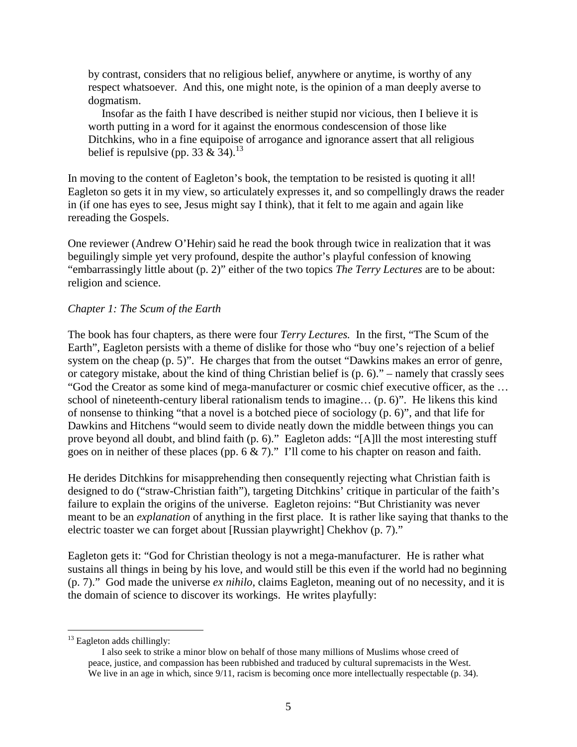> by contrast, considers that no religious belief, anywhere or anytime, is worthy of any respect whatsoever. And this, one might note, is the opinion of a man deeply averse to dogmatism.
>
> Insofar as the faith I have described is neither stupid nor vicious, then I believe it is worth putting in a word for it against the enormous condescension of those like Ditchkins, who in a fine equipoise of arrogance and ignorance assert that all religious belief is repulsive (pp. 33 & 34).[13]

In moving to the content of Eagleton's book, the temptation to be resisted is quoting it all! Eagleton so gets it in my view, so articulately expresses it, and so compellingly draws the reader in (if one has eyes to see, Jesus might say I think), that it felt to me again and again like rereading the Gospels.

One reviewer (Andrew O'Hehir) said he read the book through twice in realization that it was beguilingly simple yet very profound, despite the author's playful confession of knowing "embarrassingly little about (p. 2)" either of the two topics *The Terry Lectures* are to be about: religion and science.

*Chapter 1: The Scum of the Earth*

The book has four chapters, as there were four *Terry Lectures.* In the first, "The Scum of the Earth", Eagleton persists with a theme of dislike for those who "buy one's rejection of a belief system on the cheap (p. 5)". He charges that from the outset "Dawkins makes an error of genre, or category mistake, about the kind of thing Christian belief is (p. 6)." – namely that crassly sees "God the Creator as some kind of mega-manufacturer or cosmic chief executive officer, as the … school of nineteenth-century liberal rationalism tends to imagine… (p. 6)". He likens this kind of nonsense to thinking "that a novel is a botched piece of sociology (p. 6)", and that life for Dawkins and Hitchens "would seem to divide neatly down the middle between things you can prove beyond all doubt, and blind faith (p. 6)." Eagleton adds: "[A]ll the most interesting stuff goes on in neither of these places (pp. 6 & 7)." I'll come to his chapter on reason and faith.

He derides Ditchkins for misapprehending then consequently rejecting what Christian faith is designed to do ("straw-Christian faith"), targeting Ditchkins' critique in particular of the faith's failure to explain the origins of the universe. Eagleton rejoins: "But Christianity was never meant to be an *explanation* of anything in the first place. It is rather like saying that thanks to the electric toaster we can forget about [Russian playwright] Chekhov (p. 7)."

Eagleton gets it: "God for Christian theology is not a mega-manufacturer. He is rather what sustains all things in being by his love, and would still be this even if the world had no beginning (p. 7)." God made the universe *ex nihilo*, claims Eagleton, meaning out of no necessity, and it is the domain of science to discover its workings. He writes playfully:

---

[13] Eagleton adds chillingly:

> I also seek to strike a minor blow on behalf of those many millions of Muslims whose creed of peace, justice, and compassion has been rubbished and traduced by cultural supremacists in the West. We live in an age in which, since 9/11, racism is becoming once more intellectually respectable (p. 34).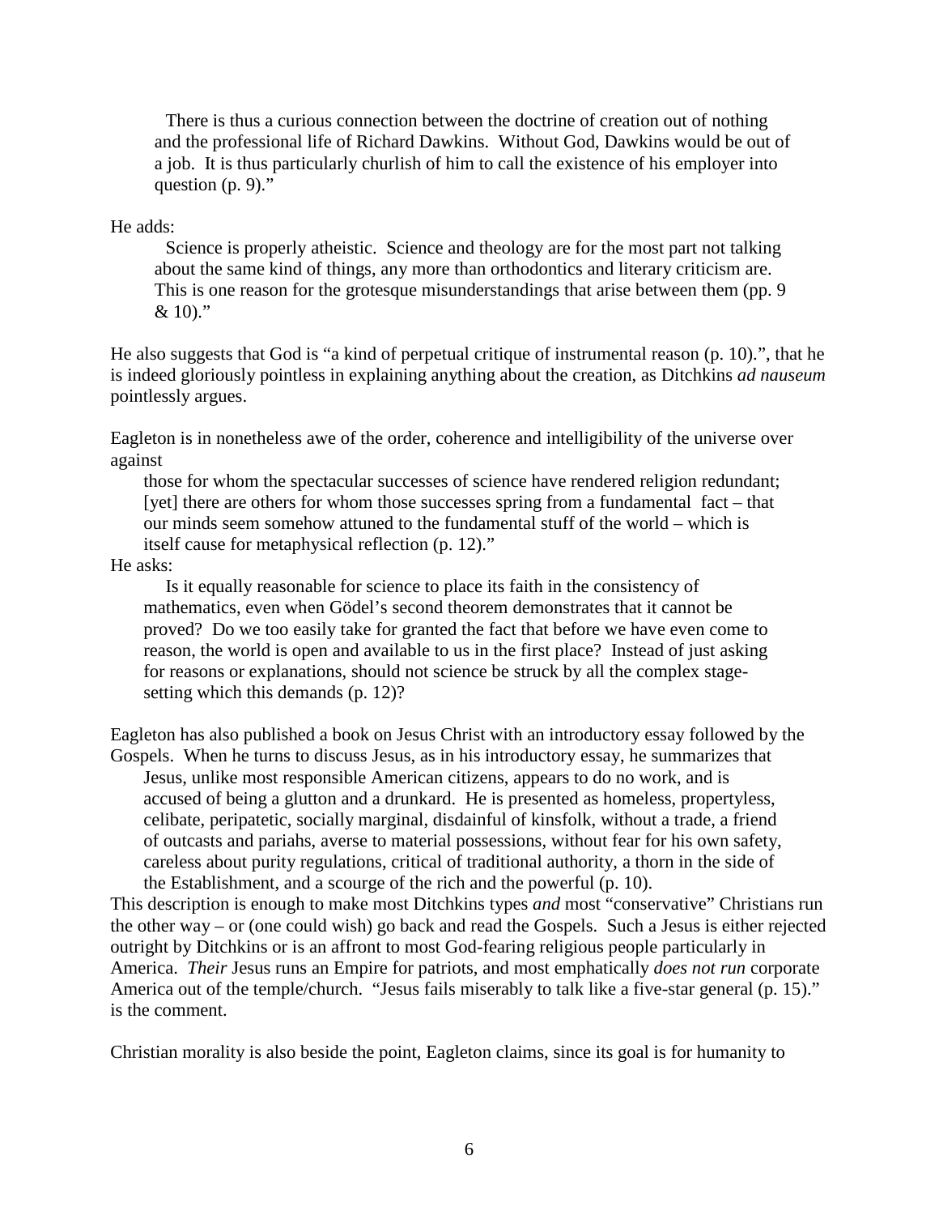There is thus a curious connection between the doctrine of creation out of nothing and the professional life of Richard Dawkins. Without God, Dawkins would be out of a job. It is thus particularly churlish of him to call the existence of his employer into question (p. 9)."

He adds:

> Science is properly atheistic. Science and theology are for the most part not talking about the same kind of things, any more than orthodontics and literary criticism are. This is one reason for the grotesque misunderstandings that arise between them (pp. 9 & 10)."

He also suggests that God is "a kind of perpetual critique of instrumental reason (p. 10).", that he is indeed gloriously pointless in explaining anything about the creation, as Ditchkins *ad nauseum* pointlessly argues.

Eagleton is in nonetheless awe of the order, coherence and intelligibility of the universe over against

> those for whom the spectacular successes of science have rendered religion redundant; [yet] there are others for whom those successes spring from a fundamental fact – that our minds seem somehow attuned to the fundamental stuff of the world – which is itself cause for metaphysical reflection (p. 12)."

He asks:

> Is it equally reasonable for science to place its faith in the consistency of mathematics, even when Gödel's second theorem demonstrates that it cannot be proved? Do we too easily take for granted the fact that before we have even come to reason, the world is open and available to us in the first place? Instead of just asking for reasons or explanations, should not science be struck by all the complex stage-setting which this demands (p. 12)?

Eagleton has also published a book on Jesus Christ with an introductory essay followed by the Gospels. When he turns to discuss Jesus, as in his introductory essay, he summarizes that

> Jesus, unlike most responsible American citizens, appears to do no work, and is accused of being a glutton and a drunkard. He is presented as homeless, propertyless, celibate, peripatetic, socially marginal, disdainful of kinsfolk, without a trade, a friend of outcasts and pariahs, averse to material possessions, without fear for his own safety, careless about purity regulations, critical of traditional authority, a thorn in the side of the Establishment, and a scourge of the rich and the powerful (p. 10).

This description is enough to make most Ditchkins types *and* most "conservative" Christians run the other way – or (one could wish) go back and read the Gospels. Such a Jesus is either rejected outright by Ditchkins or is an affront to most God-fearing religious people particularly in America. *Their* Jesus runs an Empire for patriots, and most emphatically *does not run* corporate America out of the temple/church. "Jesus fails miserably to talk like a five-star general (p. 15)." is the comment.

Christian morality is also beside the point, Eagleton claims, since its goal is for humanity to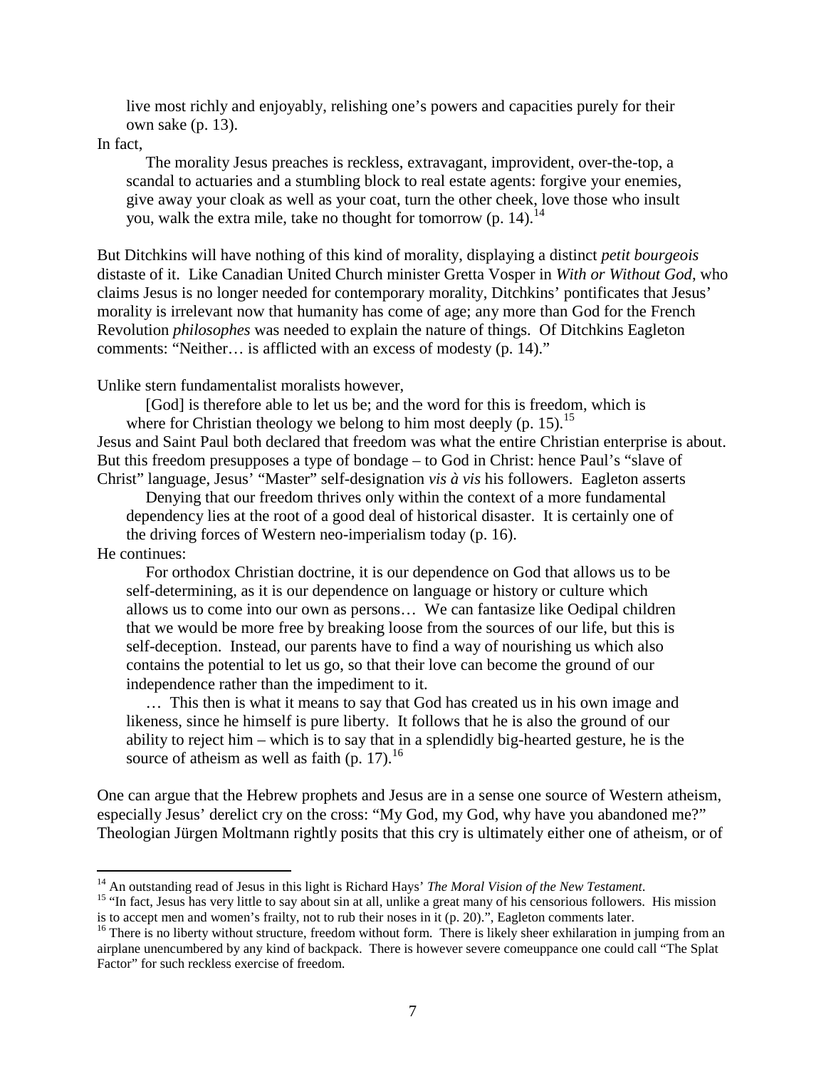live most richly and enjoyably, relishing one's powers and capacities purely for their own sake (p. 13).

In fact,

> The morality Jesus preaches is reckless, extravagant, improvident, over-the-top, a scandal to actuaries and a stumbling block to real estate agents: forgive your enemies, give away your cloak as well as your coat, turn the other cheek, love those who insult you, walk the extra mile, take no thought for tomorrow (p. 14).[14]

But Ditchkins will have nothing of this kind of morality, displaying a distinct *petit bourgeois* distaste of it. Like Canadian United Church minister Gretta Vosper in *With or Without God*, who claims Jesus is no longer needed for contemporary morality, Ditchkins' pontificates that Jesus' morality is irrelevant now that humanity has come of age; any more than God for the French Revolution *philosophes* was needed to explain the nature of things. Of Ditchkins Eagleton comments: "Neither… is afflicted with an excess of modesty (p. 14)."

Unlike stern fundamentalist moralists however,

> [God] is therefore able to let us be; and the word for this is freedom, which is where for Christian theology we belong to him most deeply (p. 15).[15]

Jesus and Saint Paul both declared that freedom was what the entire Christian enterprise is about. But this freedom presupposes a type of bondage – to God in Christ: hence Paul's "slave of Christ" language, Jesus' "Master" self-designation *vis à vis* his followers. Eagleton asserts

> Denying that our freedom thrives only within the context of a more fundamental dependency lies at the root of a good deal of historical disaster. It is certainly one of the driving forces of Western neo-imperialism today (p. 16).

He continues:

> For orthodox Christian doctrine, it is our dependence on God that allows us to be self-determining, as it is our dependence on language or history or culture which allows us to come into our own as persons… We can fantasize like Oedipal children that we would be more free by breaking loose from the sources of our life, but this is self-deception. Instead, our parents have to find a way of nourishing us which also contains the potential to let us go, so that their love can become the ground of our independence rather than the impediment to it.
>
> … This then is what it means to say that God has created us in his own image and likeness, since he himself is pure liberty. It follows that he is also the ground of our ability to reject him – which is to say that in a splendidly big-hearted gesture, he is the source of atheism as well as faith (p. 17).[16]

One can argue that the Hebrew prophets and Jesus are in a sense one source of Western atheism, especially Jesus' derelict cry on the cross: "My God, my God, why have you abandoned me?" Theologian Jürgen Moltmann rightly posits that this cry is ultimately either one of atheism, or of

---

[14] An outstanding read of Jesus in this light is Richard Hays' *The Moral Vision of the New Testament*.

[15] "In fact, Jesus has very little to say about sin at all, unlike a great many of his censorious followers. His mission is to accept men and women's frailty, not to rub their noses in it (p. 20).", Eagleton comments later.

[16] There is no liberty without structure, freedom without form. There is likely sheer exhilaration in jumping from an airplane unencumbered by any kind of backpack. There is however severe comeuppance one could call "The Splat Factor" for such reckless exercise of freedom.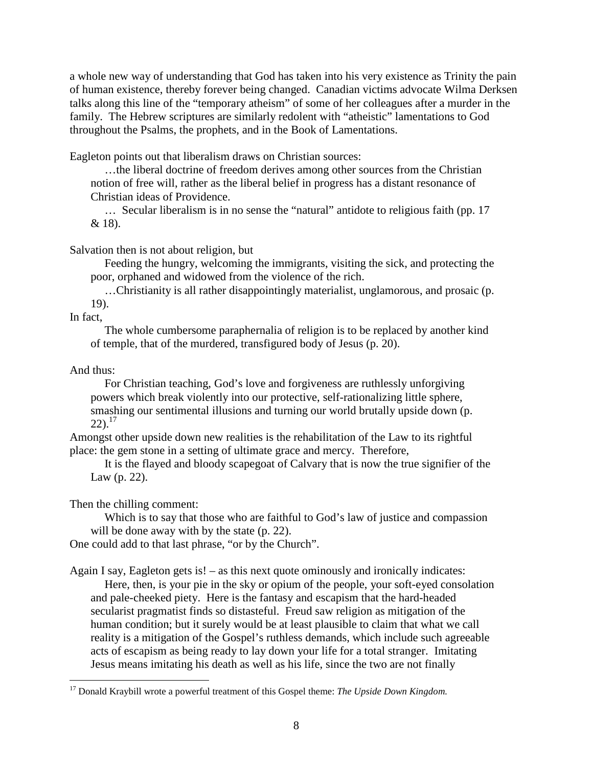a whole new way of understanding that God has taken into his very existence as Trinity the pain of human existence, thereby forever being changed. Canadian victims advocate Wilma Derksen talks along this line of the "temporary atheism" of some of her colleagues after a murder in the family. The Hebrew scriptures are similarly redolent with "atheistic" lamentations to God throughout the Psalms, the prophets, and in the Book of Lamentations.

Eagleton points out that liberalism draws on Christian sources:

> …the liberal doctrine of freedom derives among other sources from the Christian notion of free will, rather as the liberal belief in progress has a distant resonance of Christian ideas of Providence.
>
> … Secular liberalism is in no sense the "natural" antidote to religious faith (pp. 17 & 18).

Salvation then is not about religion, but

> Feeding the hungry, welcoming the immigrants, visiting the sick, and protecting the poor, orphaned and widowed from the violence of the rich.
>
> …Christianity is all rather disappointingly materialist, unglamorous, and prosaic (p. 19).

In fact,

> The whole cumbersome paraphernalia of religion is to be replaced by another kind of temple, that of the murdered, transfigured body of Jesus (p. 20).

And thus:

> For Christian teaching, God's love and forgiveness are ruthlessly unforgiving powers which break violently into our protective, self-rationalizing little sphere, smashing our sentimental illusions and turning our world brutally upside down (p. 22).[17]

Amongst other upside down new realities is the rehabilitation of the Law to its rightful place: the gem stone in a setting of ultimate grace and mercy. Therefore,

> It is the flayed and bloody scapegoat of Calvary that is now the true signifier of the Law (p. 22).

Then the chilling comment:

> Which is to say that those who are faithful to God's law of justice and compassion will be done away with by the state (p. 22).

One could add to that last phrase, "or by the Church".

Again I say, Eagleton gets is! – as this next quote ominously and ironically indicates:

> Here, then, is your pie in the sky or opium of the people, your soft-eyed consolation and pale-cheeked piety. Here is the fantasy and escapism that the hard-headed secularist pragmatist finds so distasteful. Freud saw religion as mitigation of the human condition; but it surely would be at least plausible to claim that what we call reality is a mitigation of the Gospel's ruthless demands, which include such agreeable acts of escapism as being ready to lay down your life for a total stranger. Imitating Jesus means imitating his death as well as his life, since the two are not finally

[17] Donald Kraybill wrote a powerful treatment of this Gospel theme: *The Upside Down Kingdom.*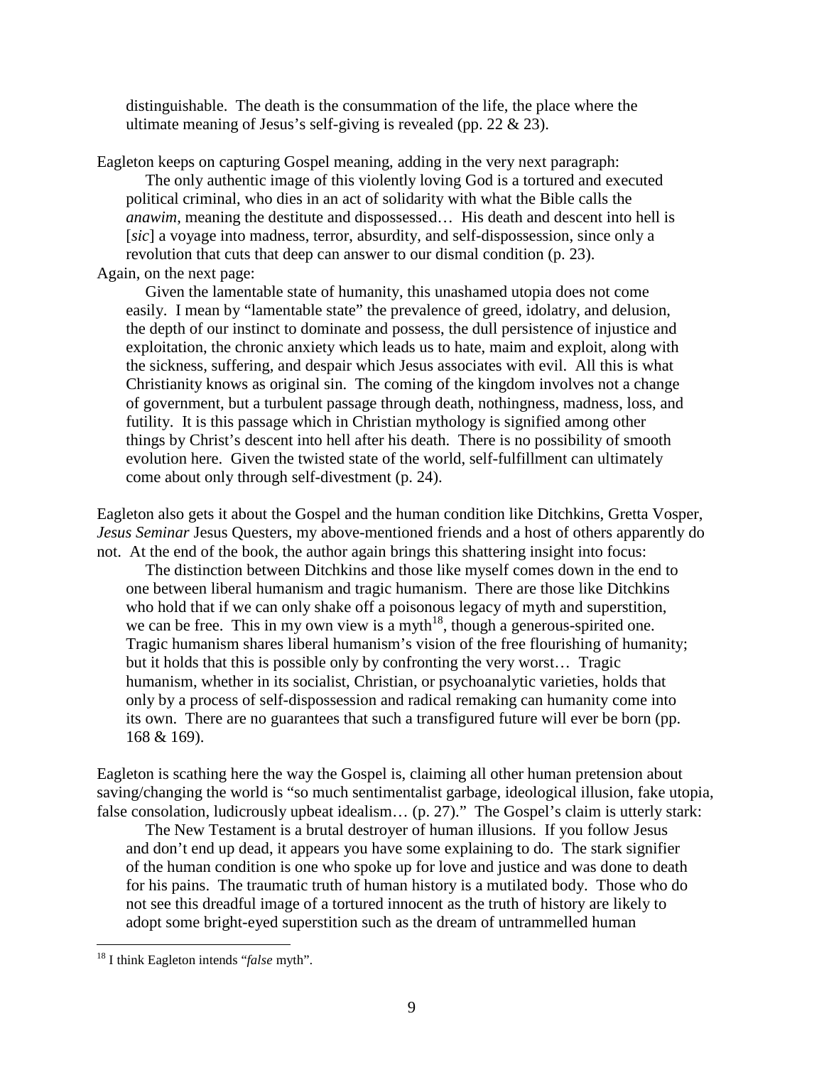> distinguishable. The death is the consummation of the life, the place where the ultimate meaning of Jesus's self-giving is revealed (pp. 22 & 23).

Eagleton keeps on capturing Gospel meaning, adding in the very next paragraph:

> The only authentic image of this violently loving God is a tortured and executed political criminal, who dies in an act of solidarity with what the Bible calls the *anawim*, meaning the destitute and dispossessed… His death and descent into hell is [*sic*] a voyage into madness, terror, absurdity, and self-dispossession, since only a revolution that cuts that deep can answer to our dismal condition (p. 23).

Again, on the next page:

> Given the lamentable state of humanity, this unashamed utopia does not come easily. I mean by "lamentable state" the prevalence of greed, idolatry, and delusion, the depth of our instinct to dominate and possess, the dull persistence of injustice and exploitation, the chronic anxiety which leads us to hate, maim and exploit, along with the sickness, suffering, and despair which Jesus associates with evil. All this is what Christianity knows as original sin. The coming of the kingdom involves not a change of government, but a turbulent passage through death, nothingness, madness, loss, and futility. It is this passage which in Christian mythology is signified among other things by Christ's descent into hell after his death. There is no possibility of smooth evolution here. Given the twisted state of the world, self-fulfillment can ultimately come about only through self-divestment (p. 24).

Eagleton also gets it about the Gospel and the human condition like Ditchkins, Gretta Vosper, *Jesus Seminar* Jesus Questers, my above-mentioned friends and a host of others apparently do not. At the end of the book, the author again brings this shattering insight into focus:

> The distinction between Ditchkins and those like myself comes down in the end to one between liberal humanism and tragic humanism. There are those like Ditchkins who hold that if we can only shake off a poisonous legacy of myth and superstition, we can be free. This in my own view is a myth[18], though a generous-spirited one. Tragic humanism shares liberal humanism's vision of the free flourishing of humanity; but it holds that this is possible only by confronting the very worst… Tragic humanism, whether in its socialist, Christian, or psychoanalytic varieties, holds that only by a process of self-dispossession and radical remaking can humanity come into its own. There are no guarantees that such a transfigured future will ever be born (pp. 168 & 169).

Eagleton is scathing here the way the Gospel is, claiming all other human pretension about saving/changing the world is "so much sentimentalist garbage, ideological illusion, fake utopia, false consolation, ludicrously upbeat idealism… (p. 27)." The Gospel's claim is utterly stark:

> The New Testament is a brutal destroyer of human illusions. If you follow Jesus and don't end up dead, it appears you have some explaining to do. The stark signifier of the human condition is one who spoke up for love and justice and was done to death for his pains. The traumatic truth of human history is a mutilated body. Those who do not see this dreadful image of a tortured innocent as the truth of history are likely to adopt some bright-eyed superstition such as the dream of untrammelled human

---

[18] I think Eagleton intends "*false* myth".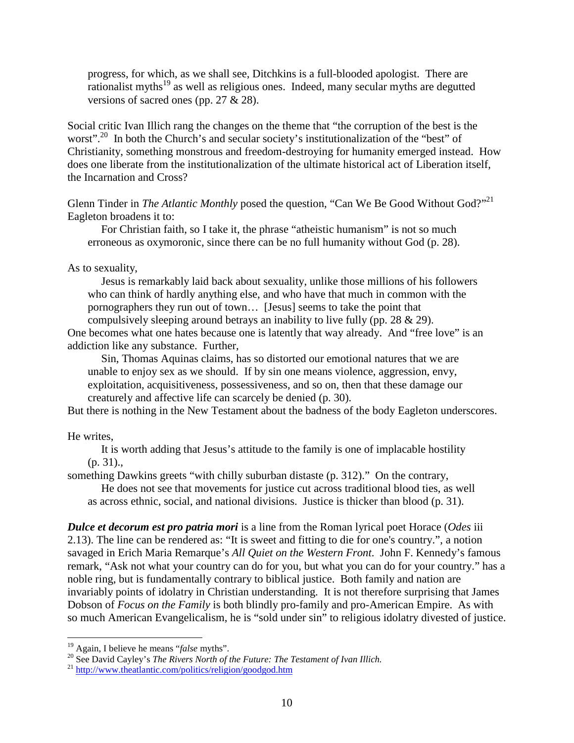> progress, for which, as we shall see, Ditchkins is a full-blooded apologist. There are rationalist myths[19] as well as religious ones. Indeed, many secular myths are degutted versions of sacred ones (pp. 27 & 28).

Social critic Ivan Illich rang the changes on the theme that "the corruption of the best is the worst".[20] In both the Church's and secular society's institutionalization of the "best" of Christianity, something monstrous and freedom-destroying for humanity emerged instead. How does one liberate from the institutionalization of the ultimate historical act of Liberation itself, the Incarnation and Cross?

Glenn Tinder in *The Atlantic Monthly* posed the question, "Can We Be Good Without God?"[21] Eagleton broadens it to:

> For Christian faith, so I take it, the phrase "atheistic humanism" is not so much erroneous as oxymoronic, since there can be no full humanity without God (p. 28).

As to sexuality,

> Jesus is remarkably laid back about sexuality, unlike those millions of his followers who can think of hardly anything else, and who have that much in common with the pornographers they run out of town… [Jesus] seems to take the point that compulsively sleeping around betrays an inability to live fully (pp. 28 & 29).

One becomes what one hates because one is latently that way already. And "free love" is an addiction like any substance. Further,

> Sin, Thomas Aquinas claims, has so distorted our emotional natures that we are unable to enjoy sex as we should. If by sin one means violence, aggression, envy, exploitation, acquisitiveness, possessiveness, and so on, then that these damage our creaturely and affective life can scarcely be denied (p. 30).

But there is nothing in the New Testament about the badness of the body Eagleton underscores.

He writes,

> It is worth adding that Jesus's attitude to the family is one of implacable hostility (p. 31).,

something Dawkins greets "with chilly suburban distaste (p. 312)." On the contrary,

> He does not see that movements for justice cut across traditional blood ties, as well as across ethnic, social, and national divisions. Justice is thicker than blood (p. 31).

***Dulce et decorum est pro patria mori*** is a line from the Roman lyrical poet Horace (*Odes* iii 2.13). The line can be rendered as: "It is sweet and fitting to die for one's country.", a notion savaged in Erich Maria Remarque's *All Quiet on the Western Front*. John F. Kennedy's famous remark, "Ask not what your country can do for you, but what you can do for your country." has a noble ring, but is fundamentally contrary to biblical justice. Both family and nation are invariably points of idolatry in Christian understanding. It is not therefore surprising that James Dobson of *Focus on the Family* is both blindly pro-family and pro-American Empire. As with so much American Evangelicalism, he is "sold under sin" to religious idolatry divested of justice.

---

[19] Again, I believe he means "*false* myths".

[20] See David Cayley's *The Rivers North of the Future: The Testament of Ivan Illich.*

[21] http://www.theatlantic.com/politics/religion/goodgod.htm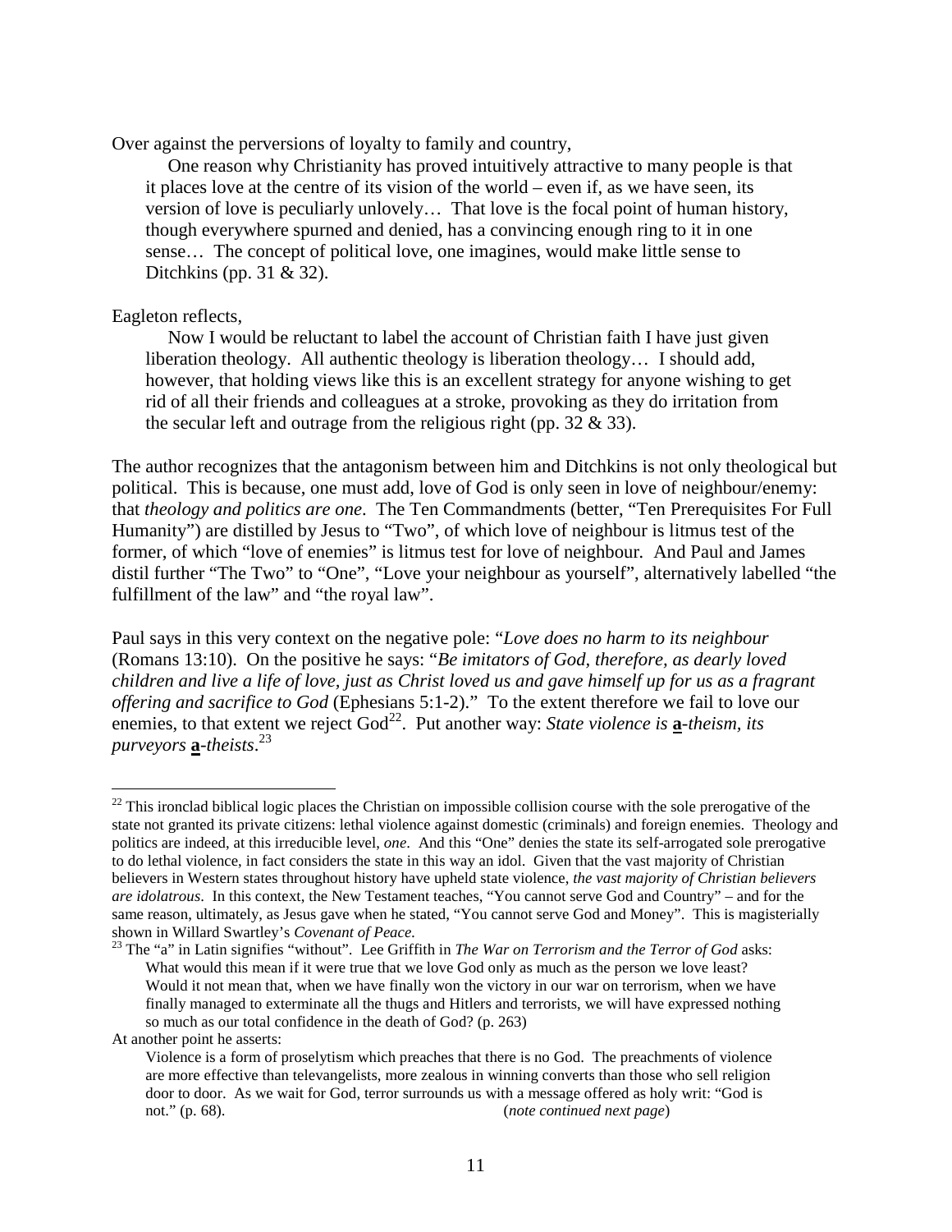Over against the perversions of loyalty to family and country,

> One reason why Christianity has proved intuitively attractive to many people is that it places love at the centre of its vision of the world – even if, as we have seen, its version of love is peculiarly unlovely… That love is the focal point of human history, though everywhere spurned and denied, has a convincing enough ring to it in one sense… The concept of political love, one imagines, would make little sense to Ditchkins (pp. 31 & 32).

Eagleton reflects,

> Now I would be reluctant to label the account of Christian faith I have just given liberation theology. All authentic theology is liberation theology… I should add, however, that holding views like this is an excellent strategy for anyone wishing to get rid of all their friends and colleagues at a stroke, provoking as they do irritation from the secular left and outrage from the religious right (pp. 32 & 33).

The author recognizes that the antagonism between him and Ditchkins is not only theological but political. This is because, one must add, love of God is only seen in love of neighbour/enemy: that *theology and politics are one*. The Ten Commandments (better, "Ten Prerequisites For Full Humanity") are distilled by Jesus to "Two", of which love of neighbour is litmus test of the former, of which "love of enemies" is litmus test for love of neighbour. And Paul and James distil further "The Two" to "One", "Love your neighbour as yourself", alternatively labelled "the fulfillment of the law" and "the royal law".

Paul says in this very context on the negative pole: "*Love does no harm to its neighbour* (Romans 13:10). On the positive he says: "*Be imitators of God, therefore, as dearly loved children and live a life of love, just as Christ loved us and gave himself up for us as a fragrant offering and sacrifice to God* (Ephesians 5:1-2)." To the extent therefore we fail to love our enemies, to that extent we reject God[22]. Put another way: *State violence is* ***a****-theism, its purveyors* ***a****-theists*.[23]

---

[22] This ironclad biblical logic places the Christian on impossible collision course with the sole prerogative of the state not granted its private citizens: lethal violence against domestic (criminals) and foreign enemies. Theology and politics are indeed, at this irreducible level, *one*. And this "One" denies the state its self-arrogated sole prerogative to do lethal violence, in fact considers the state in this way an idol. Given that the vast majority of Christian believers in Western states throughout history have upheld state violence, *the vast majority of Christian believers are idolatrous*. In this context, the New Testament teaches, "You cannot serve God and Country" – and for the same reason, ultimately, as Jesus gave when he stated, "You cannot serve God and Money". This is magisterially shown in Willard Swartley's *Covenant of Peace*.

[23] The "a" in Latin signifies "without". Lee Griffith in *The War on Terrorism and the Terror of God* asks:

> What would this mean if it were true that we love God only as much as the person we love least? Would it not mean that, when we have finally won the victory in our war on terrorism, when we have finally managed to exterminate all the thugs and Hitlers and terrorists, we will have expressed nothing so much as our total confidence in the death of God? (p. 263)

At another point he asserts:

> Violence is a form of proselytism which preaches that there is no God. The preachments of violence are more effective than televangelists, more zealous in winning converts than those who sell religion door to door. As we wait for God, terror surrounds us with a message offered as holy writ: "God is not." (p. 68). (*note continued next page*)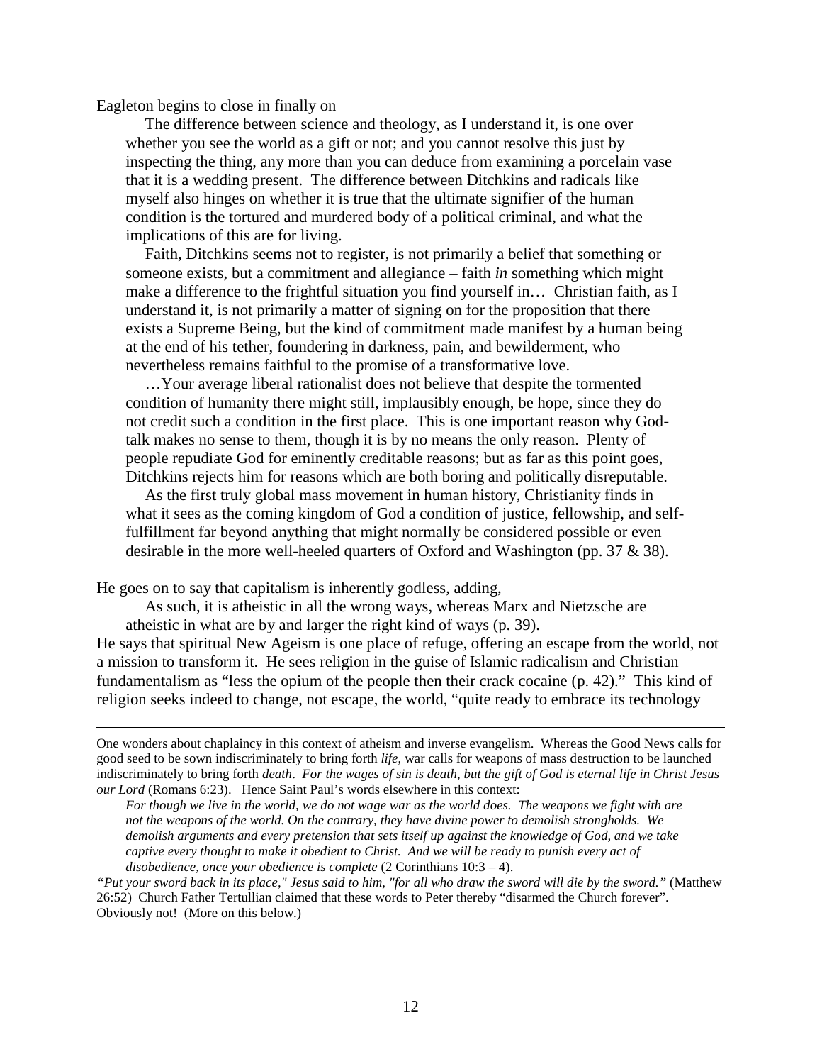Eagleton begins to close in finally on

> The difference between science and theology, as I understand it, is one over whether you see the world as a gift or not; and you cannot resolve this just by inspecting the thing, any more than you can deduce from examining a porcelain vase that it is a wedding present. The difference between Ditchkins and radicals like myself also hinges on whether it is true that the ultimate signifier of the human condition is the tortured and murdered body of a political criminal, and what the implications of this are for living.
>
> Faith, Ditchkins seems not to register, is not primarily a belief that something or someone exists, but a commitment and allegiance – faith *in* something which might make a difference to the frightful situation you find yourself in… Christian faith, as I understand it, is not primarily a matter of signing on for the proposition that there exists a Supreme Being, but the kind of commitment made manifest by a human being at the end of his tether, foundering in darkness, pain, and bewilderment, who nevertheless remains faithful to the promise of a transformative love.
>
> …Your average liberal rationalist does not believe that despite the tormented condition of humanity there might still, implausibly enough, be hope, since they do not credit such a condition in the first place. This is one important reason why God-talk makes no sense to them, though it is by no means the only reason. Plenty of people repudiate God for eminently creditable reasons; but as far as this point goes, Ditchkins rejects him for reasons which are both boring and politically disreputable.
>
> As the first truly global mass movement in human history, Christianity finds in what it sees as the coming kingdom of God a condition of justice, fellowship, and self-fulfillment far beyond anything that might normally be considered possible or even desirable in the more well-heeled quarters of Oxford and Washington (pp. 37 & 38).

He goes on to say that capitalism is inherently godless, adding,

> As such, it is atheistic in all the wrong ways, whereas Marx and Nietzsche are atheistic in what are by and larger the right kind of ways (p. 39).

He says that spiritual New Ageism is one place of refuge, offering an escape from the world, not a mission to transform it. He sees religion in the guise of Islamic radicalism and Christian fundamentalism as "less the opium of the people then their crack cocaine (p. 42)." This kind of religion seeks indeed to change, not escape, the world, "quite ready to embrace its technology

---

One wonders about chaplaincy in this context of atheism and inverse evangelism. Whereas the Good News calls for good seed to be sown indiscriminately to bring forth *life*, war calls for weapons of mass destruction to be launched indiscriminately to bring forth *death*. *For the wages of sin is death, but the gift of God is eternal life in Christ Jesus our Lord* (Romans 6:23). Hence Saint Paul's words elsewhere in this context:

> *For though we live in the world, we do not wage war as the world does. The weapons we fight with are not the weapons of the world. On the contrary, they have divine power to demolish strongholds. We demolish arguments and every pretension that sets itself up against the knowledge of God, and we take captive every thought to make it obedient to Christ. And we will be ready to punish every act of disobedience, once your obedience is complete* (2 Corinthians 10:3 – 4).

*"Put your sword back in its place," Jesus said to him, "for all who draw the sword will die by the sword."* (Matthew 26:52) Church Father Tertullian claimed that these words to Peter thereby "disarmed the Church forever". Obviously not! (More on this below.)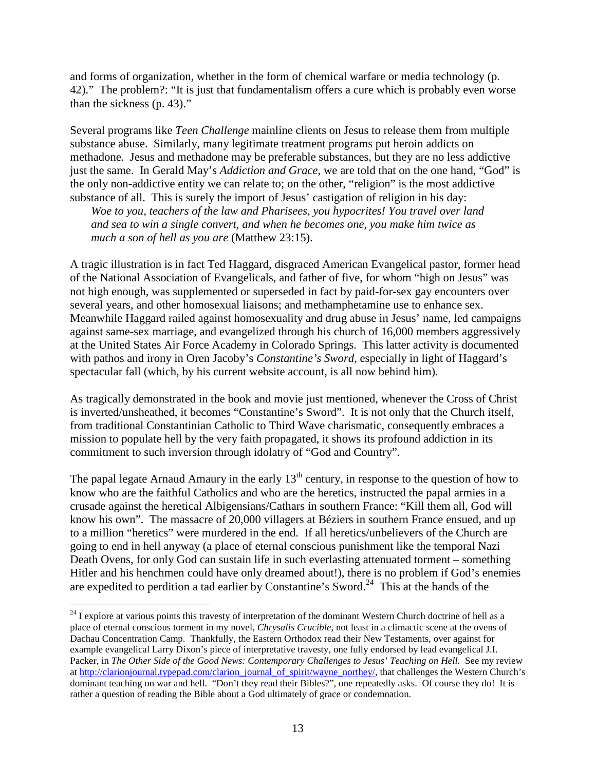and forms of organization, whether in the form of chemical warfare or media technology (p. 42)." The problem?: "It is just that fundamentalism offers a cure which is probably even worse than the sickness (p. 43)."

Several programs like *Teen Challenge* mainline clients on Jesus to release them from multiple substance abuse. Similarly, many legitimate treatment programs put heroin addicts on methadone. Jesus and methadone may be preferable substances, but they are no less addictive just the same. In Gerald May's *Addiction and Grace*, we are told that on the one hand, "God" is the only non-addictive entity we can relate to; on the other, "religion" is the most addictive substance of all. This is surely the import of Jesus' castigation of religion in his day:

> *Woe to you, teachers of the law and Pharisees, you hypocrites! You travel over land and sea to win a single convert, and when he becomes one, you make him twice as much a son of hell as you are* (Matthew 23:15).

A tragic illustration is in fact Ted Haggard, disgraced American Evangelical pastor, former head of the National Association of Evangelicals, and father of five, for whom "high on Jesus" was not high enough, was supplemented or superseded in fact by paid-for-sex gay encounters over several years, and other homosexual liaisons; and methamphetamine use to enhance sex. Meanwhile Haggard railed against homosexuality and drug abuse in Jesus' name, led campaigns against same-sex marriage, and evangelized through his church of 16,000 members aggressively at the United States Air Force Academy in Colorado Springs. This latter activity is documented with pathos and irony in Oren Jacoby's *Constantine's Sword*, especially in light of Haggard's spectacular fall (which, by his current website account, is all now behind him).

As tragically demonstrated in the book and movie just mentioned, whenever the Cross of Christ is inverted/unsheathed, it becomes "Constantine's Sword". It is not only that the Church itself, from traditional Constantinian Catholic to Third Wave charismatic, consequently embraces a mission to populate hell by the very faith propagated, it shows its profound addiction in its commitment to such inversion through idolatry of "God and Country".

The papal legate Arnaud Amaury in the early 13th century, in response to the question of how to know who are the faithful Catholics and who are the heretics, instructed the papal armies in a crusade against the heretical Albigensians/Cathars in southern France: "Kill them all, God will know his own". The massacre of 20,000 villagers at Béziers in southern France ensued, and up to a million "heretics" were murdered in the end. If all heretics/unbelievers of the Church are going to end in hell anyway (a place of eternal conscious punishment like the temporal Nazi Death Ovens, for only God can sustain life in such everlasting attenuated torment – something Hitler and his henchmen could have only dreamed about!), there is no problem if God's enemies are expedited to perdition a tad earlier by Constantine's Sword.[24] This at the hands of the

---

[24] I explore at various points this travesty of interpretation of the dominant Western Church doctrine of hell as a place of eternal conscious torment in my novel, *Chrysalis Crucible*, not least in a climactic scene at the ovens of Dachau Concentration Camp. Thankfully, the Eastern Orthodox read their New Testaments, over against for example evangelical Larry Dixon's piece of interpretative travesty, one fully endorsed by lead evangelical J.I. Packer, in *The Other Side of the Good News: Contemporary Challenges to Jesus' Teaching on Hell.* See my review at http://clarionjournal.typepad.com/clarion_journal_of_spirit/wayne_northey/, that challenges the Western Church's dominant teaching on war and hell. "Don't they read their Bibles?", one repeatedly asks. Of course they do! It is rather a question of reading the Bible about a God ultimately of grace or condemnation.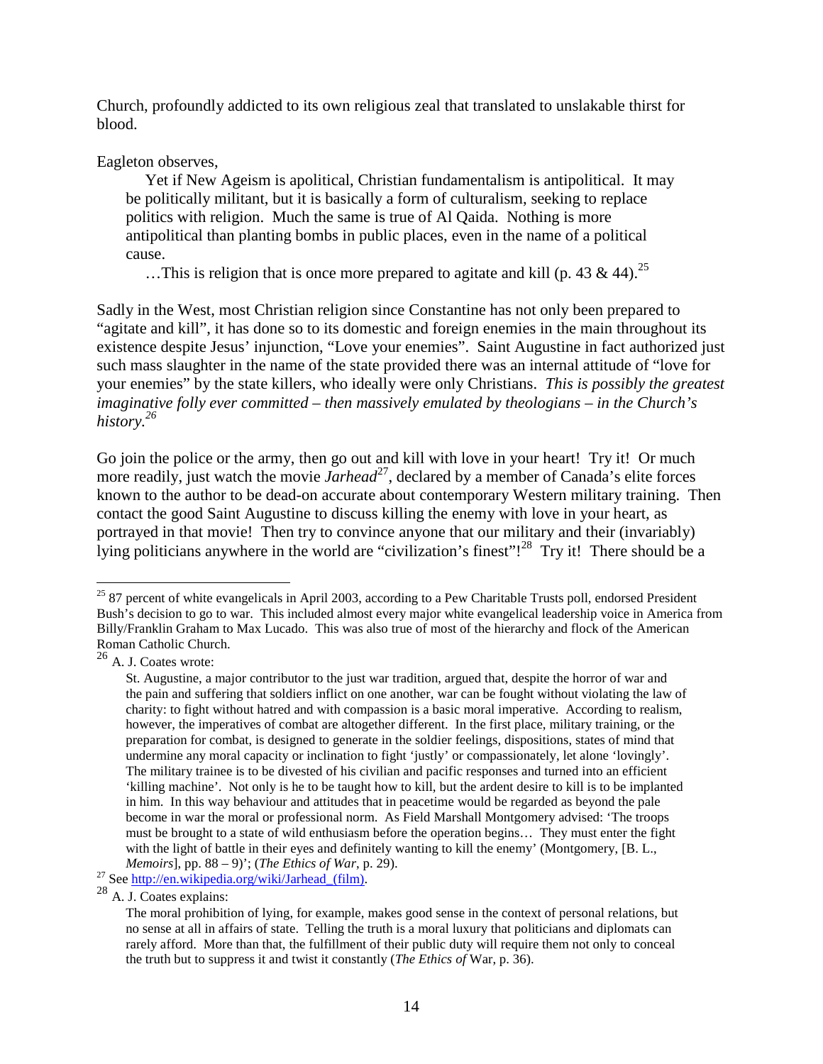Church, profoundly addicted to its own religious zeal that translated to unslakable thirst for blood.

Eagleton observes,

> Yet if New Ageism is apolitical, Christian fundamentalism is antipolitical. It may be politically militant, but it is basically a form of culturalism, seeking to replace politics with religion. Much the same is true of Al Qaida. Nothing is more antipolitical than planting bombs in public places, even in the name of a political cause.
>
> …This is religion that is once more prepared to agitate and kill (p. 43 & 44).[25]

Sadly in the West, most Christian religion since Constantine has not only been prepared to "agitate and kill", it has done so to its domestic and foreign enemies in the main throughout its existence despite Jesus' injunction, "Love your enemies". Saint Augustine in fact authorized just such mass slaughter in the name of the state provided there was an internal attitude of "love for your enemies" by the state killers, who ideally were only Christians. *This is possibly the greatest imaginative folly ever committed – then massively emulated by theologians – in the Church's history.*[26]

Go join the police or the army, then go out and kill with love in your heart! Try it! Or much more readily, just watch the movie *Jarhead*[27], declared by a member of Canada's elite forces known to the author to be dead-on accurate about contemporary Western military training. Then contact the good Saint Augustine to discuss killing the enemy with love in your heart, as portrayed in that movie! Then try to convince anyone that our military and their (invariably) lying politicians anywhere in the world are "civilization's finest"![28] Try it! There should be a

---

[25] 87 percent of white evangelicals in April 2003, according to a Pew Charitable Trusts poll, endorsed President Bush's decision to go to war. This included almost every major white evangelical leadership voice in America from Billy/Franklin Graham to Max Lucado. This was also true of most of the hierarchy and flock of the American Roman Catholic Church.

[26] A. J. Coates wrote:

> St. Augustine, a major contributor to the just war tradition, argued that, despite the horror of war and the pain and suffering that soldiers inflict on one another, war can be fought without violating the law of charity: to fight without hatred and with compassion is a basic moral imperative. According to realism, however, the imperatives of combat are altogether different. In the first place, military training, or the preparation for combat, is designed to generate in the soldier feelings, dispositions, states of mind that undermine any moral capacity or inclination to fight 'justly' or compassionately, let alone 'lovingly'. The military trainee is to be divested of his civilian and pacific responses and turned into an efficient 'killing machine'. Not only is he to be taught how to kill, but the ardent desire to kill is to be implanted in him. In this way behaviour and attitudes that in peacetime would be regarded as beyond the pale become in war the moral or professional norm. As Field Marshall Montgomery advised: 'The troops must be brought to a state of wild enthusiasm before the operation begins… They must enter the fight with the light of battle in their eyes and definitely wanting to kill the enemy' (Montgomery, [B. L., *Memoirs*], pp. 88 – 9)'; (*The Ethics of War*, p. 29).

[27] See http://en.wikipedia.org/wiki/Jarhead_(film).

[28] A. J. Coates explains:

> The moral prohibition of lying, for example, makes good sense in the context of personal relations, but no sense at all in affairs of state. Telling the truth is a moral luxury that politicians and diplomats can rarely afford. More than that, the fulfillment of their public duty will require them not only to conceal the truth but to suppress it and twist it constantly (*The Ethics of* War, p. 36).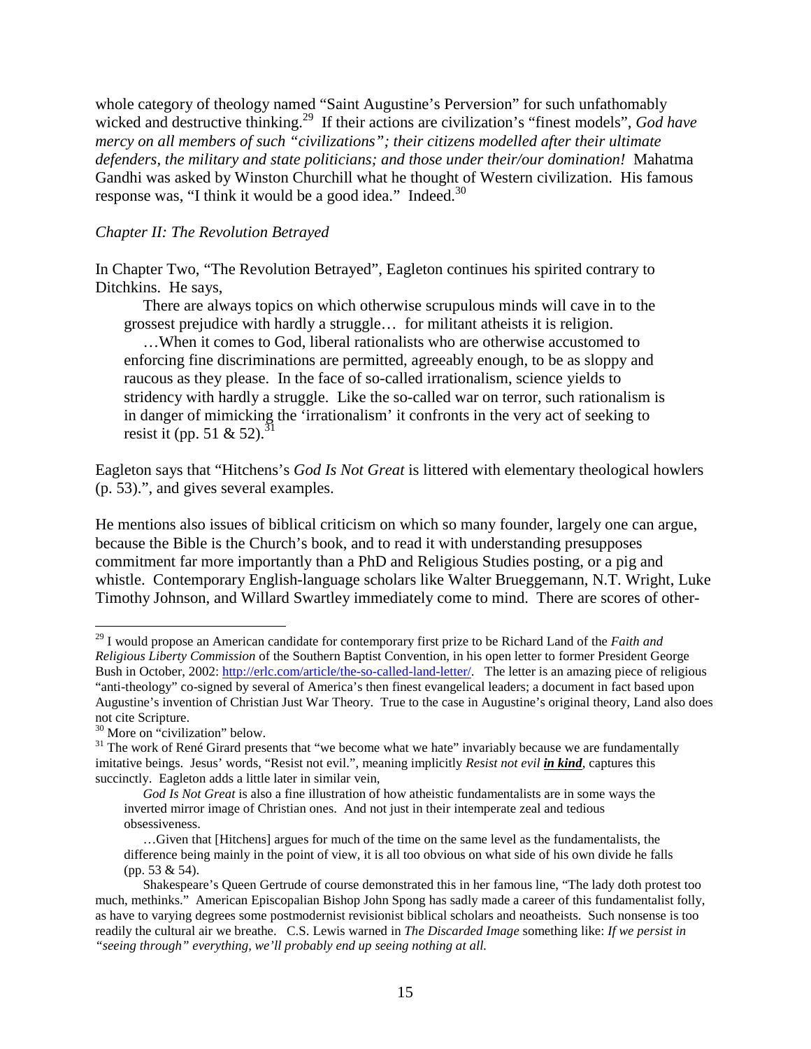whole category of theology named "Saint Augustine's Perversion" for such unfathomably wicked and destructive thinking.[29] If their actions are civilization's "finest models", *God have mercy on all members of such "civilizations"; their citizens modelled after their ultimate defenders, the military and state politicians; and those under their/our domination!* Mahatma Gandhi was asked by Winston Churchill what he thought of Western civilization. His famous response was, "I think it would be a good idea." Indeed.[30]

*Chapter II: The Revolution Betrayed*

In Chapter Two, "The Revolution Betrayed", Eagleton continues his spirited contrary to Ditchkins. He says,

> There are always topics on which otherwise scrupulous minds will cave in to the grossest prejudice with hardly a struggle… for militant atheists it is religion.
>
> …When it comes to God, liberal rationalists who are otherwise accustomed to enforcing fine discriminations are permitted, agreeably enough, to be as sloppy and raucous as they please. In the face of so-called irrationalism, science yields to stridency with hardly a struggle. Like the so-called war on terror, such rationalism is in danger of mimicking the 'irrationalism' it confronts in the very act of seeking to resist it (pp. 51 & 52).[31]

Eagleton says that "Hitchens's *God Is Not Great* is littered with elementary theological howlers (p. 53).", and gives several examples.

He mentions also issues of biblical criticism on which so many founder, largely one can argue, because the Bible is the Church's book, and to read it with understanding presupposes commitment far more importantly than a PhD and Religious Studies posting, or a pig and whistle. Contemporary English-language scholars like Walter Brueggemann, N.T. Wright, Luke Timothy Johnson, and Willard Swartley immediately come to mind. There are scores of other-

---

[29] I would propose an American candidate for contemporary first prize to be Richard Land of the *Faith and Religious Liberty Commission* of the Southern Baptist Convention, in his open letter to former President George Bush in October, 2002: http://erlc.com/article/the-so-called-land-letter/. The letter is an amazing piece of religious "anti-theology" co-signed by several of America's then finest evangelical leaders; a document in fact based upon Augustine's invention of Christian Just War Theory. True to the case in Augustine's original theory, Land also does not cite Scripture.

[30] More on "civilization" below.

[31] The work of René Girard presents that "we become what we hate" invariably because we are fundamentally imitative beings. Jesus' words, "Resist not evil.", meaning implicitly *Resist not evil **in kind***, captures this succinctly. Eagleton adds a little later in similar vein,

> *God Is Not Great* is also a fine illustration of how atheistic fundamentalists are in some ways the inverted mirror image of Christian ones. And not just in their intemperate zeal and tedious obsessiveness.
>
> …Given that [Hitchens] argues for much of the time on the same level as the fundamentalists, the difference being mainly in the point of view, it is all too obvious on what side of his own divide he falls (pp. 53 & 54).

Shakespeare's Queen Gertrude of course demonstrated this in her famous line, "The lady doth protest too much, methinks." American Episcopalian Bishop John Spong has sadly made a career of this fundamentalist folly, as have to varying degrees some postmodernist revisionist biblical scholars and neoatheists. Such nonsense is too readily the cultural air we breathe. C.S. Lewis warned in *The Discarded Image* something like: *If we persist in "seeing through" everything, we'll probably end up seeing nothing at all.*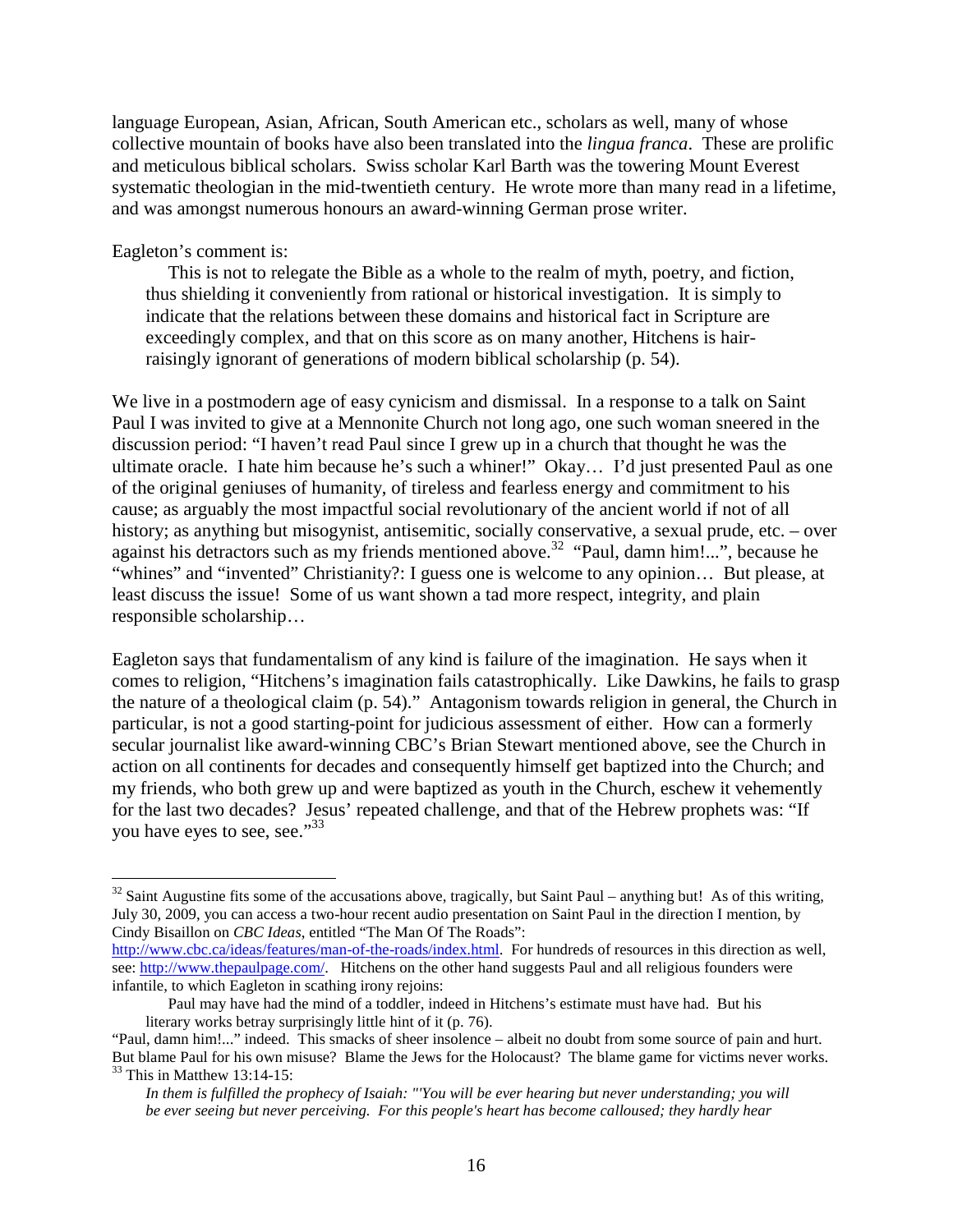language European, Asian, African, South American etc., scholars as well, many of whose collective mountain of books have also been translated into the *lingua franca*. These are prolific and meticulous biblical scholars. Swiss scholar Karl Barth was the towering Mount Everest systematic theologian in the mid-twentieth century. He wrote more than many read in a lifetime, and was amongst numerous honours an award-winning German prose writer.

Eagleton's comment is:

> This is not to relegate the Bible as a whole to the realm of myth, poetry, and fiction, thus shielding it conveniently from rational or historical investigation. It is simply to indicate that the relations between these domains and historical fact in Scripture are exceedingly complex, and that on this score as on many another, Hitchens is hair-raisingly ignorant of generations of modern biblical scholarship (p. 54).

We live in a postmodern age of easy cynicism and dismissal. In a response to a talk on Saint Paul I was invited to give at a Mennonite Church not long ago, one such woman sneered in the discussion period: "I haven't read Paul since I grew up in a church that thought he was the ultimate oracle. I hate him because he's such a whiner!" Okay… I'd just presented Paul as one of the original geniuses of humanity, of tireless and fearless energy and commitment to his cause; as arguably the most impactful social revolutionary of the ancient world if not of all history; as anything but misogynist, antisemitic, socially conservative, a sexual prude, etc. – over against his detractors such as my friends mentioned above.[32] "Paul, damn him!...", because he "whines" and "invented" Christianity?: I guess one is welcome to any opinion… But please, at least discuss the issue! Some of us want shown a tad more respect, integrity, and plain responsible scholarship…

Eagleton says that fundamentalism of any kind is failure of the imagination. He says when it comes to religion, "Hitchens's imagination fails catastrophically. Like Dawkins, he fails to grasp the nature of a theological claim (p. 54)." Antagonism towards religion in general, the Church in particular, is not a good starting-point for judicious assessment of either. How can a formerly secular journalist like award-winning CBC's Brian Stewart mentioned above, see the Church in action on all continents for decades and consequently himself get baptized into the Church; and my friends, who both grew up and were baptized as youth in the Church, eschew it vehemently for the last two decades? Jesus' repeated challenge, and that of the Hebrew prophets was: "If you have eyes to see, see."[33]

---

[32] Saint Augustine fits some of the accusations above, tragically, but Saint Paul – anything but! As of this writing, July 30, 2009, you can access a two-hour recent audio presentation on Saint Paul in the direction I mention, by Cindy Bisaillon on *CBC Ideas*, entitled "The Man Of The Roads": http://www.cbc.ca/ideas/features/man-of-the-roads/index.html. For hundreds of resources in this direction as well, see: http://www.thepaulpage.com/. Hitchens on the other hand suggests Paul and all religious founders were infantile, to which Eagleton in scathing irony rejoins:

> Paul may have had the mind of a toddler, indeed in Hitchens's estimate must have had. But his literary works betray surprisingly little hint of it (p. 76).

"Paul, damn him!..." indeed. This smacks of sheer insolence – albeit no doubt from some source of pain and hurt. But blame Paul for his own misuse? Blame the Jews for the Holocaust? The blame game for victims never works.

[33] This in Matthew 13:14-15:

> *In them is fulfilled the prophecy of Isaiah: "'You will be ever hearing but never understanding; you will be ever seeing but never perceiving. For this people's heart has become calloused; they hardly hear*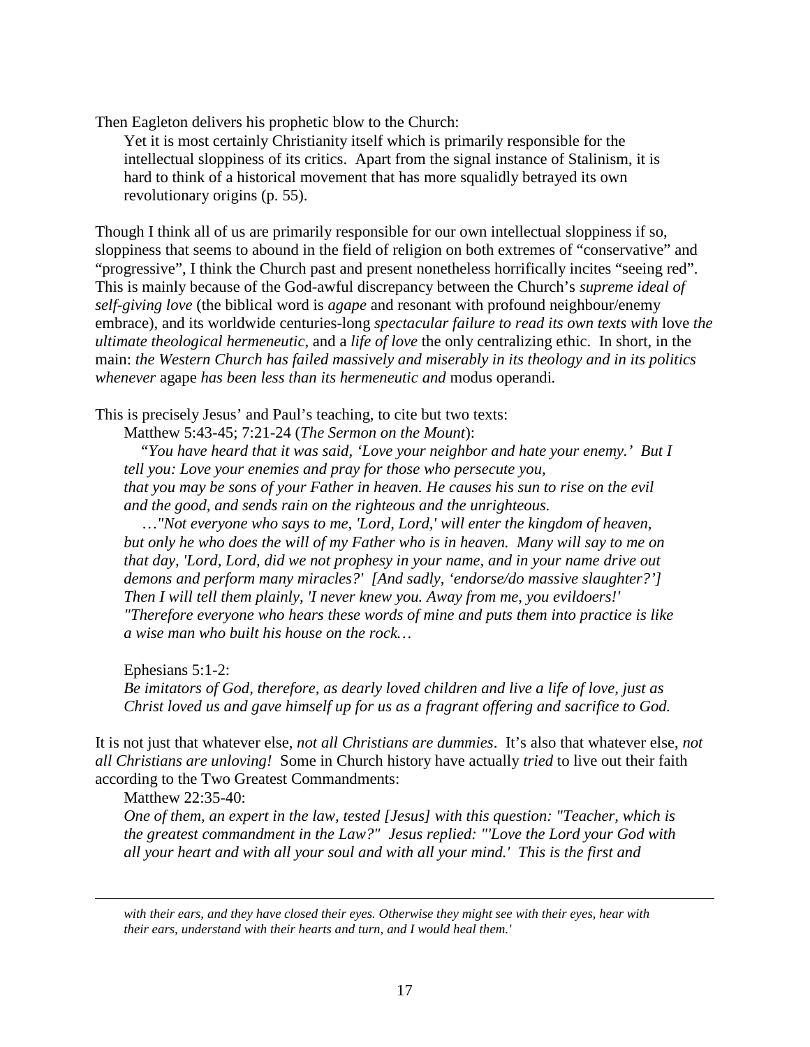Then Eagleton delivers his prophetic blow to the Church:

> Yet it is most certainly Christianity itself which is primarily responsible for the intellectual sloppiness of its critics. Apart from the signal instance of Stalinism, it is hard to think of a historical movement that has more squalidly betrayed its own revolutionary origins (p. 55).

Though I think all of us are primarily responsible for our own intellectual sloppiness if so, sloppiness that seems to abound in the field of religion on both extremes of "conservative" and "progressive", I think the Church past and present nonetheless horrifically incites "seeing red". This is mainly because of the God-awful discrepancy between the Church's *supreme ideal of self-giving love* (the biblical word is *agape* and resonant with profound neighbour/enemy embrace), and its worldwide centuries-long *spectacular failure to read its own texts with* love *the ultimate theological hermeneutic*, and a *life of love* the only centralizing ethic. In short, in the main: *the Western Church has failed massively and miserably in its theology and in its politics whenever* agape *has been less than its hermeneutic and* modus operandi*.*

This is precisely Jesus' and Paul's teaching, to cite but two texts:

> Matthew 5:43-45; 7:21-24 (*The Sermon on the Mount*):
>
> *"You have heard that it was said, 'Love your neighbor and hate your enemy.' But I tell you: Love your enemies and pray for those who persecute you, that you may be sons of your Father in heaven. He causes his sun to rise on the evil and the good, and sends rain on the righteous and the unrighteous.*
>
> *…"Not everyone who says to me, 'Lord, Lord,' will enter the kingdom of heaven, but only he who does the will of my Father who is in heaven. Many will say to me on that day, 'Lord, Lord, did we not prophesy in your name, and in your name drive out demons and perform many miracles?' [And sadly, 'endorse/do massive slaughter?'] Then I will tell them plainly, 'I never knew you. Away from me, you evildoers!' "Therefore everyone who hears these words of mine and puts them into practice is like a wise man who built his house on the rock…*
>
> Ephesians 5:1-2:
>
> *Be imitators of God, therefore, as dearly loved children and live a life of love, just as Christ loved us and gave himself up for us as a fragrant offering and sacrifice to God.*

It is not just that whatever else, *not all Christians are dummies*. It's also that whatever else, *not all Christians are unloving!* Some in Church history have actually *tried* to live out their faith according to the Two Greatest Commandments:

> Matthew 22:35-40:
>
> *One of them, an expert in the law, tested [Jesus] with this question: "Teacher, which is the greatest commandment in the Law?" Jesus replied: "'Love the Lord your God with all your heart and with all your soul and with all your mind.' This is the first and*

---

*with their ears, and they have closed their eyes. Otherwise they might see with their eyes, hear with their ears, understand with their hearts and turn, and I would heal them.'*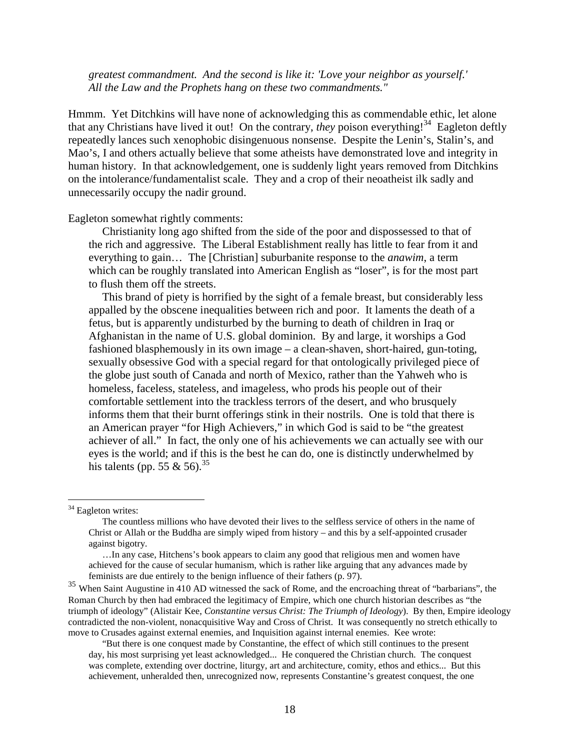> *greatest commandment. And the second is like it: 'Love your neighbor as yourself.' All the Law and the Prophets hang on these two commandments."*

Hmmm. Yet Ditchkins will have none of acknowledging this as commendable ethic, let alone that any Christians have lived it out! On the contrary, *they* poison everything![34] Eagleton deftly repeatedly lances such xenophobic disingenuous nonsense. Despite the Lenin's, Stalin's, and Mao's, I and others actually believe that some atheists have demonstrated love and integrity in human history. In that acknowledgement, one is suddenly light years removed from Ditchkins on the intolerance/fundamentalist scale. They and a crop of their neoatheist ilk sadly and unnecessarily occupy the nadir ground.

Eagleton somewhat rightly comments:

> Christianity long ago shifted from the side of the poor and dispossessed to that of the rich and aggressive. The Liberal Establishment really has little to fear from it and everything to gain… The [Christian] suburbanite response to the *anawim*, a term which can be roughly translated into American English as "loser", is for the most part to flush them off the streets.
>
> This brand of piety is horrified by the sight of a female breast, but considerably less appalled by the obscene inequalities between rich and poor. It laments the death of a fetus, but is apparently undisturbed by the burning to death of children in Iraq or Afghanistan in the name of U.S. global dominion. By and large, it worships a God fashioned blasphemously in its own image – a clean-shaven, short-haired, gun-toting, sexually obsessive God with a special regard for that ontologically privileged piece of the globe just south of Canada and north of Mexico, rather than the Yahweh who is homeless, faceless, stateless, and imageless, who prods his people out of their comfortable settlement into the trackless terrors of the desert, and who brusquely informs them that their burnt offerings stink in their nostrils. One is told that there is an American prayer "for High Achievers," in which God is said to be "the greatest achiever of all." In fact, the only one of his achievements we can actually see with our eyes is the world; and if this is the best he can do, one is distinctly underwhelmed by his talents (pp. 55 & 56).[35]

---

[34] Eagleton writes:

> The countless millions who have devoted their lives to the selfless service of others in the name of Christ or Allah or the Buddha are simply wiped from history – and this by a self-appointed crusader against bigotry.
>
> …In any case, Hitchens's book appears to claim any good that religious men and women have achieved for the cause of secular humanism, which is rather like arguing that any advances made by feminists are due entirely to the benign influence of their fathers (p. 97).

[35] When Saint Augustine in 410 AD witnessed the sack of Rome, and the encroaching threat of "barbarians", the Roman Church by then had embraced the legitimacy of Empire, which one church historian describes as "the triumph of ideology" (Alistair Kee, *Constantine versus Christ: The Triumph of Ideology*). By then, Empire ideology contradicted the non-violent, nonacquisitive Way and Cross of Christ. It was consequently no stretch ethically to move to Crusades against external enemies, and Inquisition against internal enemies. Kee wrote:

> "But there is one conquest made by Constantine, the effect of which still continues to the present day, his most surprising yet least acknowledged... He conquered the Christian church. The conquest was complete, extending over doctrine, liturgy, art and architecture, comity, ethos and ethics... But this achievement, unheralded then, unrecognized now, represents Constantine's greatest conquest, the one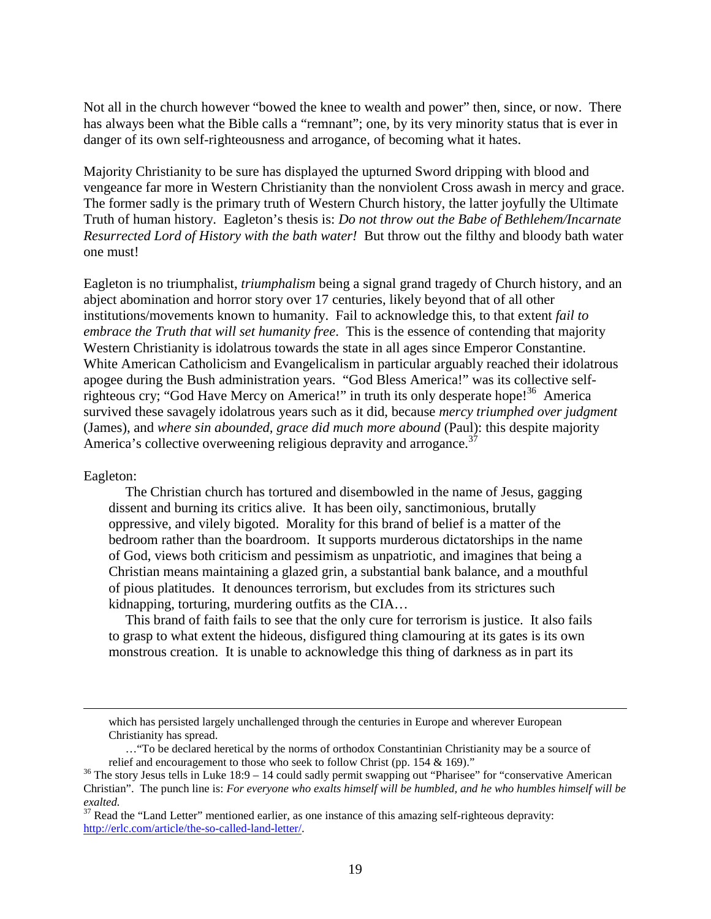Not all in the church however "bowed the knee to wealth and power" then, since, or now. There has always been what the Bible calls a "remnant"; one, by its very minority status that is ever in danger of its own self-righteousness and arrogance, of becoming what it hates.

Majority Christianity to be sure has displayed the upturned Sword dripping with blood and vengeance far more in Western Christianity than the nonviolent Cross awash in mercy and grace. The former sadly is the primary truth of Western Church history, the latter joyfully the Ultimate Truth of human history. Eagleton's thesis is: *Do not throw out the Babe of Bethlehem/Incarnate Resurrected Lord of History with the bath water!* But throw out the filthy and bloody bath water one must!

Eagleton is no triumphalist, *triumphalism* being a signal grand tragedy of Church history, and an abject abomination and horror story over 17 centuries, likely beyond that of all other institutions/movements known to humanity. Fail to acknowledge this, to that extent *fail to embrace the Truth that will set humanity free*. This is the essence of contending that majority Western Christianity is idolatrous towards the state in all ages since Emperor Constantine. White American Catholicism and Evangelicalism in particular arguably reached their idolatrous apogee during the Bush administration years. "God Bless America!" was its collective self-righteous cry; "God Have Mercy on America!" in truth its only desperate hope![36] America survived these savagely idolatrous years such as it did, because *mercy triumphed over judgment* (James), and *where sin abounded, grace did much more abound* (Paul): this despite majority America's collective overweening religious depravity and arrogance.[37]

Eagleton:

> The Christian church has tortured and disembowled in the name of Jesus, gagging dissent and burning its critics alive. It has been oily, sanctimonious, brutally oppressive, and vilely bigoted. Morality for this brand of belief is a matter of the bedroom rather than the boardroom. It supports murderous dictatorships in the name of God, views both criticism and pessimism as unpatriotic, and imagines that being a Christian means maintaining a glazed grin, a substantial bank balance, and a mouthful of pious platitudes. It denounces terrorism, but excludes from its strictures such kidnapping, torturing, murdering outfits as the CIA…
>
> This brand of faith fails to see that the only cure for terrorism is justice. It also fails to grasp to what extent the hideous, disfigured thing clamouring at its gates is its own monstrous creation. It is unable to acknowledge this thing of darkness as in part its

---

which has persisted largely unchallenged through the centuries in Europe and wherever European Christianity has spread.

…"To be declared heretical by the norms of orthodox Constantinian Christianity may be a source of relief and encouragement to those who seek to follow Christ (pp. 154 & 169)."

[36] The story Jesus tells in Luke 18:9 – 14 could sadly permit swapping out "Pharisee" for "conservative American Christian". The punch line is: *For everyone who exalts himself will be humbled, and he who humbles himself will be exalted.*

[37] Read the "Land Letter" mentioned earlier, as one instance of this amazing self-righteous depravity: http://erlc.com/article/the-so-called-land-letter/.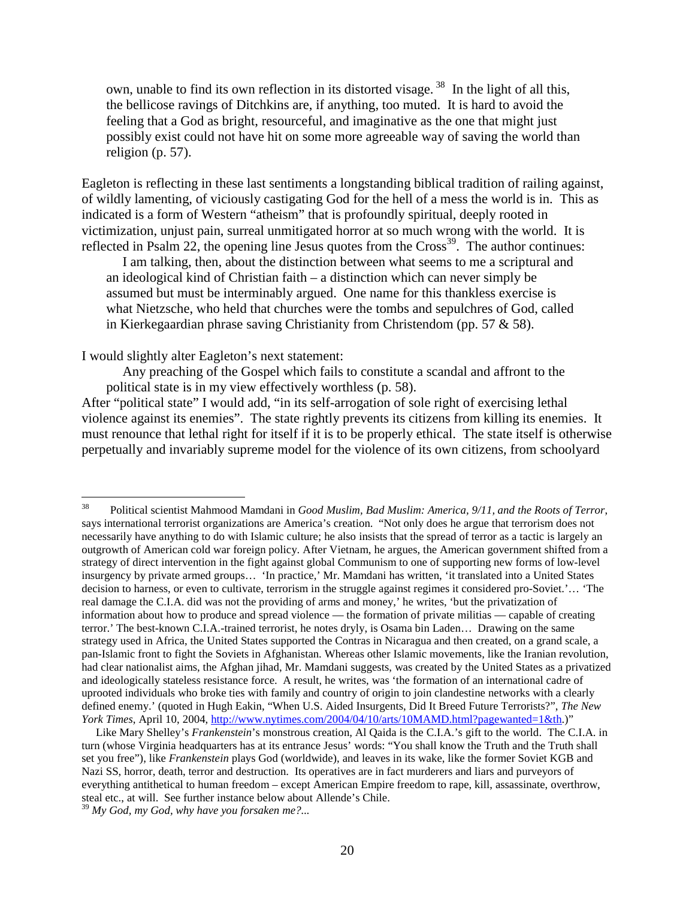> own, unable to find its own reflection in its distorted visage.[38] In the light of all this, the bellicose ravings of Ditchkins are, if anything, too muted. It is hard to avoid the feeling that a God as bright, resourceful, and imaginative as the one that might just possibly exist could not have hit on some more agreeable way of saving the world than religion (p. 57).

Eagleton is reflecting in these last sentiments a longstanding biblical tradition of railing against, of wildly lamenting, of viciously castigating God for the hell of a mess the world is in. This as indicated is a form of Western "atheism" that is profoundly spiritual, deeply rooted in victimization, unjust pain, surreal unmitigated horror at so much wrong with the world. It is reflected in Psalm 22, the opening line Jesus quotes from the Cross[39]. The author continues:

> I am talking, then, about the distinction between what seems to me a scriptural and an ideological kind of Christian faith – a distinction which can never simply be assumed but must be interminably argued. One name for this thankless exercise is what Nietzsche, who held that churches were the tombs and sepulchres of God, called in Kierkegaardian phrase saving Christianity from Christendom (pp. 57 & 58).

I would slightly alter Eagleton's next statement:

> Any preaching of the Gospel which fails to constitute a scandal and affront to the political state is in my view effectively worthless (p. 58).

After "political state" I would add, "in its self-arrogation of sole right of exercising lethal violence against its enemies". The state rightly prevents its citizens from killing its enemies. It must renounce that lethal right for itself if it is to be properly ethical. The state itself is otherwise perpetually and invariably supreme model for the violence of its own citizens, from schoolyard

---

[38] Political scientist Mahmood Mamdani in *Good Muslim, Bad Muslim: America, 9/11, and the Roots of Terror*, says international terrorist organizations are America's creation. "Not only does he argue that terrorism does not necessarily have anything to do with Islamic culture; he also insists that the spread of terror as a tactic is largely an outgrowth of American cold war foreign policy. After Vietnam, he argues, the American government shifted from a strategy of direct intervention in the fight against global Communism to one of supporting new forms of low-level insurgency by private armed groups… 'In practice,' Mr. Mamdani has written, 'it translated into a United States decision to harness, or even to cultivate, terrorism in the struggle against regimes it considered pro-Soviet.'… 'The real damage the C.I.A. did was not the providing of arms and money,' he writes, 'but the privatization of information about how to produce and spread violence — the formation of private militias — capable of creating terror.' The best-known C.I.A.-trained terrorist, he notes dryly, is Osama bin Laden… Drawing on the same strategy used in Africa, the United States supported the Contras in Nicaragua and then created, on a grand scale, a pan-Islamic front to fight the Soviets in Afghanistan. Whereas other Islamic movements, like the Iranian revolution, had clear nationalist aims, the Afghan jihad, Mr. Mamdani suggests, was created by the United States as a privatized and ideologically stateless resistance force. A result, he writes, was 'the formation of an international cadre of uprooted individuals who broke ties with family and country of origin to join clandestine networks with a clearly defined enemy.' (quoted in Hugh Eakin, "When U.S. Aided Insurgents, Did It Breed Future Terrorists?", *The New York Times*, April 10, 2004, http://www.nytimes.com/2004/04/10/arts/10MAMD.html?pagewanted=1&th.)"

Like Mary Shelley's *Frankenstein*'s monstrous creation, Al Qaida is the C.I.A.'s gift to the world. The C.I.A. in turn (whose Virginia headquarters has at its entrance Jesus' words: "You shall know the Truth and the Truth shall set you free"), like *Frankenstein* plays God (worldwide), and leaves in its wake, like the former Soviet KGB and Nazi SS, horror, death, terror and destruction. Its operatives are in fact murderers and liars and purveyors of everything antithetical to human freedom – except American Empire freedom to rape, kill, assassinate, overthrow, steal etc., at will. See further instance below about Allende's Chile.

[39] *My God, my God, why have you forsaken me?...*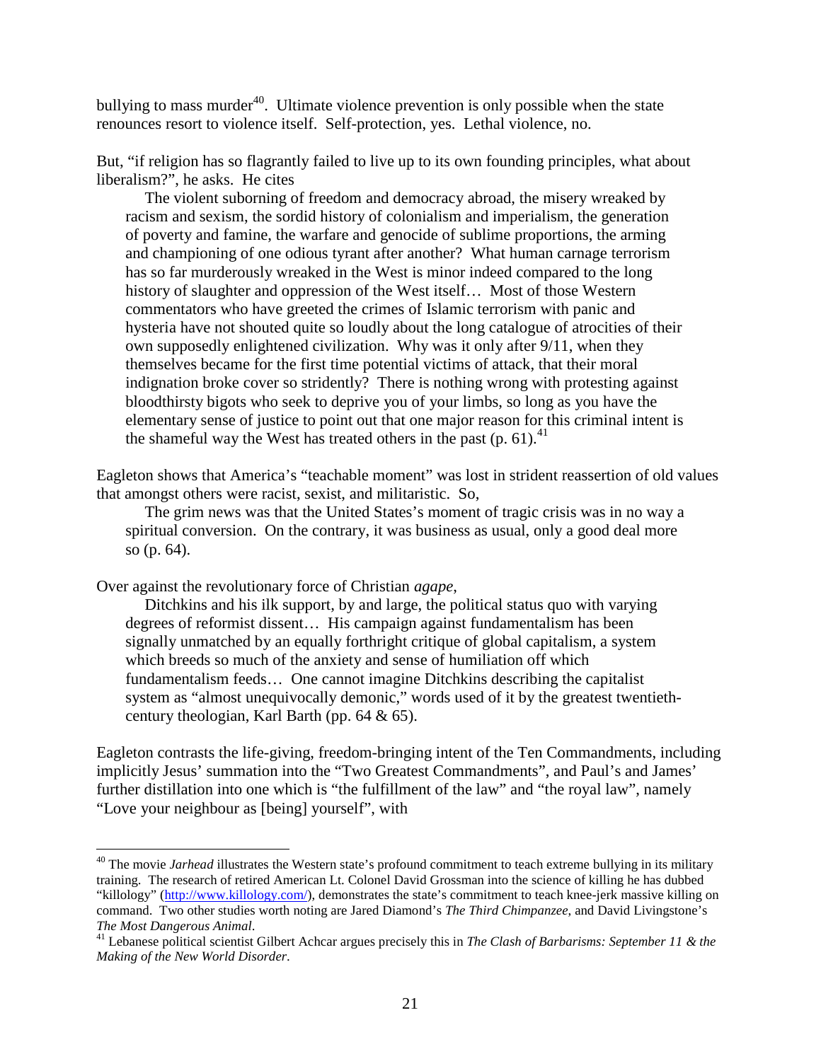bullying to mass murder[40]. Ultimate violence prevention is only possible when the state renounces resort to violence itself. Self-protection, yes. Lethal violence, no.

But, "if religion has so flagrantly failed to live up to its own founding principles, what about liberalism?", he asks. He cites

> The violent suborning of freedom and democracy abroad, the misery wreaked by racism and sexism, the sordid history of colonialism and imperialism, the generation of poverty and famine, the warfare and genocide of sublime proportions, the arming and championing of one odious tyrant after another? What human carnage terrorism has so far murderously wreaked in the West is minor indeed compared to the long history of slaughter and oppression of the West itself… Most of those Western commentators who have greeted the crimes of Islamic terrorism with panic and hysteria have not shouted quite so loudly about the long catalogue of atrocities of their own supposedly enlightened civilization. Why was it only after 9/11, when they themselves became for the first time potential victims of attack, that their moral indignation broke cover so stridently? There is nothing wrong with protesting against bloodthirsty bigots who seek to deprive you of your limbs, so long as you have the elementary sense of justice to point out that one major reason for this criminal intent is the shameful way the West has treated others in the past (p. 61).[41]

Eagleton shows that America's "teachable moment" was lost in strident reassertion of old values that amongst others were racist, sexist, and militaristic. So,

> The grim news was that the United States's moment of tragic crisis was in no way a spiritual conversion. On the contrary, it was business as usual, only a good deal more so (p. 64).

Over against the revolutionary force of Christian *agape*,

> Ditchkins and his ilk support, by and large, the political status quo with varying degrees of reformist dissent… His campaign against fundamentalism has been signally unmatched by an equally forthright critique of global capitalism, a system which breeds so much of the anxiety and sense of humiliation off which fundamentalism feeds… One cannot imagine Ditchkins describing the capitalist system as "almost unequivocally demonic," words used of it by the greatest twentieth-century theologian, Karl Barth (pp. 64 & 65).

Eagleton contrasts the life-giving, freedom-bringing intent of the Ten Commandments, including implicitly Jesus' summation into the "Two Greatest Commandments", and Paul's and James' further distillation into one which is "the fulfillment of the law" and "the royal law", namely "Love your neighbour as [being] yourself", with

---

[40] The movie *Jarhead* illustrates the Western state's profound commitment to teach extreme bullying in its military training. The research of retired American Lt. Colonel David Grossman into the science of killing he has dubbed "killology" (http://www.killology.com/), demonstrates the state's commitment to teach knee-jerk massive killing on command. Two other studies worth noting are Jared Diamond's *The Third Chimpanzee*, and David Livingstone's *The Most Dangerous Animal*.

[41] Lebanese political scientist Gilbert Achcar argues precisely this in *The Clash of Barbarisms: September 11 & the Making of the New World Disorder*.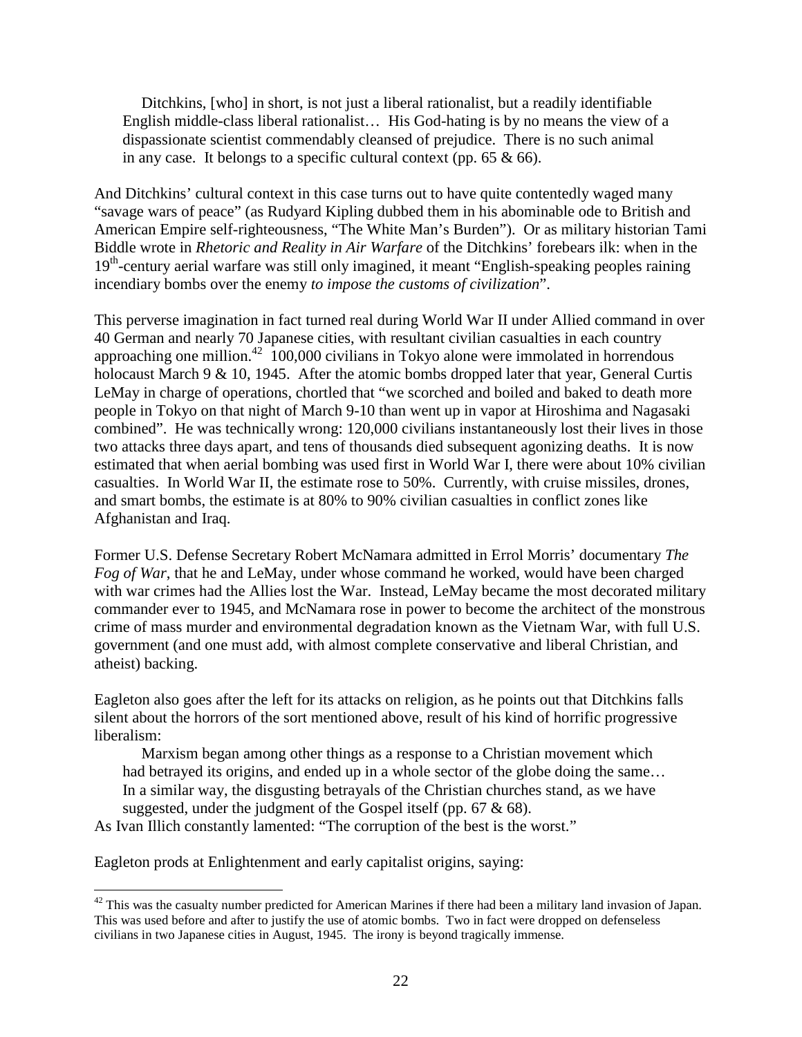> Ditchkins, [who] in short, is not just a liberal rationalist, but a readily identifiable English middle-class liberal rationalist… His God-hating is by no means the view of a dispassionate scientist commendably cleansed of prejudice. There is no such animal in any case. It belongs to a specific cultural context (pp. 65 & 66).

And Ditchkins' cultural context in this case turns out to have quite contentedly waged many "savage wars of peace" (as Rudyard Kipling dubbed them in his abominable ode to British and American Empire self-righteousness, "The White Man's Burden"). Or as military historian Tami Biddle wrote in *Rhetoric and Reality in Air Warfare* of the Ditchkins' forebears ilk: when in the 19th-century aerial warfare was still only imagined, it meant "English-speaking peoples raining incendiary bombs over the enemy *to impose the customs of civilization*".

This perverse imagination in fact turned real during World War II under Allied command in over 40 German and nearly 70 Japanese cities, with resultant civilian casualties in each country approaching one million.[42] 100,000 civilians in Tokyo alone were immolated in horrendous holocaust March 9 & 10, 1945. After the atomic bombs dropped later that year, General Curtis LeMay in charge of operations, chortled that "we scorched and boiled and baked to death more people in Tokyo on that night of March 9-10 than went up in vapor at Hiroshima and Nagasaki combined". He was technically wrong: 120,000 civilians instantaneously lost their lives in those two attacks three days apart, and tens of thousands died subsequent agonizing deaths. It is now estimated that when aerial bombing was used first in World War I, there were about 10% civilian casualties. In World War II, the estimate rose to 50%. Currently, with cruise missiles, drones, and smart bombs, the estimate is at 80% to 90% civilian casualties in conflict zones like Afghanistan and Iraq.

Former U.S. Defense Secretary Robert McNamara admitted in Errol Morris' documentary *The Fog of War*, that he and LeMay, under whose command he worked, would have been charged with war crimes had the Allies lost the War. Instead, LeMay became the most decorated military commander ever to 1945, and McNamara rose in power to become the architect of the monstrous crime of mass murder and environmental degradation known as the Vietnam War, with full U.S. government (and one must add, with almost complete conservative and liberal Christian, and atheist) backing.

Eagleton also goes after the left for its attacks on religion, as he points out that Ditchkins falls silent about the horrors of the sort mentioned above, result of his kind of horrific progressive liberalism:

> Marxism began among other things as a response to a Christian movement which had betrayed its origins, and ended up in a whole sector of the globe doing the same… In a similar way, the disgusting betrayals of the Christian churches stand, as we have suggested, under the judgment of the Gospel itself (pp. 67 & 68).

As Ivan Illich constantly lamented: "The corruption of the best is the worst."

Eagleton prods at Enlightenment and early capitalist origins, saying:

---

[42] This was the casualty number predicted for American Marines if there had been a military land invasion of Japan. This was used before and after to justify the use of atomic bombs. Two in fact were dropped on defenseless civilians in two Japanese cities in August, 1945. The irony is beyond tragically immense.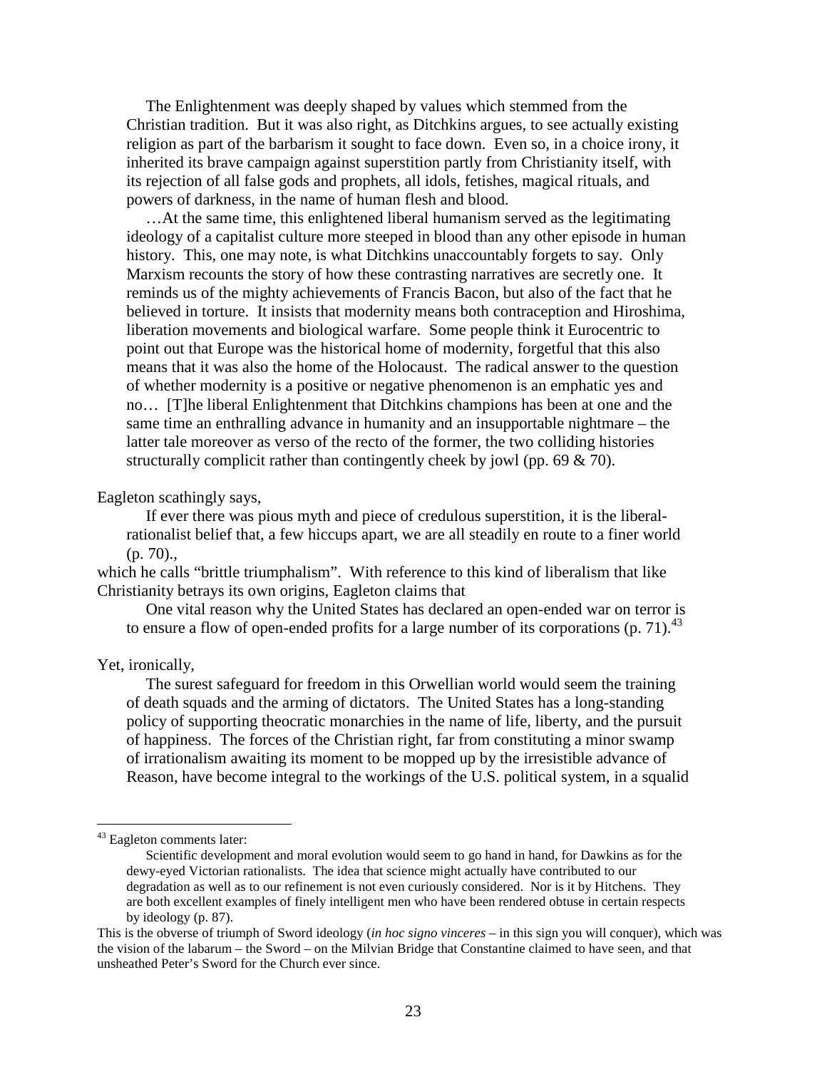> The Enlightenment was deeply shaped by values which stemmed from the Christian tradition. But it was also right, as Ditchkins argues, to see actually existing religion as part of the barbarism it sought to face down. Even so, in a choice irony, it inherited its brave campaign against superstition partly from Christianity itself, with its rejection of all false gods and prophets, all idols, fetishes, magical rituals, and powers of darkness, in the name of human flesh and blood.
>
> …At the same time, this enlightened liberal humanism served as the legitimating ideology of a capitalist culture more steeped in blood than any other episode in human history. This, one may note, is what Ditchkins unaccountably forgets to say. Only Marxism recounts the story of how these contrasting narratives are secretly one. It reminds us of the mighty achievements of Francis Bacon, but also of the fact that he believed in torture. It insists that modernity means both contraception and Hiroshima, liberation movements and biological warfare. Some people think it Eurocentric to point out that Europe was the historical home of modernity, forgetful that this also means that it was also the home of the Holocaust. The radical answer to the question of whether modernity is a positive or negative phenomenon is an emphatic yes and no… [T]he liberal Enlightenment that Ditchkins champions has been at one and the same time an enthralling advance in humanity and an insupportable nightmare – the latter tale moreover as verso of the recto of the former, the two colliding histories structurally complicit rather than contingently cheek by jowl (pp. 69 & 70).

Eagleton scathingly says,

> If ever there was pious myth and piece of credulous superstition, it is the liberal-rationalist belief that, a few hiccups apart, we are all steadily en route to a finer world (p. 70).,

which he calls "brittle triumphalism". With reference to this kind of liberalism that like Christianity betrays its own origins, Eagleton claims that

> One vital reason why the United States has declared an open-ended war on terror is to ensure a flow of open-ended profits for a large number of its corporations (p. 71).[43]

Yet, ironically,

> The surest safeguard for freedom in this Orwellian world would seem the training of death squads and the arming of dictators. The United States has a long-standing policy of supporting theocratic monarchies in the name of life, liberty, and the pursuit of happiness. The forces of the Christian right, far from constituting a minor swamp of irrationalism awaiting its moment to be mopped up by the irresistible advance of Reason, have become integral to the workings of the U.S. political system, in a squalid

---

[43] Eagleton comments later:

> Scientific development and moral evolution would seem to go hand in hand, for Dawkins as for the dewy-eyed Victorian rationalists. The idea that science might actually have contributed to our degradation as well as to our refinement is not even curiously considered. Nor is it by Hitchens. They are both excellent examples of finely intelligent men who have been rendered obtuse in certain respects by ideology (p. 87).

This is the obverse of triumph of Sword ideology (*in hoc signo vinceres* – in this sign you will conquer), which was the vision of the labarum – the Sword – on the Milvian Bridge that Constantine claimed to have seen, and that unsheathed Peter's Sword for the Church ever since.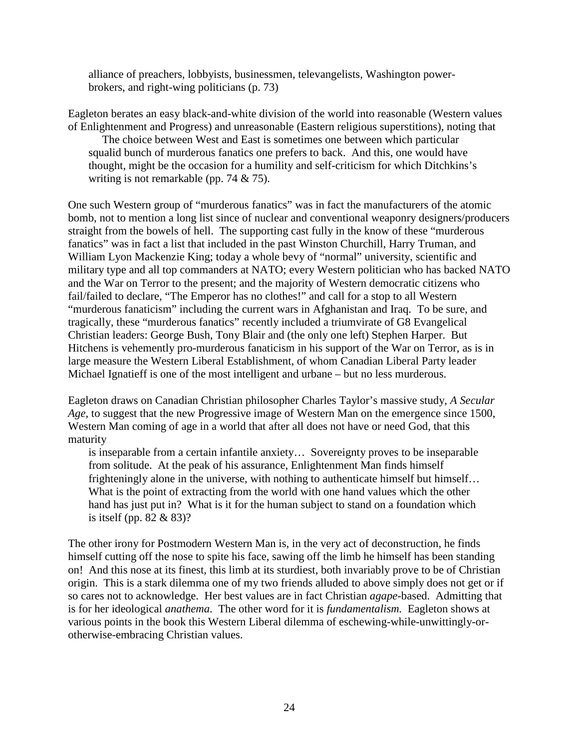> alliance of preachers, lobbyists, businessmen, televangelists, Washington power-brokers, and right-wing politicians (p. 73)

Eagleton berates an easy black-and-white division of the world into reasonable (Western values of Enlightenment and Progress) and unreasonable (Eastern religious superstitions), noting that

> The choice between West and East is sometimes one between which particular squalid bunch of murderous fanatics one prefers to back. And this, one would have thought, might be the occasion for a humility and self-criticism for which Ditchkins's writing is not remarkable (pp. 74 & 75).

One such Western group of "murderous fanatics" was in fact the manufacturers of the atomic bomb, not to mention a long list since of nuclear and conventional weaponry designers/producers straight from the bowels of hell. The supporting cast fully in the know of these "murderous fanatics" was in fact a list that included in the past Winston Churchill, Harry Truman, and William Lyon Mackenzie King; today a whole bevy of "normal" university, scientific and military type and all top commanders at NATO; every Western politician who has backed NATO and the War on Terror to the present; and the majority of Western democratic citizens who fail/failed to declare, "The Emperor has no clothes!" and call for a stop to all Western "murderous fanaticism" including the current wars in Afghanistan and Iraq. To be sure, and tragically, these "murderous fanatics" recently included a triumvirate of G8 Evangelical Christian leaders: George Bush, Tony Blair and (the only one left) Stephen Harper. But Hitchens is vehemently pro-murderous fanaticism in his support of the War on Terror, as is in large measure the Western Liberal Establishment, of whom Canadian Liberal Party leader Michael Ignatieff is one of the most intelligent and urbane – but no less murderous.

Eagleton draws on Canadian Christian philosopher Charles Taylor's massive study, *A Secular Age*, to suggest that the new Progressive image of Western Man on the emergence since 1500, Western Man coming of age in a world that after all does not have or need God, that this maturity

> is inseparable from a certain infantile anxiety… Sovereignty proves to be inseparable from solitude. At the peak of his assurance, Enlightenment Man finds himself frighteningly alone in the universe, with nothing to authenticate himself but himself… What is the point of extracting from the world with one hand values which the other hand has just put in? What is it for the human subject to stand on a foundation which is itself (pp. 82 & 83)?

The other irony for Postmodern Western Man is, in the very act of deconstruction, he finds himself cutting off the nose to spite his face, sawing off the limb he himself has been standing on! And this nose at its finest, this limb at its sturdiest, both invariably prove to be of Christian origin. This is a stark dilemma one of my two friends alluded to above simply does not get or if so cares not to acknowledge. Her best values are in fact Christian *agape*-based. Admitting that is for her ideological *anathema*. The other word for it is *fundamentalism.* Eagleton shows at various points in the book this Western Liberal dilemma of eschewing-while-unwittingly-or-otherwise-embracing Christian values.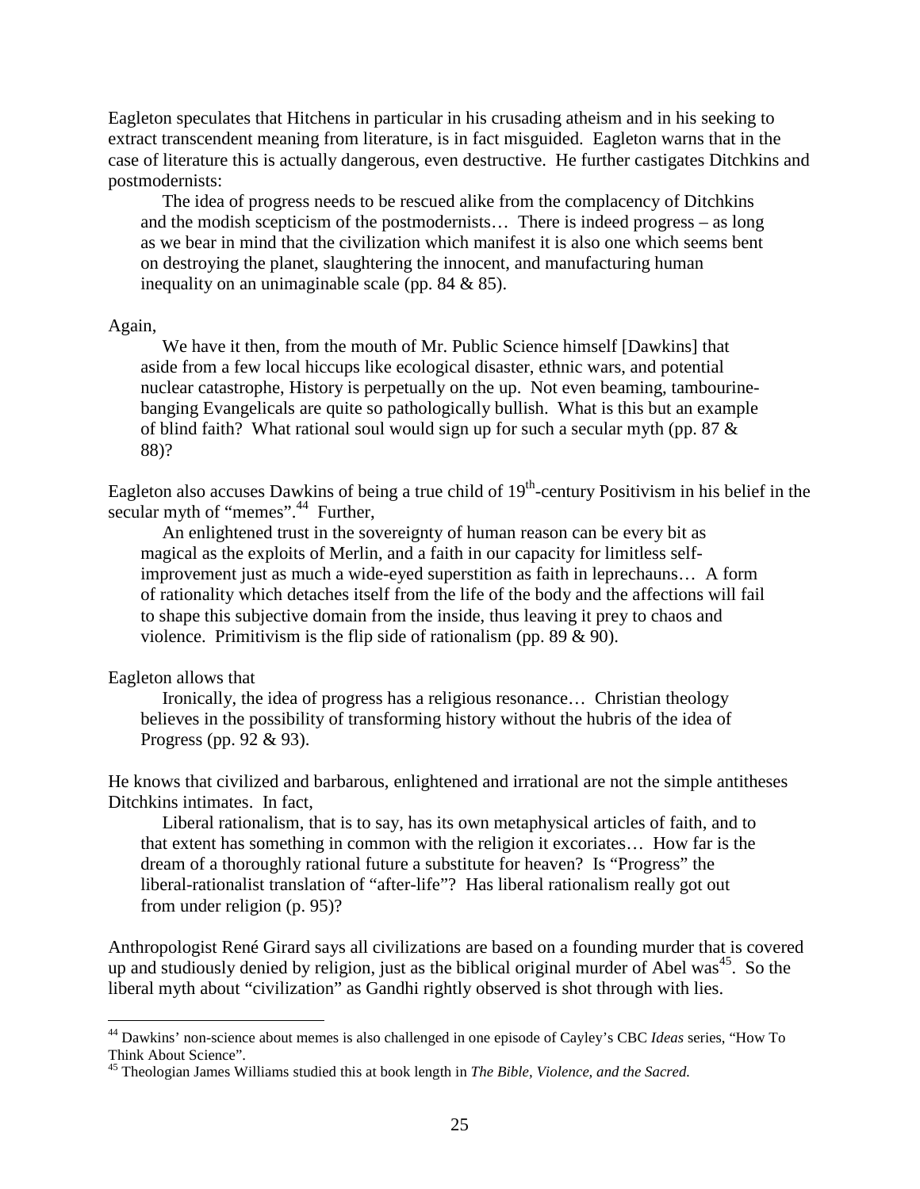Eagleton speculates that Hitchens in particular in his crusading atheism and in his seeking to extract transcendent meaning from literature, is in fact misguided. Eagleton warns that in the case of literature this is actually dangerous, even destructive. He further castigates Ditchkins and postmodernists:

> The idea of progress needs to be rescued alike from the complacency of Ditchkins and the modish scepticism of the postmodernists… There is indeed progress – as long as we bear in mind that the civilization which manifest it is also one which seems bent on destroying the planet, slaughtering the innocent, and manufacturing human inequality on an unimaginable scale (pp. 84 & 85).

Again,

> We have it then, from the mouth of Mr. Public Science himself [Dawkins] that aside from a few local hiccups like ecological disaster, ethnic wars, and potential nuclear catastrophe, History is perpetually on the up. Not even beaming, tambourine-banging Evangelicals are quite so pathologically bullish. What is this but an example of blind faith? What rational soul would sign up for such a secular myth (pp. 87 & 88)?

Eagleton also accuses Dawkins of being a true child of 19th-century Positivism in his belief in the secular myth of "memes".[44] Further,

> An enlightened trust in the sovereignty of human reason can be every bit as magical as the exploits of Merlin, and a faith in our capacity for limitless self-improvement just as much a wide-eyed superstition as faith in leprechauns… A form of rationality which detaches itself from the life of the body and the affections will fail to shape this subjective domain from the inside, thus leaving it prey to chaos and violence. Primitivism is the flip side of rationalism (pp. 89 & 90).

Eagleton allows that

> Ironically, the idea of progress has a religious resonance… Christian theology believes in the possibility of transforming history without the hubris of the idea of Progress (pp. 92 & 93).

He knows that civilized and barbarous, enlightened and irrational are not the simple antitheses Ditchkins intimates. In fact,

> Liberal rationalism, that is to say, has its own metaphysical articles of faith, and to that extent has something in common with the religion it excoriates… How far is the dream of a thoroughly rational future a substitute for heaven? Is "Progress" the liberal-rationalist translation of "after-life"? Has liberal rationalism really got out from under religion (p. 95)?

Anthropologist René Girard says all civilizations are based on a founding murder that is covered up and studiously denied by religion, just as the biblical original murder of Abel was[45]. So the liberal myth about "civilization" as Gandhi rightly observed is shot through with lies.

---

[44] Dawkins' non-science about memes is also challenged in one episode of Cayley's CBC *Ideas* series, "How To Think About Science".

[45] Theologian James Williams studied this at book length in *The Bible, Violence, and the Sacred.*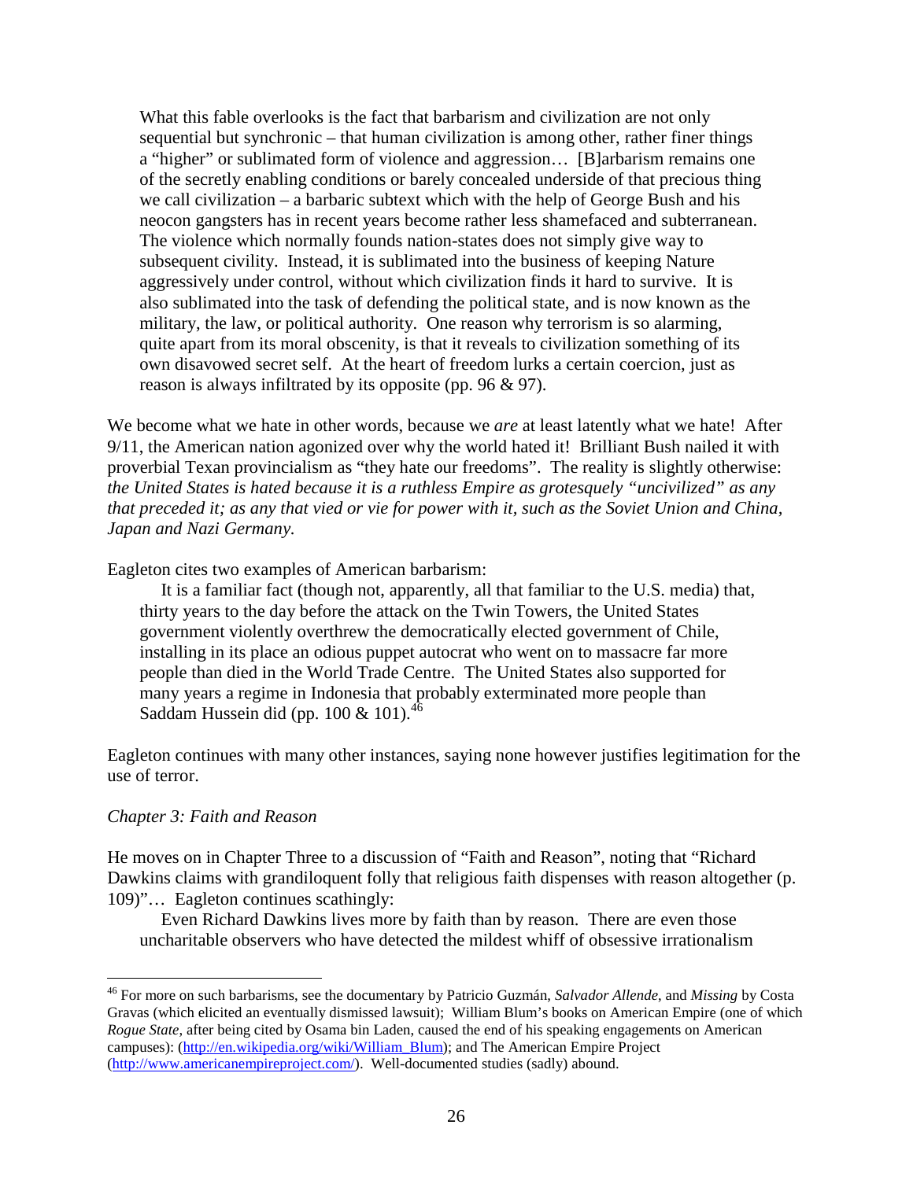> What this fable overlooks is the fact that barbarism and civilization are not only sequential but synchronic – that human civilization is among other, rather finer things a "higher" or sublimated form of violence and aggression… [B]arbarism remains one of the secretly enabling conditions or barely concealed underside of that precious thing we call civilization – a barbaric subtext which with the help of George Bush and his neocon gangsters has in recent years become rather less shamefaced and subterranean. The violence which normally founds nation-states does not simply give way to subsequent civility. Instead, it is sublimated into the business of keeping Nature aggressively under control, without which civilization finds it hard to survive. It is also sublimated into the task of defending the political state, and is now known as the military, the law, or political authority. One reason why terrorism is so alarming, quite apart from its moral obscenity, is that it reveals to civilization something of its own disavowed secret self. At the heart of freedom lurks a certain coercion, just as reason is always infiltrated by its opposite (pp. 96 & 97).

We become what we hate in other words, because we *are* at least latently what we hate! After 9/11, the American nation agonized over why the world hated it! Brilliant Bush nailed it with proverbial Texan provincialism as "they hate our freedoms". The reality is slightly otherwise: *the United States is hated because it is a ruthless Empire as grotesquely "uncivilized" as any that preceded it; as any that vied or vie for power with it, such as the Soviet Union and China, Japan and Nazi Germany.*

Eagleton cites two examples of American barbarism:

> It is a familiar fact (though not, apparently, all that familiar to the U.S. media) that, thirty years to the day before the attack on the Twin Towers, the United States government violently overthrew the democratically elected government of Chile, installing in its place an odious puppet autocrat who went on to massacre far more people than died in the World Trade Centre. The United States also supported for many years a regime in Indonesia that probably exterminated more people than Saddam Hussein did (pp. 100 & 101).[46]

Eagleton continues with many other instances, saying none however justifies legitimation for the use of terror.

*Chapter 3: Faith and Reason*

He moves on in Chapter Three to a discussion of "Faith and Reason", noting that "Richard Dawkins claims with grandiloquent folly that religious faith dispenses with reason altogether (p. 109)"… Eagleton continues scathingly:

> Even Richard Dawkins lives more by faith than by reason. There are even those uncharitable observers who have detected the mildest whiff of obsessive irrationalism

---

[46] For more on such barbarisms, see the documentary by Patricio Guzmán, *Salvador Allende*, and *Missing* by Costa Gravas (which elicited an eventually dismissed lawsuit); William Blum's books on American Empire (one of which *Rogue State*, after being cited by Osama bin Laden, caused the end of his speaking engagements on American campuses): (http://en.wikipedia.org/wiki/William_Blum); and The American Empire Project (http://www.americanempireproject.com/). Well-documented studies (sadly) abound.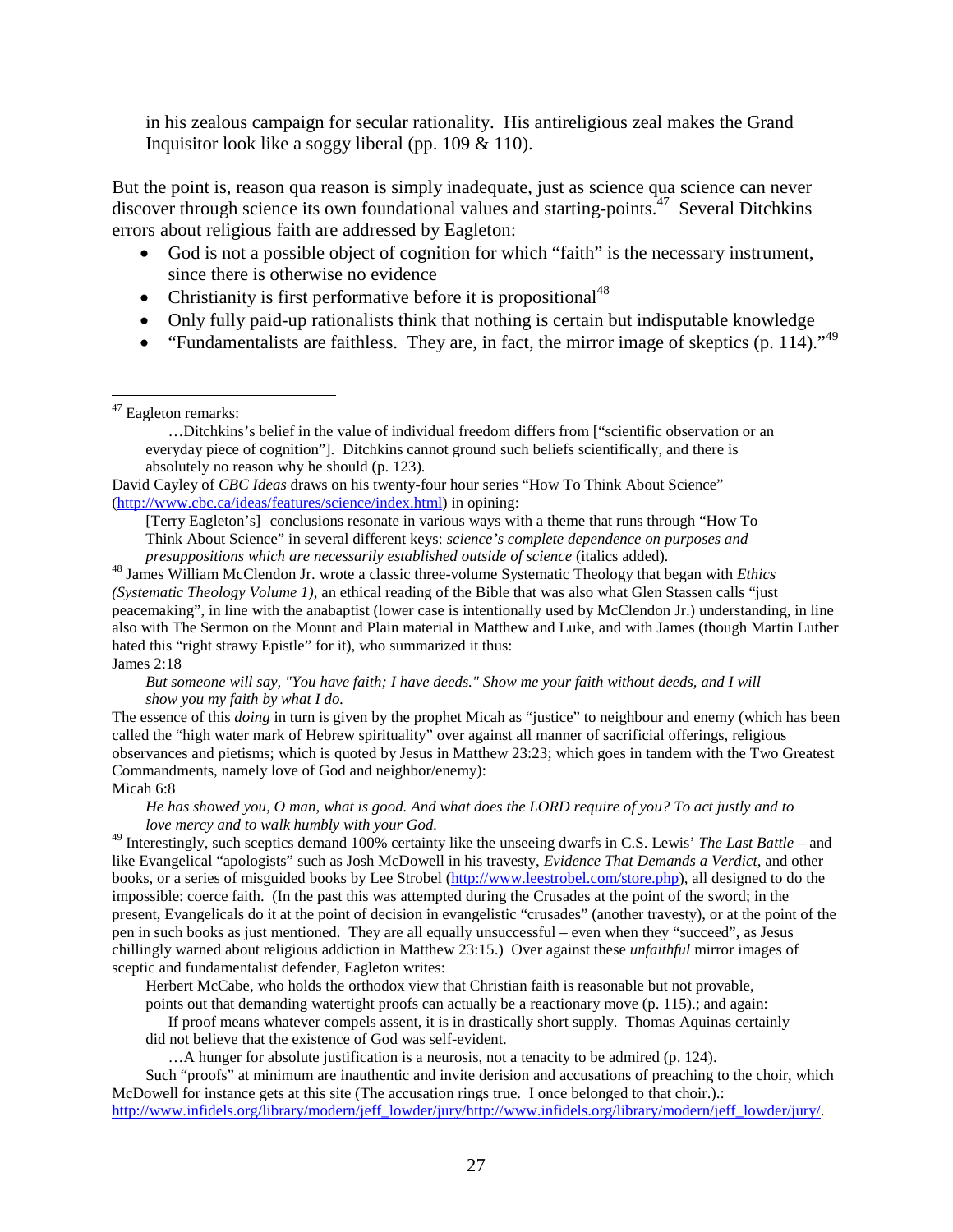> in his zealous campaign for secular rationality. His antireligious zeal makes the Grand Inquisitor look like a soggy liberal (pp. 109 & 110).

But the point is, reason qua reason is simply inadequate, just as science qua science can never discover through science its own foundational values and starting-points.[47] Several Ditchkins errors about religious faith are addressed by Eagleton:

- God is not a possible object of cognition for which "faith" is the necessary instrument, since there is otherwise no evidence
- Christianity is first performative before it is propositional[48]
- Only fully paid-up rationalists think that nothing is certain but indisputable knowledge
- "Fundamentalists are faithless. They are, in fact, the mirror image of skeptics (p. 114)."[49]

---

[47] Eagleton remarks:

> …Ditchkins's belief in the value of individual freedom differs from ["scientific observation or an everyday piece of cognition"]. Ditchkins cannot ground such beliefs scientifically, and there is absolutely no reason why he should (p. 123).

David Cayley of *CBC Ideas* draws on his twenty-four hour series "How To Think About Science" (http://www.cbc.ca/ideas/features/science/index.html) in opining:

> [Terry Eagleton's] conclusions resonate in various ways with a theme that runs through "How To Think About Science" in several different keys: *science's complete dependence on purposes and presuppositions which are necessarily established outside of science* (italics added).

[48] James William McClendon Jr. wrote a classic three-volume Systematic Theology that began with *Ethics (Systematic Theology Volume 1)*, an ethical reading of the Bible that was also what Glen Stassen calls "just peacemaking", in line with the anabaptist (lower case is intentionally used by McClendon Jr.) understanding, in line also with The Sermon on the Mount and Plain material in Matthew and Luke, and with James (though Martin Luther hated this "right strawy Epistle" for it), who summarized it thus:

James 2:18

> *But someone will say, "You have faith; I have deeds." Show me your faith without deeds, and I will show you my faith by what I do.*

The essence of this *doing* in turn is given by the prophet Micah as "justice" to neighbour and enemy (which has been called the "high water mark of Hebrew spirituality" over against all manner of sacrificial offerings, religious observances and pietisms; which is quoted by Jesus in Matthew 23:23; which goes in tandem with the Two Greatest Commandments, namely love of God and neighbor/enemy):

Micah 6:8

> *He has showed you, O man, what is good. And what does the LORD require of you? To act justly and to love mercy and to walk humbly with your God.*

[49] Interestingly, such sceptics demand 100% certainty like the unseeing dwarfs in C.S. Lewis' *The Last Battle* – and like Evangelical "apologists" such as Josh McDowell in his travesty, *Evidence That Demands a Verdict*, and other books, or a series of misguided books by Lee Strobel (http://www.leestrobel.com/store.php), all designed to do the impossible: coerce faith. (In the past this was attempted during the Crusades at the point of the sword; in the present, Evangelicals do it at the point of decision in evangelistic "crusades" (another travesty), or at the point of the pen in such books as just mentioned. They are all equally unsuccessful – even when they "succeed", as Jesus chillingly warned about religious addiction in Matthew 23:15.) Over against these *unfaithful* mirror images of sceptic and fundamentalist defender, Eagleton writes:

> Herbert McCabe, who holds the orthodox view that Christian faith is reasonable but not provable, points out that demanding watertight proofs can actually be a reactionary move (p. 115).; and again:
>
> If proof means whatever compels assent, it is in drastically short supply. Thomas Aquinas certainly did not believe that the existence of God was self-evident.
>
> …A hunger for absolute justification is a neurosis, not a tenacity to be admired (p. 124).

Such "proofs" at minimum are inauthentic and invite derision and accusations of preaching to the choir, which McDowell for instance gets at this site (The accusation rings true. I once belonged to that choir.).: http://www.infidels.org/library/modern/jeff_lowder/jury/http://www.infidels.org/library/modern/jeff_lowder/jury/.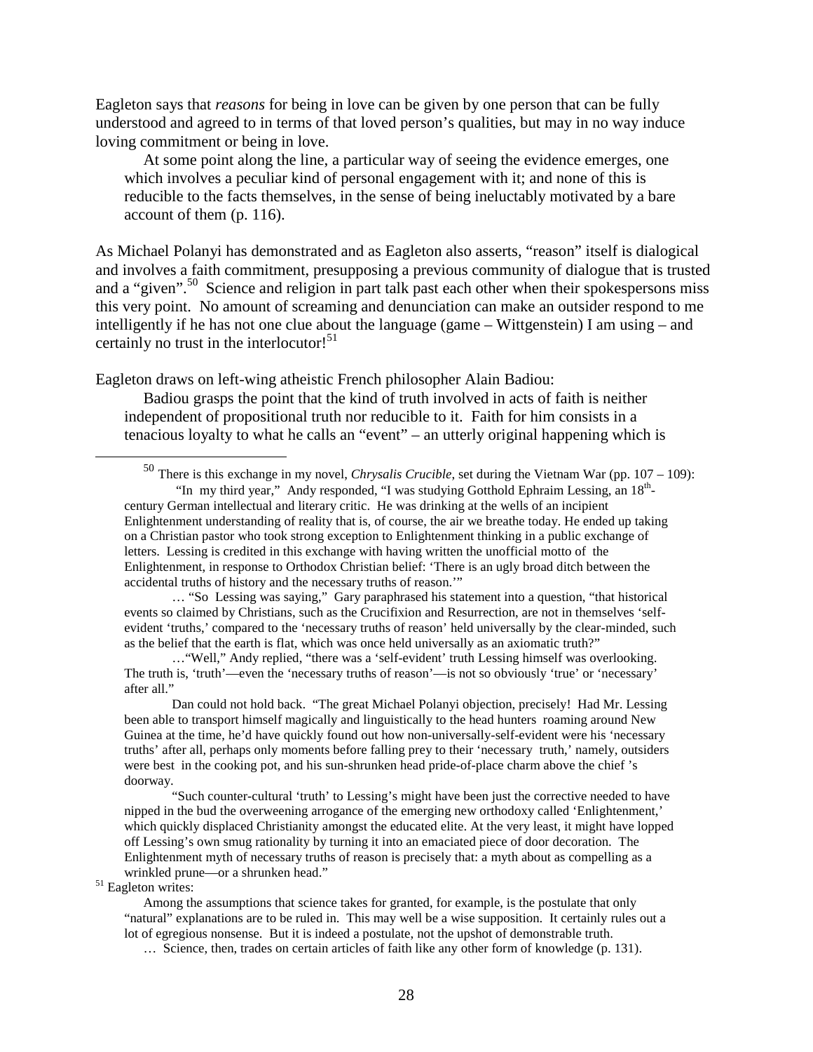Eagleton says that *reasons* for being in love can be given by one person that can be fully understood and agreed to in terms of that loved person's qualities, but may in no way induce loving commitment or being in love.

> At some point along the line, a particular way of seeing the evidence emerges, one which involves a peculiar kind of personal engagement with it; and none of this is reducible to the facts themselves, in the sense of being ineluctably motivated by a bare account of them (p. 116).

As Michael Polanyi has demonstrated and as Eagleton also asserts, "reason" itself is dialogical and involves a faith commitment, presupposing a previous community of dialogue that is trusted and a "given".[50] Science and religion in part talk past each other when their spokespersons miss this very point. No amount of screaming and denunciation can make an outsider respond to me intelligently if he has not one clue about the language (game – Wittgenstein) I am using – and certainly no trust in the interlocutor![51]

Eagleton draws on left-wing atheistic French philosopher Alain Badiou:

> Badiou grasps the point that the kind of truth involved in acts of faith is neither independent of propositional truth nor reducible to it. Faith for him consists in a tenacious loyalty to what he calls an "event" – an utterly original happening which is

---

[50] There is this exchange in my novel, *Chrysalis Crucible*, set during the Vietnam War (pp. 107 – 109):

"In my third year," Andy responded, "I was studying Gotthold Ephraim Lessing, an 18th-century German intellectual and literary critic. He was drinking at the wells of an incipient Enlightenment understanding of reality that is, of course, the air we breathe today. He ended up taking on a Christian pastor who took strong exception to Enlightenment thinking in a public exchange of letters. Lessing is credited in this exchange with having written the unofficial motto of the Enlightenment, in response to Orthodox Christian belief: 'There is an ugly broad ditch between the accidental truths of history and the necessary truths of reason.'"

… "So Lessing was saying," Gary paraphrased his statement into a question, "that historical events so claimed by Christians, such as the Crucifixion and Resurrection, are not in themselves 'self-evident 'truths,' compared to the 'necessary truths of reason' held universally by the clear-minded, such as the belief that the earth is flat, which was once held universally as an axiomatic truth?"

…"Well," Andy replied, "there was a 'self-evident' truth Lessing himself was overlooking. The truth is, 'truth'—even the 'necessary truths of reason'—is not so obviously 'true' or 'necessary' after all."

Dan could not hold back. "The great Michael Polanyi objection, precisely! Had Mr. Lessing been able to transport himself magically and linguistically to the head hunters roaming around New Guinea at the time, he'd have quickly found out how non-universally-self-evident were his 'necessary truths' after all, perhaps only moments before falling prey to their 'necessary truth,' namely, outsiders were best in the cooking pot, and his sun-shrunken head pride-of-place charm above the chief 's doorway.

"Such counter-cultural 'truth' to Lessing's might have been just the corrective needed to have nipped in the bud the overweening arrogance of the emerging new orthodoxy called 'Enlightenment,' which quickly displaced Christianity amongst the educated elite. At the very least, it might have lopped off Lessing's own smug rationality by turning it into an emaciated piece of door decoration. The Enlightenment myth of necessary truths of reason is precisely that: a myth about as compelling as a wrinkled prune—or a shrunken head."

[51] Eagleton writes:

> Among the assumptions that science takes for granted, for example, is the postulate that only "natural" explanations are to be ruled in. This may well be a wise supposition. It certainly rules out a lot of egregious nonsense. But it is indeed a postulate, not the upshot of demonstrable truth.
>
> … Science, then, trades on certain articles of faith like any other form of knowledge (p. 131).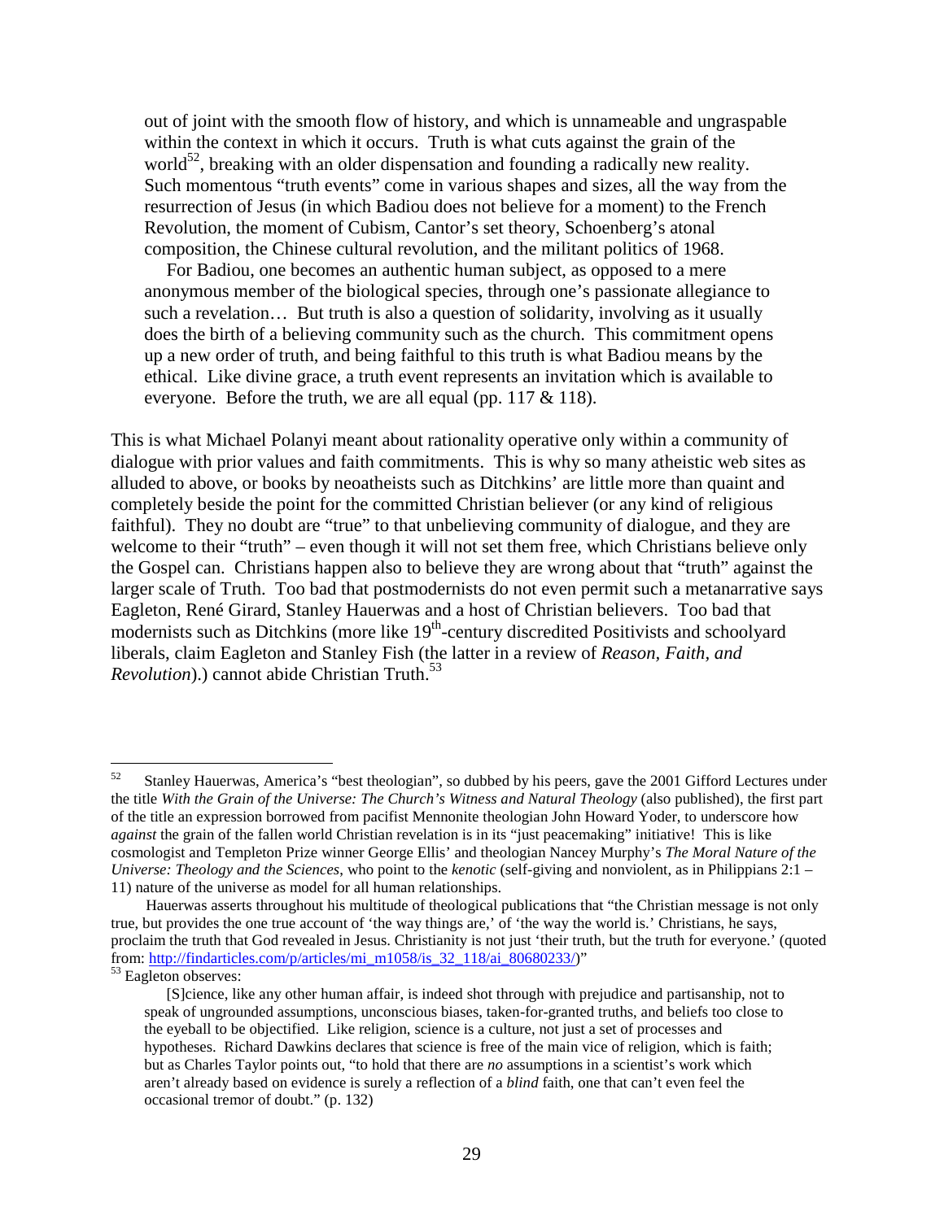> out of joint with the smooth flow of history, and which is unnameable and ungraspable within the context in which it occurs. Truth is what cuts against the grain of the world[52], breaking with an older dispensation and founding a radically new reality. Such momentous "truth events" come in various shapes and sizes, all the way from the resurrection of Jesus (in which Badiou does not believe for a moment) to the French Revolution, the moment of Cubism, Cantor's set theory, Schoenberg's atonal composition, the Chinese cultural revolution, and the militant politics of 1968.
>
> For Badiou, one becomes an authentic human subject, as opposed to a mere anonymous member of the biological species, through one's passionate allegiance to such a revelation… But truth is also a question of solidarity, involving as it usually does the birth of a believing community such as the church. This commitment opens up a new order of truth, and being faithful to this truth is what Badiou means by the ethical. Like divine grace, a truth event represents an invitation which is available to everyone. Before the truth, we are all equal (pp. 117 & 118).

This is what Michael Polanyi meant about rationality operative only within a community of dialogue with prior values and faith commitments. This is why so many atheistic web sites as alluded to above, or books by neoatheists such as Ditchkins' are little more than quaint and completely beside the point for the committed Christian believer (or any kind of religious faithful). They no doubt are "true" to that unbelieving community of dialogue, and they are welcome to their "truth" – even though it will not set them free, which Christians believe only the Gospel can. Christians happen also to believe they are wrong about that "truth" against the larger scale of Truth. Too bad that postmodernists do not even permit such a metanarrative says Eagleton, René Girard, Stanley Hauerwas and a host of Christian believers. Too bad that modernists such as Ditchkins (more like 19th-century discredited Positivists and schoolyard liberals, claim Eagleton and Stanley Fish (the latter in a review of *Reason, Faith, and Revolution*).) cannot abide Christian Truth.[53]

---

[52] Stanley Hauerwas, America's "best theologian", so dubbed by his peers, gave the 2001 Gifford Lectures under the title *With the Grain of the Universe: The Church's Witness and Natural Theology* (also published), the first part of the title an expression borrowed from pacifist Mennonite theologian John Howard Yoder, to underscore how *against* the grain of the fallen world Christian revelation is in its "just peacemaking" initiative! This is like cosmologist and Templeton Prize winner George Ellis' and theologian Nancey Murphy's *The Moral Nature of the Universe: Theology and the Sciences*, who point to the *kenotic* (self-giving and nonviolent, as in Philippians 2:1 – 11) nature of the universe as model for all human relationships.

Hauerwas asserts throughout his multitude of theological publications that "the Christian message is not only true, but provides the one true account of 'the way things are,' of 'the way the world is.' Christians, he says, proclaim the truth that God revealed in Jesus. Christianity is not just 'their truth, but the truth for everyone.' (quoted from: http://findarticles.com/p/articles/mi_m1058/is_32_118/ai_80680233/)"

[53] Eagleton observes:

> [S]cience, like any other human affair, is indeed shot through with prejudice and partisanship, not to speak of ungrounded assumptions, unconscious biases, taken-for-granted truths, and beliefs too close to the eyeball to be objectified. Like religion, science is a culture, not just a set of processes and hypotheses. Richard Dawkins declares that science is free of the main vice of religion, which is faith; but as Charles Taylor points out, "to hold that there are *no* assumptions in a scientist's work which aren't already based on evidence is surely a reflection of a *blind* faith, one that can't even feel the occasional tremor of doubt." (p. 132)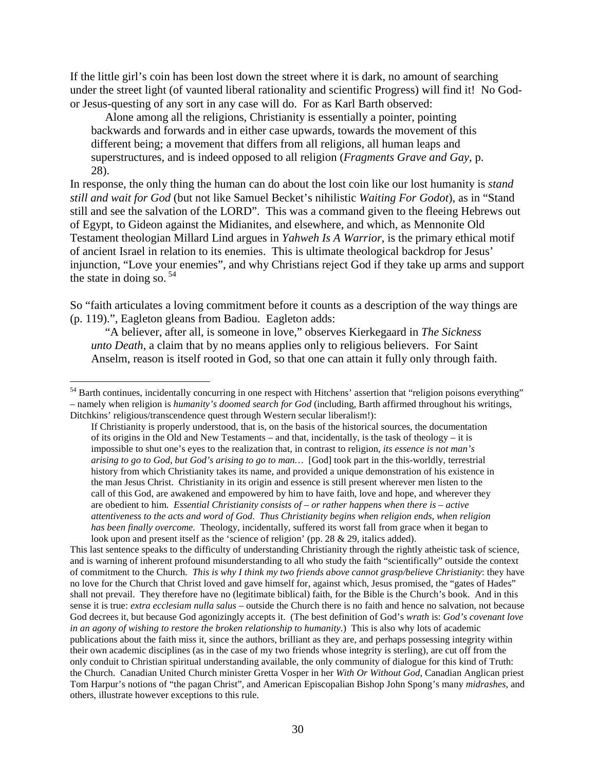If the little girl's coin has been lost down the street where it is dark, no amount of searching under the street light (of vaunted liberal rationality and scientific Progress) will find it! No God- or Jesus-questing of any sort in any case will do. For as Karl Barth observed:

> Alone among all the religions, Christianity is essentially a pointer, pointing backwards and forwards and in either case upwards, towards the movement of this different being; a movement that differs from all religions, all human leaps and superstructures, and is indeed opposed to all religion (*Fragments Grave and Gay*, p. 28).

In response, the only thing the human can do about the lost coin like our lost humanity is *stand still and wait for God* (but not like Samuel Becket's nihilistic *Waiting For Godot*), as in "Stand still and see the salvation of the LORD". This was a command given to the fleeing Hebrews out of Egypt, to Gideon against the Midianites, and elsewhere, and which, as Mennonite Old Testament theologian Millard Lind argues in *Yahweh Is A Warrior*, is the primary ethical motif of ancient Israel in relation to its enemies. This is ultimate theological backdrop for Jesus' injunction, "Love your enemies", and why Christians reject God if they take up arms and support the state in doing so. [54]

So "faith articulates a loving commitment before it counts as a description of the way things are (p. 119).", Eagleton gleans from Badiou. Eagleton adds:

> "A believer, after all, is someone in love," observes Kierkegaard in *The Sickness unto Death*, a claim that by no means applies only to religious believers. For Saint Anselm, reason is itself rooted in God, so that one can attain it fully only through faith.

---

[54] Barth continues, incidentally concurring in one respect with Hitchens' assertion that "religion poisons everything" – namely when religion is *humanity's doomed search for God* (including, Barth affirmed throughout his writings, Ditchkins' religious/transcendence quest through Western secular liberalism!):

> If Christianity is properly understood, that is, on the basis of the historical sources, the documentation of its origins in the Old and New Testaments – and that, incidentally, is the task of theology – it is impossible to shut one's eyes to the realization that, in contrast to religion, *its essence is not man's arising to go to God, but God's arising to go to man…* [God] took part in the this-worldly, terrestrial history from which Christianity takes its name, and provided a unique demonstration of his existence in the man Jesus Christ. Christianity in its origin and essence is still present wherever men listen to the call of this God, are awakened and empowered by him to have faith, love and hope, and wherever they are obedient to him. *Essential Christianity consists of – or rather happens when there is – active attentiveness to the acts and word of God. Thus Christianity begins when religion ends, when religion has been finally overcome.* Theology, incidentally, suffered its worst fall from grace when it began to look upon and present itself as the 'science of religion' (pp. 28 & 29, italics added).

This last sentence speaks to the difficulty of understanding Christianity through the rightly atheistic task of science, and is warning of inherent profound misunderstanding to all who study the faith "scientifically" outside the context of commitment to the Church. *This is why I think my two friends above cannot grasp/believe Christianity*: they have no love for the Church that Christ loved and gave himself for, against which, Jesus promised, the "gates of Hades" shall not prevail. They therefore have no (legitimate biblical) faith, for the Bible is the Church's book. And in this sense it is true: *extra ecclesiam nulla salus* – outside the Church there is no faith and hence no salvation, not because God decrees it, but because God agonizingly accepts it. (The best definition of God's *wrath* is: *God's covenant love in an agony of wishing to restore the broken relationship to humanity*.) This is also why lots of academic publications about the faith miss it, since the authors, brilliant as they are, and perhaps possessing integrity within their own academic disciplines (as in the case of my two friends whose integrity is sterling), are cut off from the only conduit to Christian spiritual understanding available, the only community of dialogue for this kind of Truth: the Church. Canadian United Church minister Gretta Vosper in her *With Or Without God*, Canadian Anglican priest Tom Harpur's notions of "the pagan Christ", and American Episcopalian Bishop John Spong's many *midrashes*, and others, illustrate however exceptions to this rule.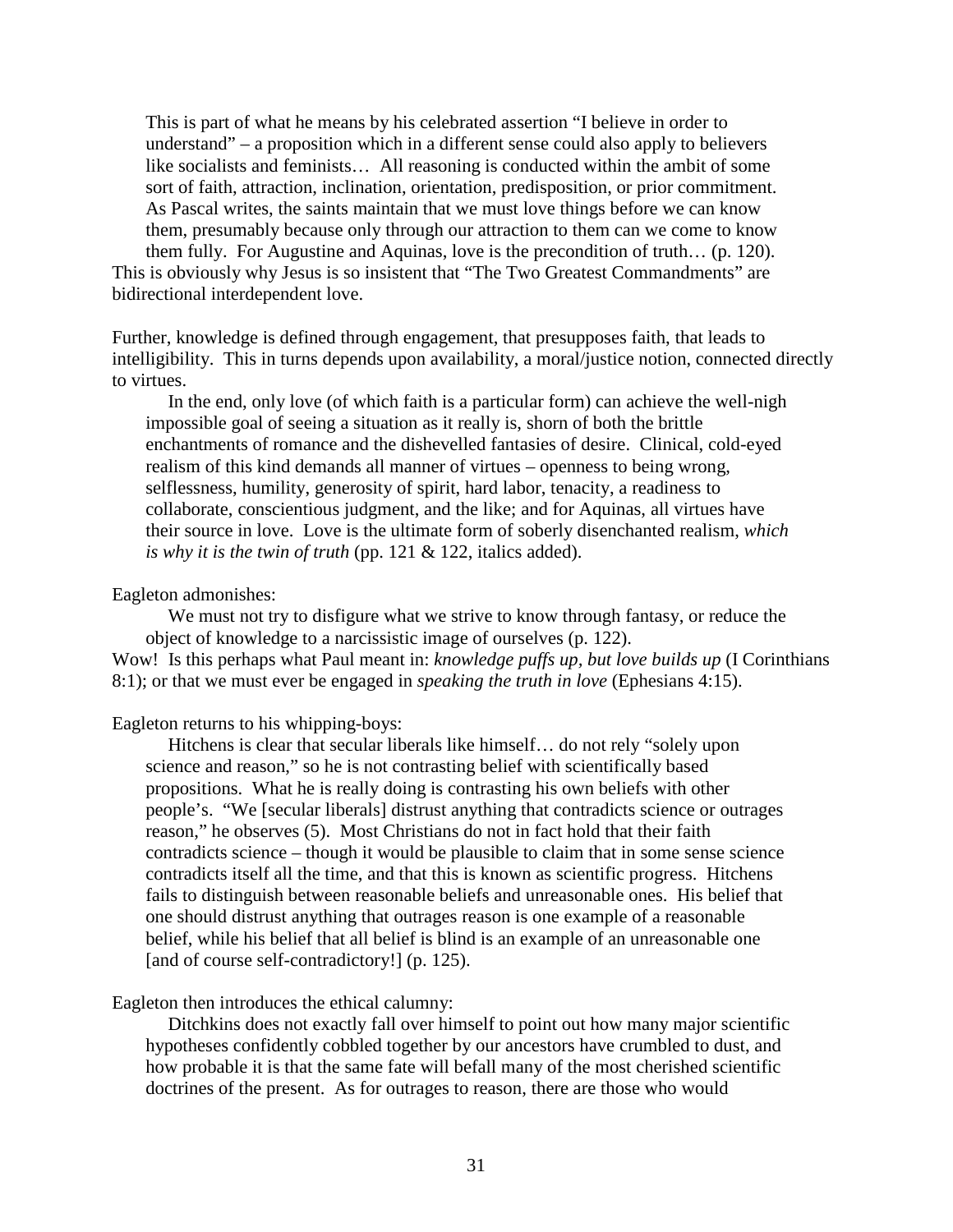> This is part of what he means by his celebrated assertion "I believe in order to understand" – a proposition which in a different sense could also apply to believers like socialists and feminists… All reasoning is conducted within the ambit of some sort of faith, attraction, inclination, orientation, predisposition, or prior commitment. As Pascal writes, the saints maintain that we must love things before we can know them, presumably because only through our attraction to them can we come to know them fully. For Augustine and Aquinas, love is the precondition of truth… (p. 120).

This is obviously why Jesus is so insistent that "The Two Greatest Commandments" are bidirectional interdependent love.

Further, knowledge is defined through engagement, that presupposes faith, that leads to intelligibility. This in turns depends upon availability, a moral/justice notion, connected directly to virtues.

> In the end, only love (of which faith is a particular form) can achieve the well-nigh impossible goal of seeing a situation as it really is, shorn of both the brittle enchantments of romance and the dishevelled fantasies of desire. Clinical, cold-eyed realism of this kind demands all manner of virtues – openness to being wrong, selflessness, humility, generosity of spirit, hard labor, tenacity, a readiness to collaborate, conscientious judgment, and the like; and for Aquinas, all virtues have their source in love. Love is the ultimate form of soberly disenchanted realism, *which is why it is the twin of truth* (pp. 121 & 122, italics added).

Eagleton admonishes:

> We must not try to disfigure what we strive to know through fantasy, or reduce the object of knowledge to a narcissistic image of ourselves (p. 122).

Wow! Is this perhaps what Paul meant in: *knowledge puffs up, but love builds up* (I Corinthians 8:1); or that we must ever be engaged in *speaking the truth in love* (Ephesians 4:15).

Eagleton returns to his whipping-boys:

> Hitchens is clear that secular liberals like himself… do not rely "solely upon science and reason," so he is not contrasting belief with scientifically based propositions. What he is really doing is contrasting his own beliefs with other people's. "We [secular liberals] distrust anything that contradicts science or outrages reason," he observes (5). Most Christians do not in fact hold that their faith contradicts science – though it would be plausible to claim that in some sense science contradicts itself all the time, and that this is known as scientific progress. Hitchens fails to distinguish between reasonable beliefs and unreasonable ones. His belief that one should distrust anything that outrages reason is one example of a reasonable belief, while his belief that all belief is blind is an example of an unreasonable one [and of course self-contradictory!] (p. 125).

Eagleton then introduces the ethical calumny:

> Ditchkins does not exactly fall over himself to point out how many major scientific hypotheses confidently cobbled together by our ancestors have crumbled to dust, and how probable it is that the same fate will befall many of the most cherished scientific doctrines of the present. As for outrages to reason, there are those who would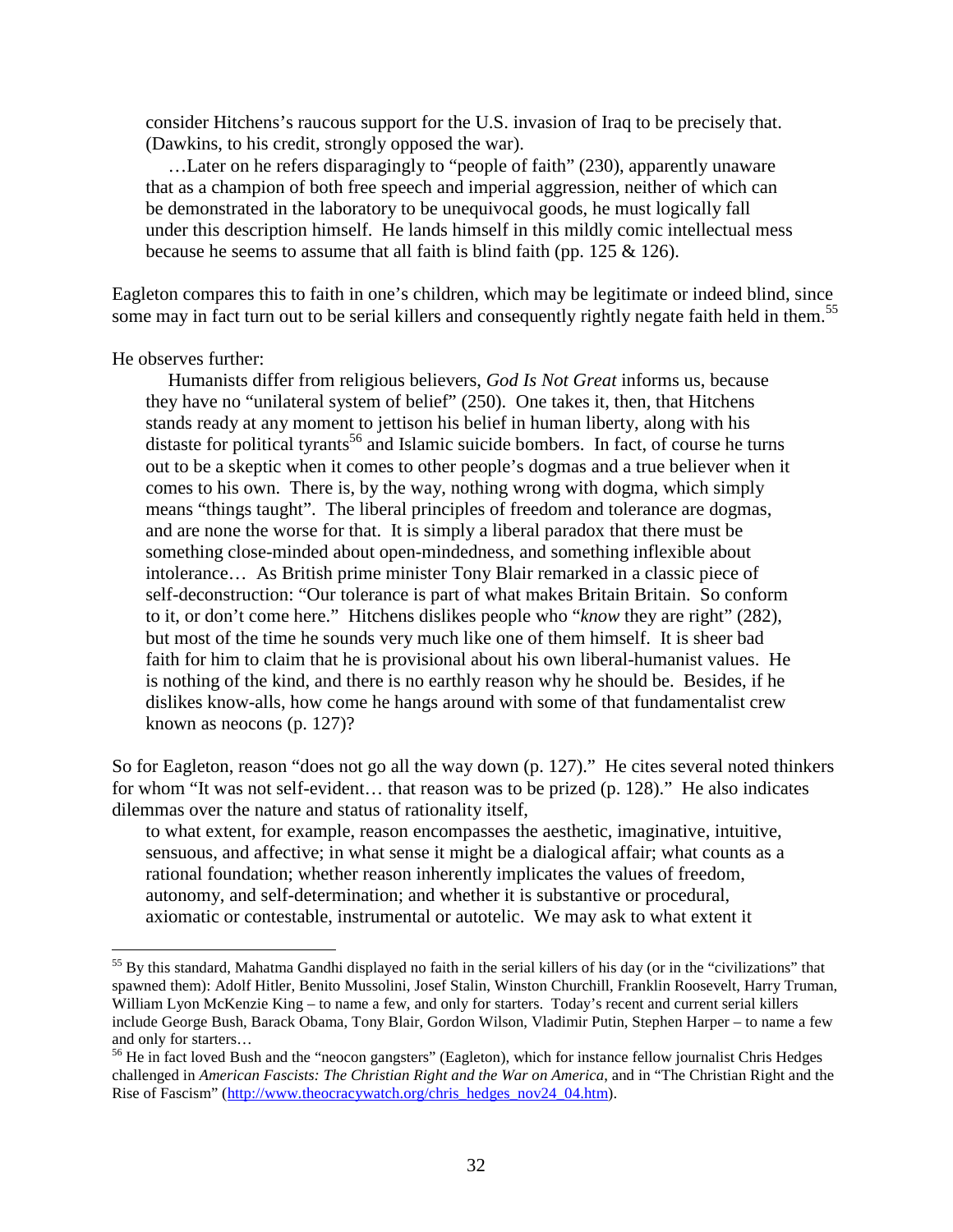> consider Hitchens's raucous support for the U.S. invasion of Iraq to be precisely that. (Dawkins, to his credit, strongly opposed the war).
>
> …Later on he refers disparagingly to "people of faith" (230), apparently unaware that as a champion of both free speech and imperial aggression, neither of which can be demonstrated in the laboratory to be unequivocal goods, he must logically fall under this description himself. He lands himself in this mildly comic intellectual mess because he seems to assume that all faith is blind faith (pp. 125 & 126).

Eagleton compares this to faith in one's children, which may be legitimate or indeed blind, since some may in fact turn out to be serial killers and consequently rightly negate faith held in them.[55]

He observes further:

> Humanists differ from religious believers, *God Is Not Great* informs us, because they have no "unilateral system of belief" (250). One takes it, then, that Hitchens stands ready at any moment to jettison his belief in human liberty, along with his distaste for political tyrants[56] and Islamic suicide bombers. In fact, of course he turns out to be a skeptic when it comes to other people's dogmas and a true believer when it comes to his own. There is, by the way, nothing wrong with dogma, which simply means "things taught". The liberal principles of freedom and tolerance are dogmas, and are none the worse for that. It is simply a liberal paradox that there must be something close-minded about open-mindedness, and something inflexible about intolerance… As British prime minister Tony Blair remarked in a classic piece of self-deconstruction: "Our tolerance is part of what makes Britain Britain. So conform to it, or don't come here." Hitchens dislikes people who "*know* they are right" (282), but most of the time he sounds very much like one of them himself. It is sheer bad faith for him to claim that he is provisional about his own liberal-humanist values. He is nothing of the kind, and there is no earthly reason why he should be. Besides, if he dislikes know-alls, how come he hangs around with some of that fundamentalist crew known as neocons (p. 127)?

So for Eagleton, reason "does not go all the way down (p. 127)." He cites several noted thinkers for whom "It was not self-evident… that reason was to be prized (p. 128)." He also indicates dilemmas over the nature and status of rationality itself,

> to what extent, for example, reason encompasses the aesthetic, imaginative, intuitive, sensuous, and affective; in what sense it might be a dialogical affair; what counts as a rational foundation; whether reason inherently implicates the values of freedom, autonomy, and self-determination; and whether it is substantive or procedural, axiomatic or contestable, instrumental or autotelic. We may ask to what extent it

---

[55] By this standard, Mahatma Gandhi displayed no faith in the serial killers of his day (or in the "civilizations" that spawned them): Adolf Hitler, Benito Mussolini, Josef Stalin, Winston Churchill, Franklin Roosevelt, Harry Truman, William Lyon McKenzie King – to name a few, and only for starters. Today's recent and current serial killers include George Bush, Barack Obama, Tony Blair, Gordon Wilson, Vladimir Putin, Stephen Harper – to name a few and only for starters…

[56] He in fact loved Bush and the "neocon gangsters" (Eagleton), which for instance fellow journalist Chris Hedges challenged in *American Fascists: The Christian Right and the War on America*, and in "The Christian Right and the Rise of Fascism" (http://www.theocracywatch.org/chris_hedges_nov24_04.htm).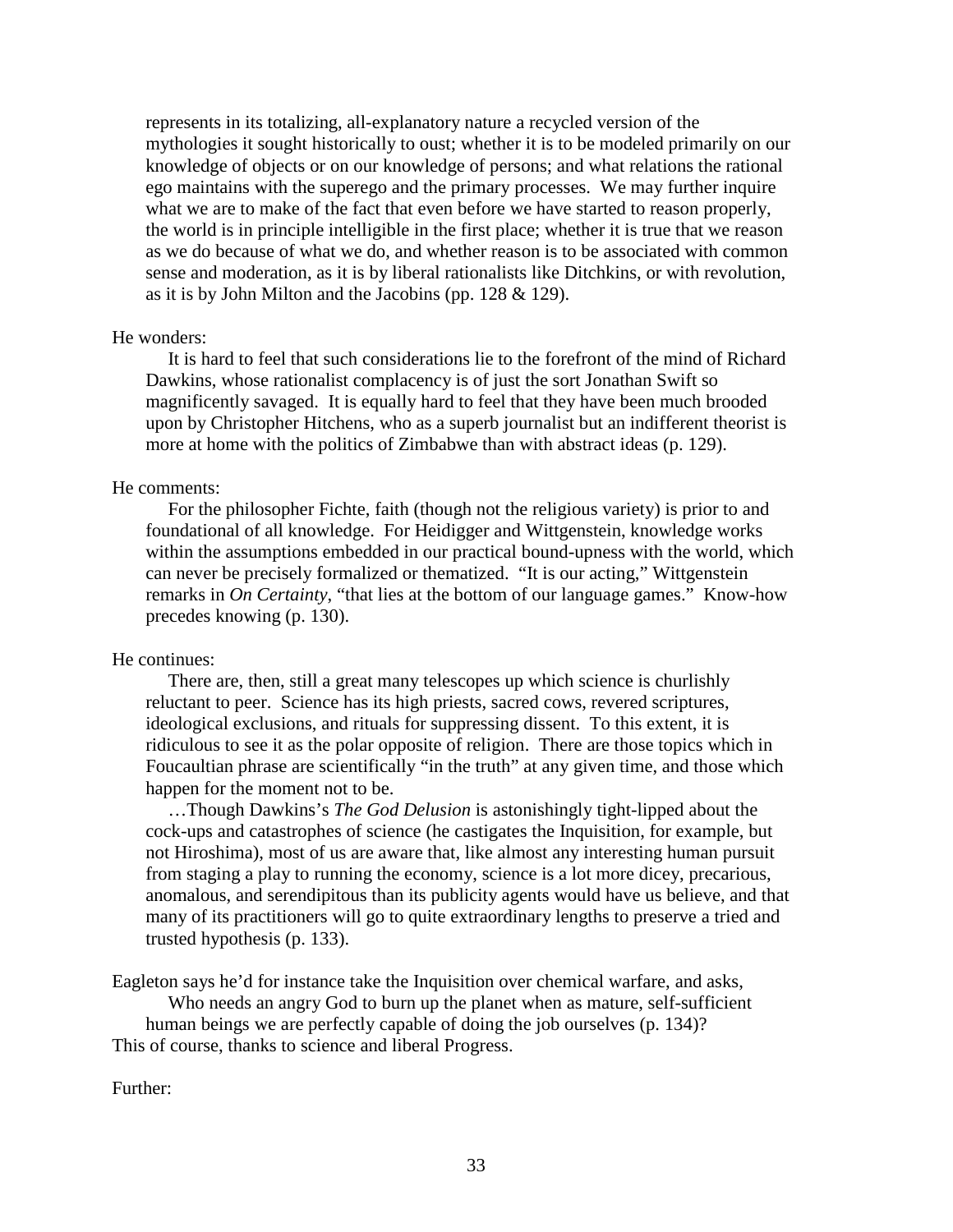> represents in its totalizing, all-explanatory nature a recycled version of the mythologies it sought historically to oust; whether it is to be modeled primarily on our knowledge of objects or on our knowledge of persons; and what relations the rational ego maintains with the superego and the primary processes. We may further inquire what we are to make of the fact that even before we have started to reason properly, the world is in principle intelligible in the first place; whether it is true that we reason as we do because of what we do, and whether reason is to be associated with common sense and moderation, as it is by liberal rationalists like Ditchkins, or with revolution, as it is by John Milton and the Jacobins (pp. 128 & 129).

He wonders:

> It is hard to feel that such considerations lie to the forefront of the mind of Richard Dawkins, whose rationalist complacency is of just the sort Jonathan Swift so magnificently savaged. It is equally hard to feel that they have been much brooded upon by Christopher Hitchens, who as a superb journalist but an indifferent theorist is more at home with the politics of Zimbabwe than with abstract ideas (p. 129).

He comments:

> For the philosopher Fichte, faith (though not the religious variety) is prior to and foundational of all knowledge. For Heidigger and Wittgenstein, knowledge works within the assumptions embedded in our practical bound-upness with the world, which can never be precisely formalized or thematized. "It is our acting," Wittgenstein remarks in *On Certainty*, "that lies at the bottom of our language games." Know-how precedes knowing (p. 130).

He continues:

> There are, then, still a great many telescopes up which science is churlishly reluctant to peer. Science has its high priests, sacred cows, revered scriptures, ideological exclusions, and rituals for suppressing dissent. To this extent, it is ridiculous to see it as the polar opposite of religion. There are those topics which in Foucaultian phrase are scientifically "in the truth" at any given time, and those which happen for the moment not to be.
>
> …Though Dawkins's *The God Delusion* is astonishingly tight-lipped about the cock-ups and catastrophes of science (he castigates the Inquisition, for example, but not Hiroshima), most of us are aware that, like almost any interesting human pursuit from staging a play to running the economy, science is a lot more dicey, precarious, anomalous, and serendipitous than its publicity agents would have us believe, and that many of its practitioners will go to quite extraordinary lengths to preserve a tried and trusted hypothesis (p. 133).

Eagleton says he'd for instance take the Inquisition over chemical warfare, and asks,

> Who needs an angry God to burn up the planet when as mature, self-sufficient human beings we are perfectly capable of doing the job ourselves (p. 134)?

This of course, thanks to science and liberal Progress.

Further: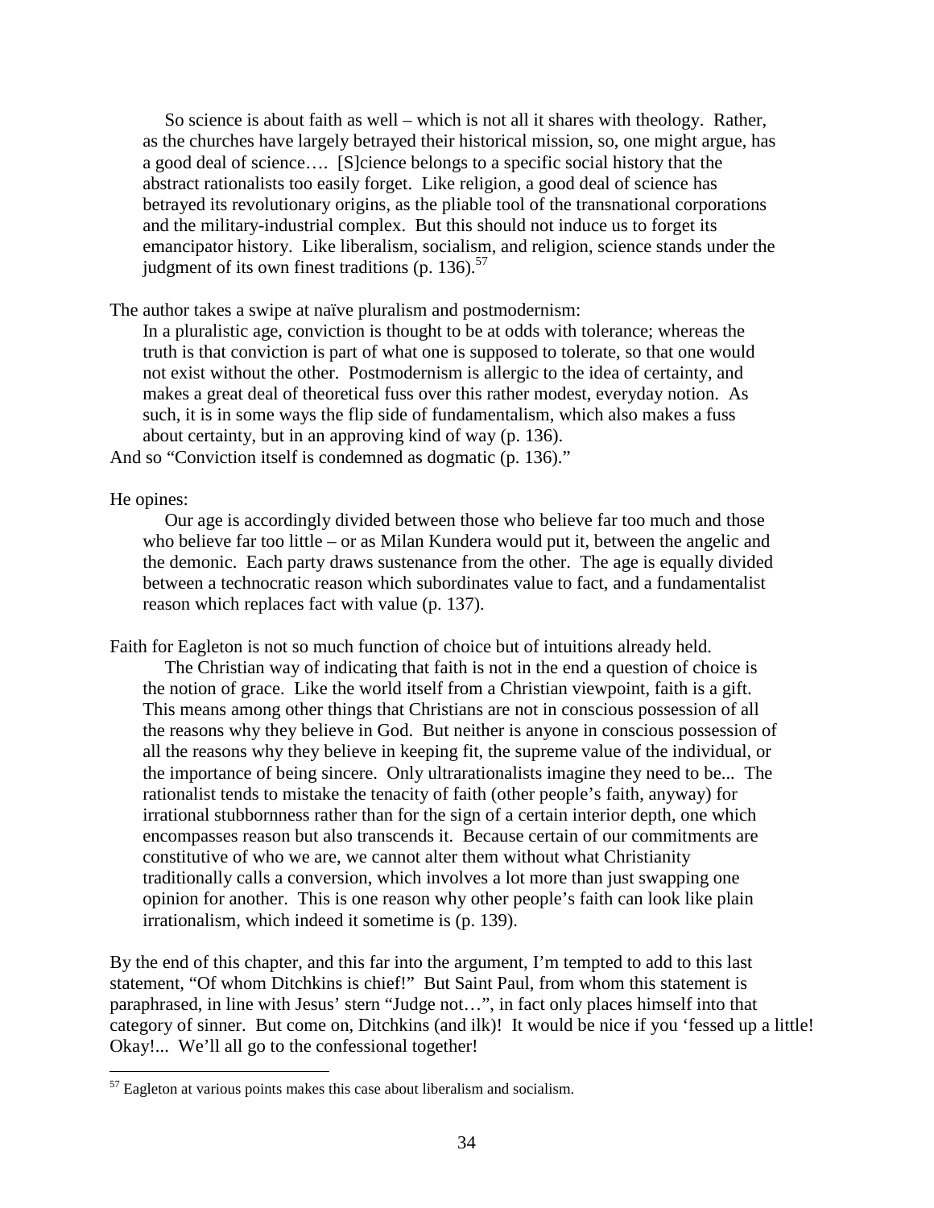> So science is about faith as well – which is not all it shares with theology. Rather, as the churches have largely betrayed their historical mission, so, one might argue, has a good deal of science…. [S]cience belongs to a specific social history that the abstract rationalists too easily forget. Like religion, a good deal of science has betrayed its revolutionary origins, as the pliable tool of the transnational corporations and the military-industrial complex. But this should not induce us to forget its emancipator history. Like liberalism, socialism, and religion, science stands under the judgment of its own finest traditions (p. 136).[57]

The author takes a swipe at naïve pluralism and postmodernism:

> In a pluralistic age, conviction is thought to be at odds with tolerance; whereas the truth is that conviction is part of what one is supposed to tolerate, so that one would not exist without the other. Postmodernism is allergic to the idea of certainty, and makes a great deal of theoretical fuss over this rather modest, everyday notion. As such, it is in some ways the flip side of fundamentalism, which also makes a fuss about certainty, but in an approving kind of way (p. 136).

And so "Conviction itself is condemned as dogmatic (p. 136)."

He opines:

> Our age is accordingly divided between those who believe far too much and those who believe far too little – or as Milan Kundera would put it, between the angelic and the demonic. Each party draws sustenance from the other. The age is equally divided between a technocratic reason which subordinates value to fact, and a fundamentalist reason which replaces fact with value (p. 137).

Faith for Eagleton is not so much function of choice but of intuitions already held.

> The Christian way of indicating that faith is not in the end a question of choice is the notion of grace. Like the world itself from a Christian viewpoint, faith is a gift. This means among other things that Christians are not in conscious possession of all the reasons why they believe in God. But neither is anyone in conscious possession of all the reasons why they believe in keeping fit, the supreme value of the individual, or the importance of being sincere. Only ultrarationalists imagine they need to be... The rationalist tends to mistake the tenacity of faith (other people's faith, anyway) for irrational stubbornness rather than for the sign of a certain interior depth, one which encompasses reason but also transcends it. Because certain of our commitments are constitutive of who we are, we cannot alter them without what Christianity traditionally calls a conversion, which involves a lot more than just swapping one opinion for another. This is one reason why other people's faith can look like plain irrationalism, which indeed it sometime is (p. 139).

By the end of this chapter, and this far into the argument, I'm tempted to add to this last statement, "Of whom Ditchkins is chief!" But Saint Paul, from whom this statement is paraphrased, in line with Jesus' stern "Judge not…", in fact only places himself into that category of sinner. But come on, Ditchkins (and ilk)! It would be nice if you 'fessed up a little! Okay!... We'll all go to the confessional together!

---

[57] Eagleton at various points makes this case about liberalism and socialism.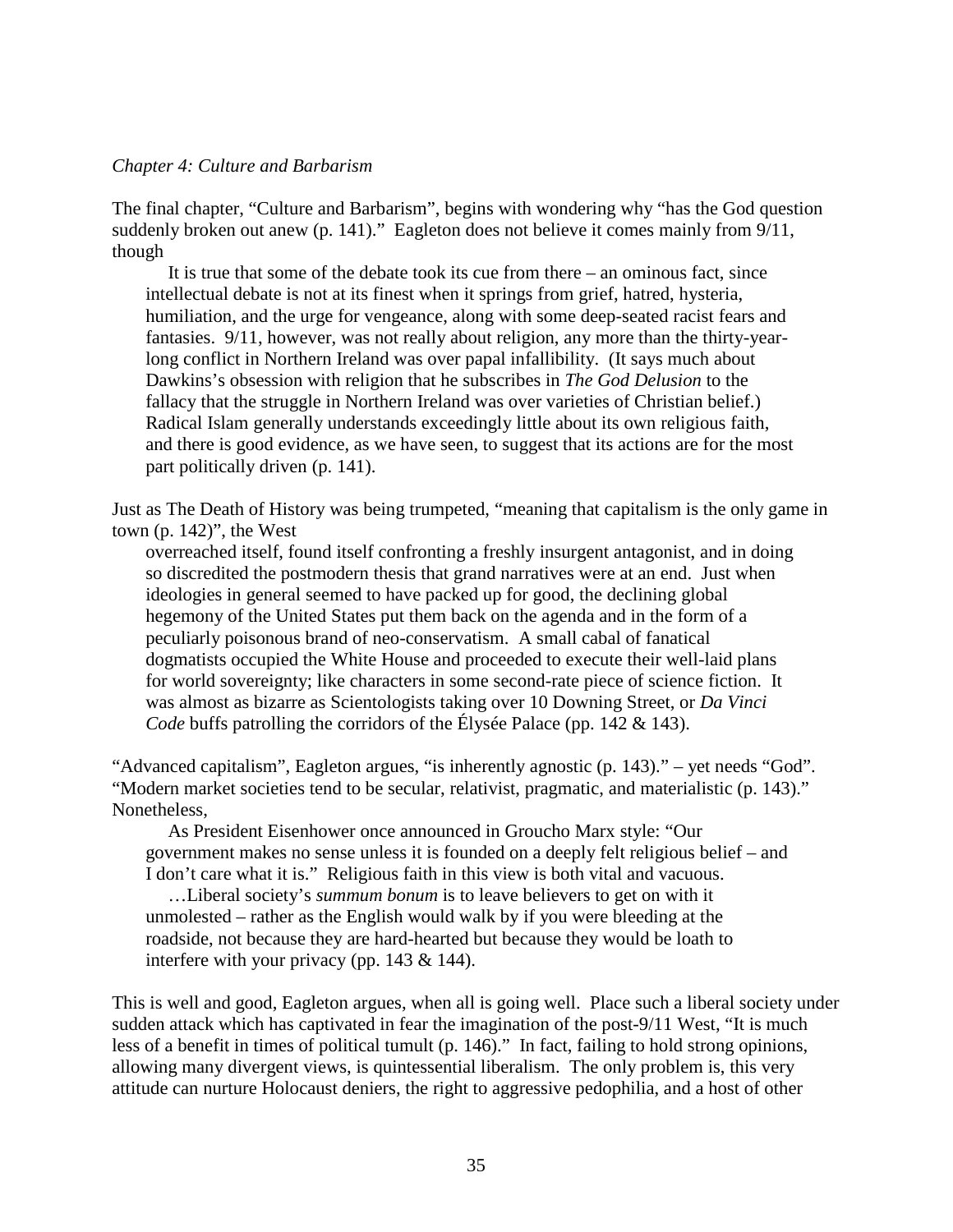*Chapter 4: Culture and Barbarism*

The final chapter, "Culture and Barbarism", begins with wondering why "has the God question suddenly broken out anew (p. 141)." Eagleton does not believe it comes mainly from 9/11, though

> It is true that some of the debate took its cue from there – an ominous fact, since intellectual debate is not at its finest when it springs from grief, hatred, hysteria, humiliation, and the urge for vengeance, along with some deep-seated racist fears and fantasies. 9/11, however, was not really about religion, any more than the thirty-year-long conflict in Northern Ireland was over papal infallibility. (It says much about Dawkins's obsession with religion that he subscribes in *The God Delusion* to the fallacy that the struggle in Northern Ireland was over varieties of Christian belief.) Radical Islam generally understands exceedingly little about its own religious faith, and there is good evidence, as we have seen, to suggest that its actions are for the most part politically driven (p. 141).

Just as The Death of History was being trumpeted, "meaning that capitalism is the only game in town (p. 142)", the West

> overreached itself, found itself confronting a freshly insurgent antagonist, and in doing so discredited the postmodern thesis that grand narratives were at an end. Just when ideologies in general seemed to have packed up for good, the declining global hegemony of the United States put them back on the agenda and in the form of a peculiarly poisonous brand of neo-conservatism. A small cabal of fanatical dogmatists occupied the White House and proceeded to execute their well-laid plans for world sovereignty; like characters in some second-rate piece of science fiction. It was almost as bizarre as Scientologists taking over 10 Downing Street, or *Da Vinci Code* buffs patrolling the corridors of the Élysée Palace (pp. 142 & 143).

"Advanced capitalism", Eagleton argues, "is inherently agnostic (p. 143)." – yet needs "God". "Modern market societies tend to be secular, relativist, pragmatic, and materialistic (p. 143)." Nonetheless,

> As President Eisenhower once announced in Groucho Marx style: "Our government makes no sense unless it is founded on a deeply felt religious belief – and I don't care what it is." Religious faith in this view is both vital and vacuous.
>
> …Liberal society's *summum bonum* is to leave believers to get on with it unmolested – rather as the English would walk by if you were bleeding at the roadside, not because they are hard-hearted but because they would be loath to interfere with your privacy (pp. 143 & 144).

This is well and good, Eagleton argues, when all is going well. Place such a liberal society under sudden attack which has captivated in fear the imagination of the post-9/11 West, "It is much less of a benefit in times of political tumult (p. 146)." In fact, failing to hold strong opinions, allowing many divergent views, is quintessential liberalism. The only problem is, this very attitude can nurture Holocaust deniers, the right to aggressive pedophilia, and a host of other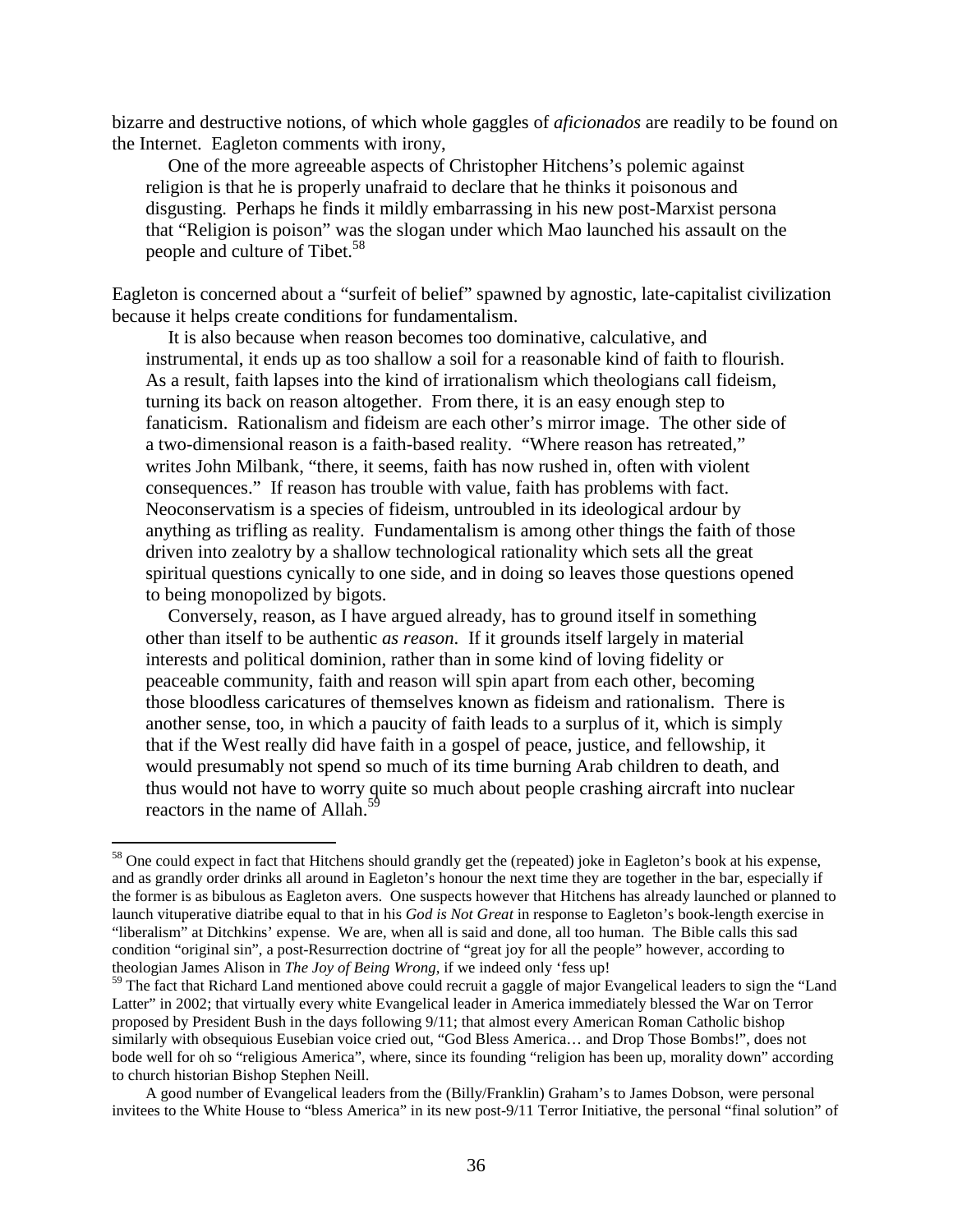bizarre and destructive notions, of which whole gaggles of *aficionados* are readily to be found on the Internet. Eagleton comments with irony,

> One of the more agreeable aspects of Christopher Hitchens's polemic against religion is that he is properly unafraid to declare that he thinks it poisonous and disgusting. Perhaps he finds it mildly embarrassing in his new post-Marxist persona that "Religion is poison" was the slogan under which Mao launched his assault on the people and culture of Tibet.[58]

Eagleton is concerned about a "surfeit of belief" spawned by agnostic, late-capitalist civilization because it helps create conditions for fundamentalism.

> It is also because when reason becomes too dominative, calculative, and instrumental, it ends up as too shallow a soil for a reasonable kind of faith to flourish. As a result, faith lapses into the kind of irrationalism which theologians call fideism, turning its back on reason altogether. From there, it is an easy enough step to fanaticism. Rationalism and fideism are each other's mirror image. The other side of a two-dimensional reason is a faith-based reality. "Where reason has retreated," writes John Milbank, "there, it seems, faith has now rushed in, often with violent consequences." If reason has trouble with value, faith has problems with fact. Neoconservatism is a species of fideism, untroubled in its ideological ardour by anything as trifling as reality. Fundamentalism is among other things the faith of those driven into zealotry by a shallow technological rationality which sets all the great spiritual questions cynically to one side, and in doing so leaves those questions opened to being monopolized by bigots.
>
> Conversely, reason, as I have argued already, has to ground itself in something other than itself to be authentic *as reason*. If it grounds itself largely in material interests and political dominion, rather than in some kind of loving fidelity or peaceable community, faith and reason will spin apart from each other, becoming those bloodless caricatures of themselves known as fideism and rationalism. There is another sense, too, in which a paucity of faith leads to a surplus of it, which is simply that if the West really did have faith in a gospel of peace, justice, and fellowship, it would presumably not spend so much of its time burning Arab children to death, and thus would not have to worry quite so much about people crashing aircraft into nuclear reactors in the name of Allah.[59]

---

[58] One could expect in fact that Hitchens should grandly get the (repeated) joke in Eagleton's book at his expense, and as grandly order drinks all around in Eagleton's honour the next time they are together in the bar, especially if the former is as bibulous as Eagleton avers. One suspects however that Hitchens has already launched or planned to launch vituperative diatribe equal to that in his *God is Not Great* in response to Eagleton's book-length exercise in "liberalism" at Ditchkins' expense. We are, when all is said and done, all too human. The Bible calls this sad condition "original sin", a post-Resurrection doctrine of "great joy for all the people" however, according to theologian James Alison in *The Joy of Being Wrong*, if we indeed only 'fess up!

[59] The fact that Richard Land mentioned above could recruit a gaggle of major Evangelical leaders to sign the "Land Latter" in 2002; that virtually every white Evangelical leader in America immediately blessed the War on Terror proposed by President Bush in the days following 9/11; that almost every American Roman Catholic bishop similarly with obsequious Eusebian voice cried out, "God Bless America… and Drop Those Bombs!", does not bode well for oh so "religious America", where, since its founding "religion has been up, morality down" according to church historian Bishop Stephen Neill.

A good number of Evangelical leaders from the (Billy/Franklin) Graham's to James Dobson, were personal invitees to the White House to "bless America" in its new post-9/11 Terror Initiative, the personal "final solution" of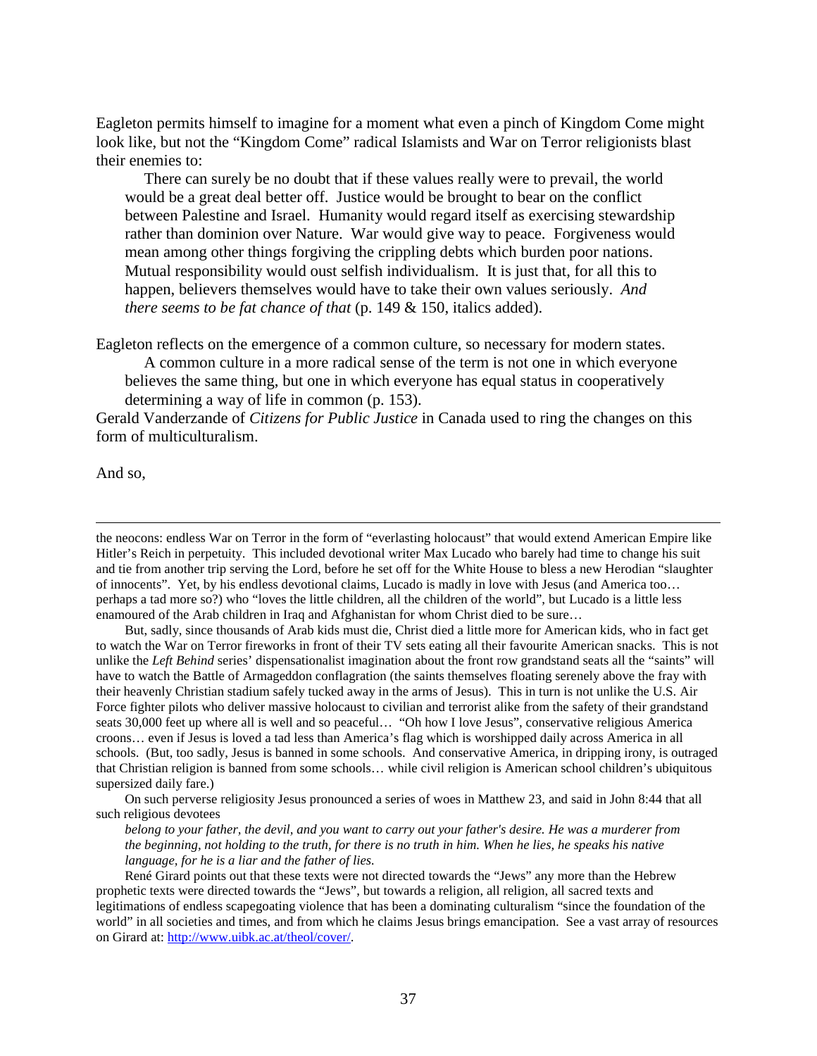Eagleton permits himself to imagine for a moment what even a pinch of Kingdom Come might look like, but not the "Kingdom Come" radical Islamists and War on Terror religionists blast their enemies to:

> There can surely be no doubt that if these values really were to prevail, the world would be a great deal better off. Justice would be brought to bear on the conflict between Palestine and Israel. Humanity would regard itself as exercising stewardship rather than dominion over Nature. War would give way to peace. Forgiveness would mean among other things forgiving the crippling debts which burden poor nations. Mutual responsibility would oust selfish individualism. It is just that, for all this to happen, believers themselves would have to take their own values seriously. *And there seems to be fat chance of that* (p. 149 & 150, italics added).

Eagleton reflects on the emergence of a common culture, so necessary for modern states.

> A common culture in a more radical sense of the term is not one in which everyone believes the same thing, but one in which everyone has equal status in cooperatively determining a way of life in common (p. 153).

Gerald Vanderzande of *Citizens for Public Justice* in Canada used to ring the changes on this form of multiculturalism.

And so,

---

the neocons: endless War on Terror in the form of "everlasting holocaust" that would extend American Empire like Hitler's Reich in perpetuity. This included devotional writer Max Lucado who barely had time to change his suit and tie from another trip serving the Lord, before he set off for the White House to bless a new Herodian "slaughter of innocents". Yet, by his endless devotional claims, Lucado is madly in love with Jesus (and America too… perhaps a tad more so?) who "loves the little children, all the children of the world", but Lucado is a little less enamoured of the Arab children in Iraq and Afghanistan for whom Christ died to be sure…

But, sadly, since thousands of Arab kids must die, Christ died a little more for American kids, who in fact get to watch the War on Terror fireworks in front of their TV sets eating all their favourite American snacks. This is not unlike the *Left Behind* series' dispensationalist imagination about the front row grandstand seats all the "saints" will have to watch the Battle of Armageddon conflagration (the saints themselves floating serenely above the fray with their heavenly Christian stadium safely tucked away in the arms of Jesus). This in turn is not unlike the U.S. Air Force fighter pilots who deliver massive holocaust to civilian and terrorist alike from the safety of their grandstand seats 30,000 feet up where all is well and so peaceful… "Oh how I love Jesus", conservative religious America croons… even if Jesus is loved a tad less than America's flag which is worshipped daily across America in all schools. (But, too sadly, Jesus is banned in some schools. And conservative America, in dripping irony, is outraged that Christian religion is banned from some schools… while civil religion is American school children's ubiquitous supersized daily fare.)

On such perverse religiosity Jesus pronounced a series of woes in Matthew 23, and said in John 8:44 that all such religious devotees

> *belong to your father, the devil, and you want to carry out your father's desire. He was a murderer from the beginning, not holding to the truth, for there is no truth in him. When he lies, he speaks his native language, for he is a liar and the father of lies.*

René Girard points out that these texts were not directed towards the "Jews" any more than the Hebrew prophetic texts were directed towards the "Jews", but towards a religion, all religion, all sacred texts and legitimations of endless scapegoating violence that has been a dominating culturalism "since the foundation of the world" in all societies and times, and from which he claims Jesus brings emancipation. See a vast array of resources on Girard at: http://www.uibk.ac.at/theol/cover/.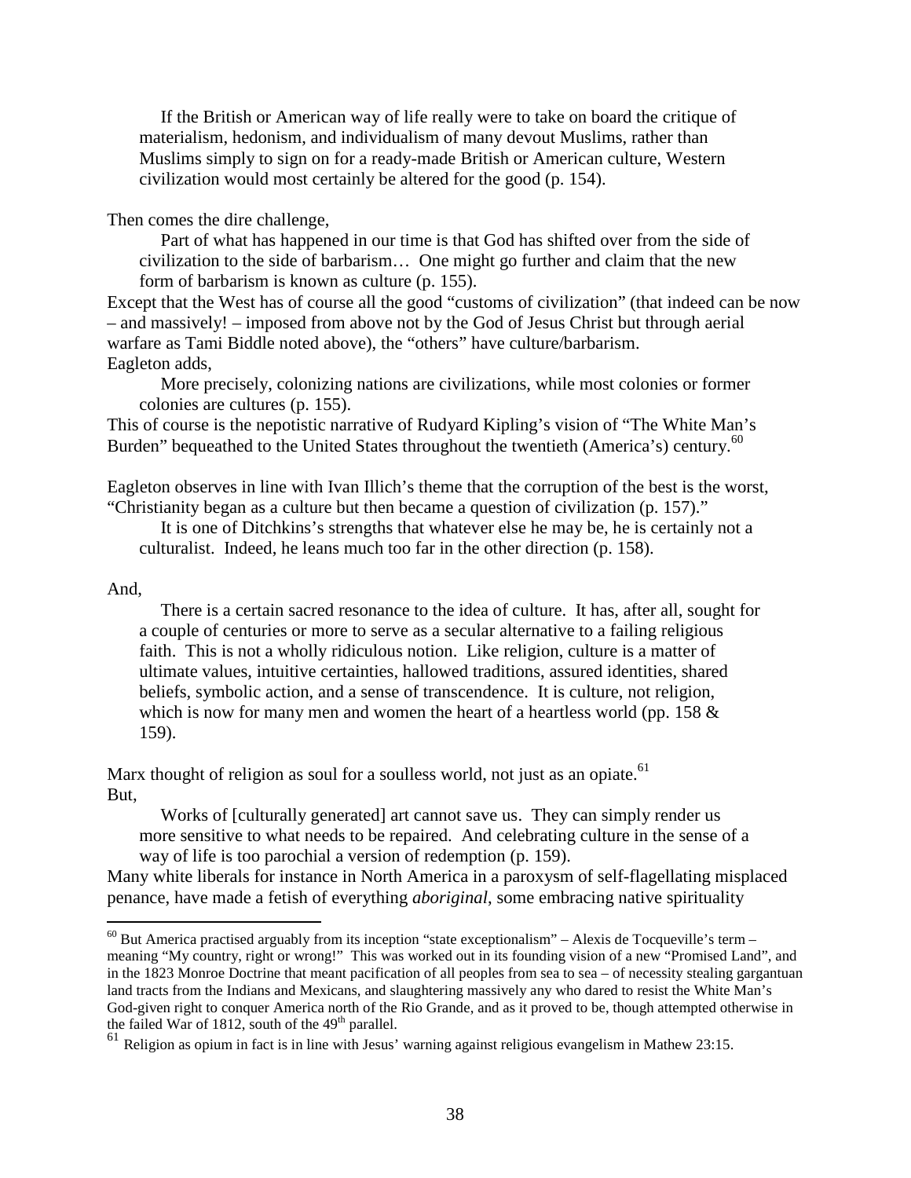> If the British or American way of life really were to take on board the critique of materialism, hedonism, and individualism of many devout Muslims, rather than Muslims simply to sign on for a ready-made British or American culture, Western civilization would most certainly be altered for the good (p. 154).

Then comes the dire challenge,

> Part of what has happened in our time is that God has shifted over from the side of civilization to the side of barbarism… One might go further and claim that the new form of barbarism is known as culture (p. 155).

Except that the West has of course all the good "customs of civilization" (that indeed can be now – and massively! – imposed from above not by the God of Jesus Christ but through aerial warfare as Tami Biddle noted above), the "others" have culture/barbarism.
Eagleton adds,

> More precisely, colonizing nations are civilizations, while most colonies or former colonies are cultures (p. 155).

This of course is the nepotistic narrative of Rudyard Kipling's vision of "The White Man's Burden" bequeathed to the United States throughout the twentieth (America's) century.[60]

Eagleton observes in line with Ivan Illich's theme that the corruption of the best is the worst, "Christianity began as a culture but then became a question of civilization (p. 157)."

> It is one of Ditchkins's strengths that whatever else he may be, he is certainly not a culturalist. Indeed, he leans much too far in the other direction (p. 158).

And,

> There is a certain sacred resonance to the idea of culture. It has, after all, sought for a couple of centuries or more to serve as a secular alternative to a failing religious faith. This is not a wholly ridiculous notion. Like religion, culture is a matter of ultimate values, intuitive certainties, hallowed traditions, assured identities, shared beliefs, symbolic action, and a sense of transcendence. It is culture, not religion, which is now for many men and women the heart of a heartless world (pp. 158 & 159).

Marx thought of religion as soul for a soulless world, not just as an opiate.[61]
But,

> Works of [culturally generated] art cannot save us. They can simply render us more sensitive to what needs to be repaired. And celebrating culture in the sense of a way of life is too parochial a version of redemption (p. 159).

Many white liberals for instance in North America in a paroxysm of self-flagellating misplaced penance, have made a fetish of everything *aboriginal*, some embracing native spirituality

---

[60] But America practised arguably from its inception "state exceptionalism" – Alexis de Tocqueville's term – meaning "My country, right or wrong!" This was worked out in its founding vision of a new "Promised Land", and in the 1823 Monroe Doctrine that meant pacification of all peoples from sea to sea – of necessity stealing gargantuan land tracts from the Indians and Mexicans, and slaughtering massively any who dared to resist the White Man's God-given right to conquer America north of the Rio Grande, and as it proved to be, though attempted otherwise in the failed War of 1812, south of the 49th parallel.

[61] Religion as opium in fact is in line with Jesus' warning against religious evangelism in Mathew 23:15.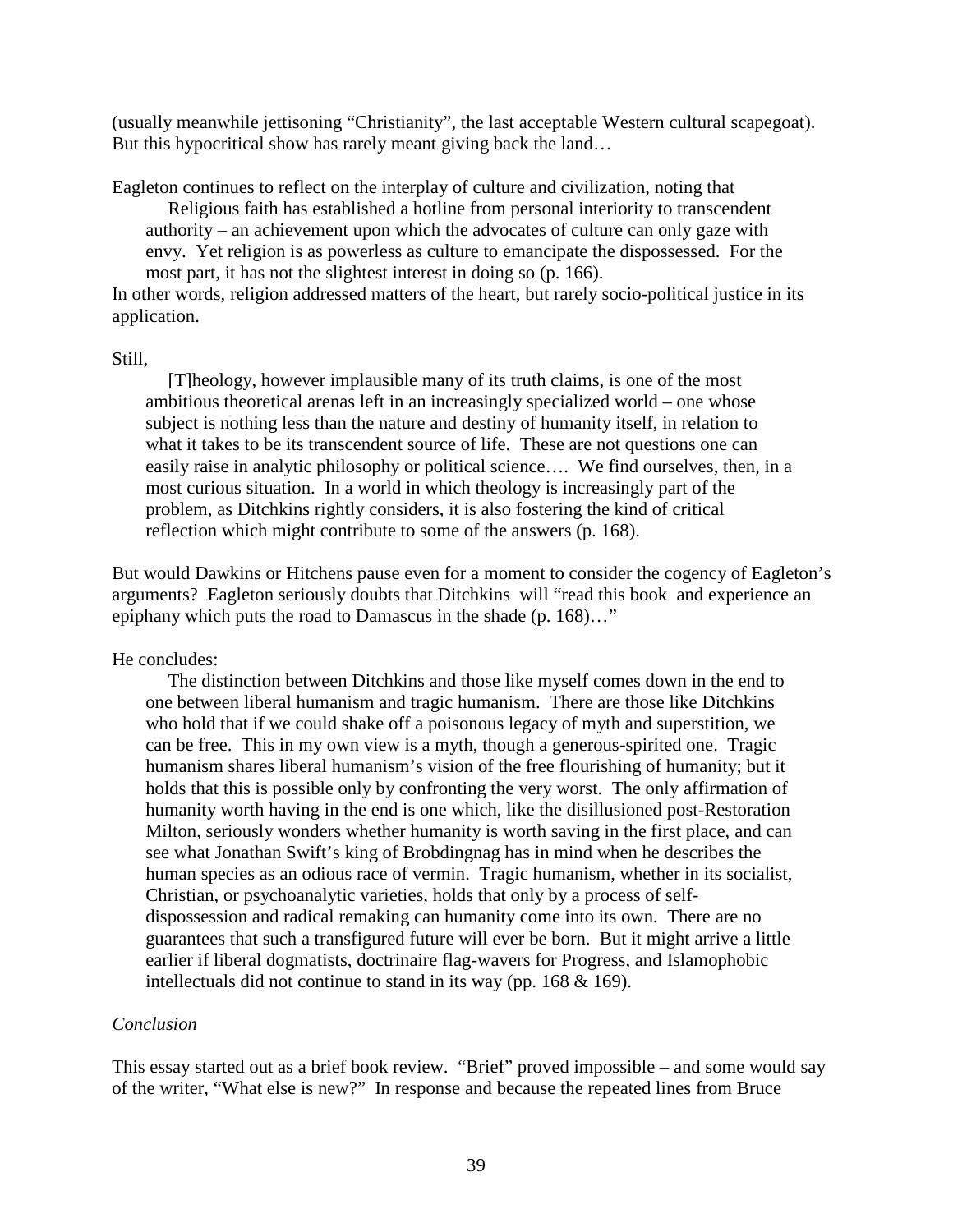(usually meanwhile jettisoning "Christianity", the last acceptable Western cultural scapegoat). But this hypocritical show has rarely meant giving back the land…

Eagleton continues to reflect on the interplay of culture and civilization, noting that

> Religious faith has established a hotline from personal interiority to transcendent authority – an achievement upon which the advocates of culture can only gaze with envy. Yet religion is as powerless as culture to emancipate the dispossessed. For the most part, it has not the slightest interest in doing so (p. 166).

In other words, religion addressed matters of the heart, but rarely socio-political justice in its application.

Still,

> [T]heology, however implausible many of its truth claims, is one of the most ambitious theoretical arenas left in an increasingly specialized world – one whose subject is nothing less than the nature and destiny of humanity itself, in relation to what it takes to be its transcendent source of life. These are not questions one can easily raise in analytic philosophy or political science…. We find ourselves, then, in a most curious situation. In a world in which theology is increasingly part of the problem, as Ditchkins rightly considers, it is also fostering the kind of critical reflection which might contribute to some of the answers (p. 168).

But would Dawkins or Hitchens pause even for a moment to consider the cogency of Eagleton's arguments? Eagleton seriously doubts that Ditchkins will "read this book and experience an epiphany which puts the road to Damascus in the shade (p. 168)…"

He concludes:

> The distinction between Ditchkins and those like myself comes down in the end to one between liberal humanism and tragic humanism. There are those like Ditchkins who hold that if we could shake off a poisonous legacy of myth and superstition, we can be free. This in my own view is a myth, though a generous-spirited one. Tragic humanism shares liberal humanism's vision of the free flourishing of humanity; but it holds that this is possible only by confronting the very worst. The only affirmation of humanity worth having in the end is one which, like the disillusioned post-Restoration Milton, seriously wonders whether humanity is worth saving in the first place, and can see what Jonathan Swift's king of Brobdingnag has in mind when he describes the human species as an odious race of vermin. Tragic humanism, whether in its socialist, Christian, or psychoanalytic varieties, holds that only by a process of self-dispossession and radical remaking can humanity come into its own. There are no guarantees that such a transfigured future will ever be born. But it might arrive a little earlier if liberal dogmatists, doctrinaire flag-wavers for Progress, and Islamophobic intellectuals did not continue to stand in its way (pp. 168 & 169).

*Conclusion*

This essay started out as a brief book review. "Brief" proved impossible – and some would say of the writer, "What else is new?" In response and because the repeated lines from Bruce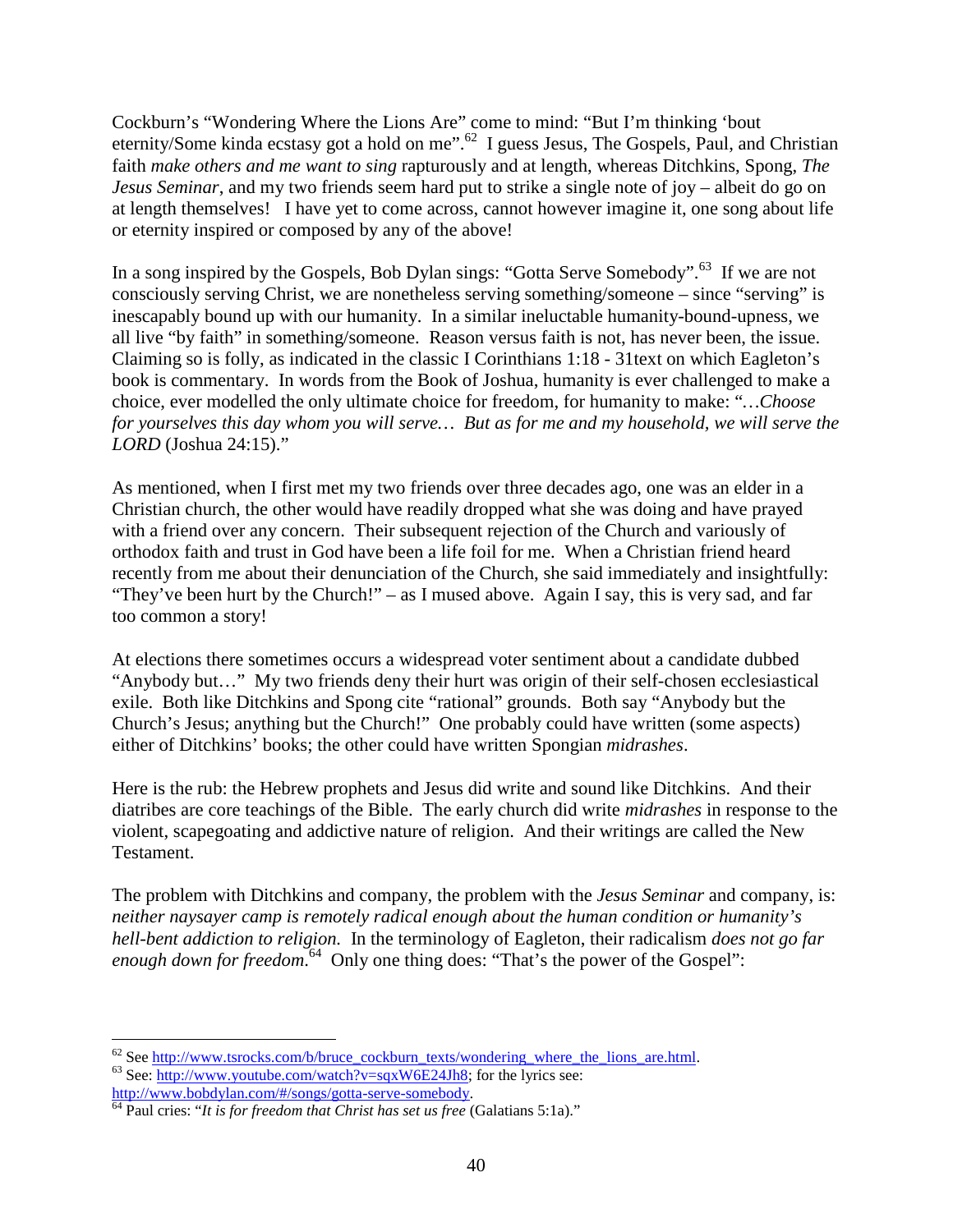Cockburn's "Wondering Where the Lions Are" come to mind: "But I'm thinking 'bout eternity/Some kinda ecstasy got a hold on me".[62] I guess Jesus, The Gospels, Paul, and Christian faith *make others and me want to sing* rapturously and at length, whereas Ditchkins, Spong, *The Jesus Seminar*, and my two friends seem hard put to strike a single note of joy – albeit do go on at length themselves! I have yet to come across, cannot however imagine it, one song about life or eternity inspired or composed by any of the above!

In a song inspired by the Gospels, Bob Dylan sings: "Gotta Serve Somebody".[63] If we are not consciously serving Christ, we are nonetheless serving something/someone – since "serving" is inescapably bound up with our humanity. In a similar ineluctable humanity-bound-upness, we all live "by faith" in something/someone. Reason versus faith is not, has never been, the issue. Claiming so is folly, as indicated in the classic I Corinthians 1:18 - 31text on which Eagleton's book is commentary. In words from the Book of Joshua, humanity is ever challenged to make a choice, ever modelled the only ultimate choice for freedom, for humanity to make: "*…Choose for yourselves this day whom you will serve… But as for me and my household, we will serve the LORD* (Joshua 24:15)."

As mentioned, when I first met my two friends over three decades ago, one was an elder in a Christian church, the other would have readily dropped what she was doing and have prayed with a friend over any concern. Their subsequent rejection of the Church and variously of orthodox faith and trust in God have been a life foil for me. When a Christian friend heard recently from me about their denunciation of the Church, she said immediately and insightfully: "They've been hurt by the Church!" – as I mused above. Again I say, this is very sad, and far too common a story!

At elections there sometimes occurs a widespread voter sentiment about a candidate dubbed "Anybody but…" My two friends deny their hurt was origin of their self-chosen ecclesiastical exile. Both like Ditchkins and Spong cite "rational" grounds. Both say "Anybody but the Church's Jesus; anything but the Church!" One probably could have written (some aspects) either of Ditchkins' books; the other could have written Spongian *midrashes*.

Here is the rub: the Hebrew prophets and Jesus did write and sound like Ditchkins. And their diatribes are core teachings of the Bible. The early church did write *midrashes* in response to the violent, scapegoating and addictive nature of religion. And their writings are called the New Testament.

The problem with Ditchkins and company, the problem with the *Jesus Seminar* and company, is: *neither naysayer camp is remotely radical enough about the human condition or humanity's hell-bent addiction to religion.* In the terminology of Eagleton, their radicalism *does not go far enough down for freedom*.[64] Only one thing does: "That's the power of the Gospel":

---

[62] See http://www.tsrocks.com/b/bruce_cockburn_texts/wondering_where_the_lions_are.html.

[63] See: http://www.youtube.com/watch?v=sqxW6E24Jh8; for the lyrics see: http://www.bobdylan.com/#/songs/gotta-serve-somebody.

[64] Paul cries: "*It is for freedom that Christ has set us free* (Galatians 5:1a)."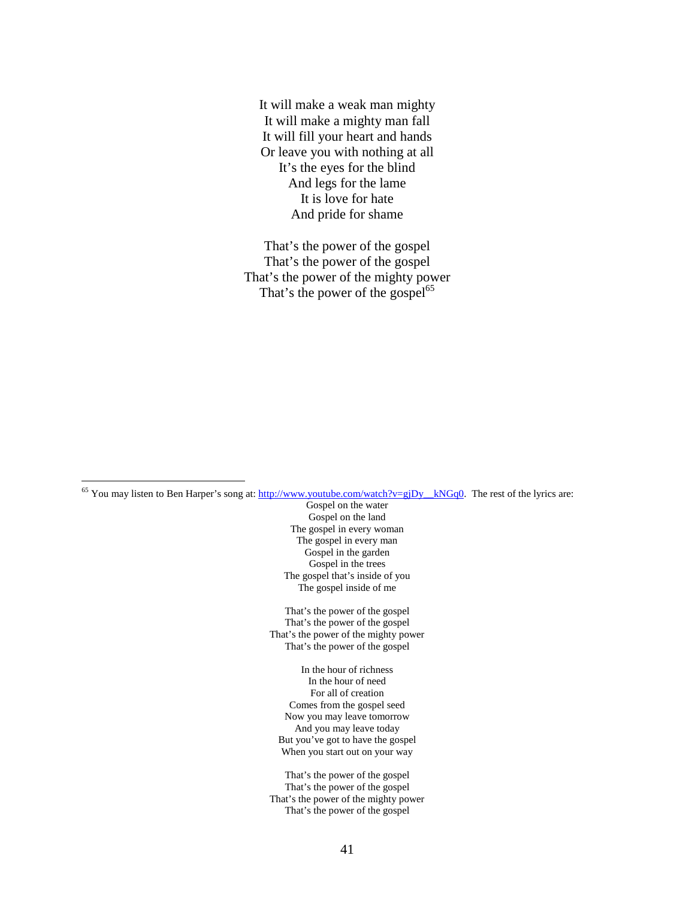It will make a weak man mighty
It will make a mighty man fall
It will fill your heart and hands
Or leave you with nothing at all
It's the eyes for the blind
And legs for the lame
It is love for hate
And pride for shame

That's the power of the gospel
That's the power of the gospel
That's the power of the mighty power
That's the power of the gospel[65]

---

[65] You may listen to Ben Harper's song at: http://www.youtube.com/watch?v=gjDy__kNGq0. The rest of the lyrics are:

Gospel on the water
Gospel on the land
The gospel in every woman
The gospel in every man
Gospel in the garden
Gospel in the trees
The gospel that's inside of you
The gospel inside of me

That's the power of the gospel
That's the power of the gospel
That's the power of the mighty power
That's the power of the gospel

In the hour of richness
In the hour of need
For all of creation
Comes from the gospel seed
Now you may leave tomorrow
And you may leave today
But you've got to have the gospel
When you start out on your way

That's the power of the gospel
That's the power of the gospel
That's the power of the mighty power
That's the power of the gospel